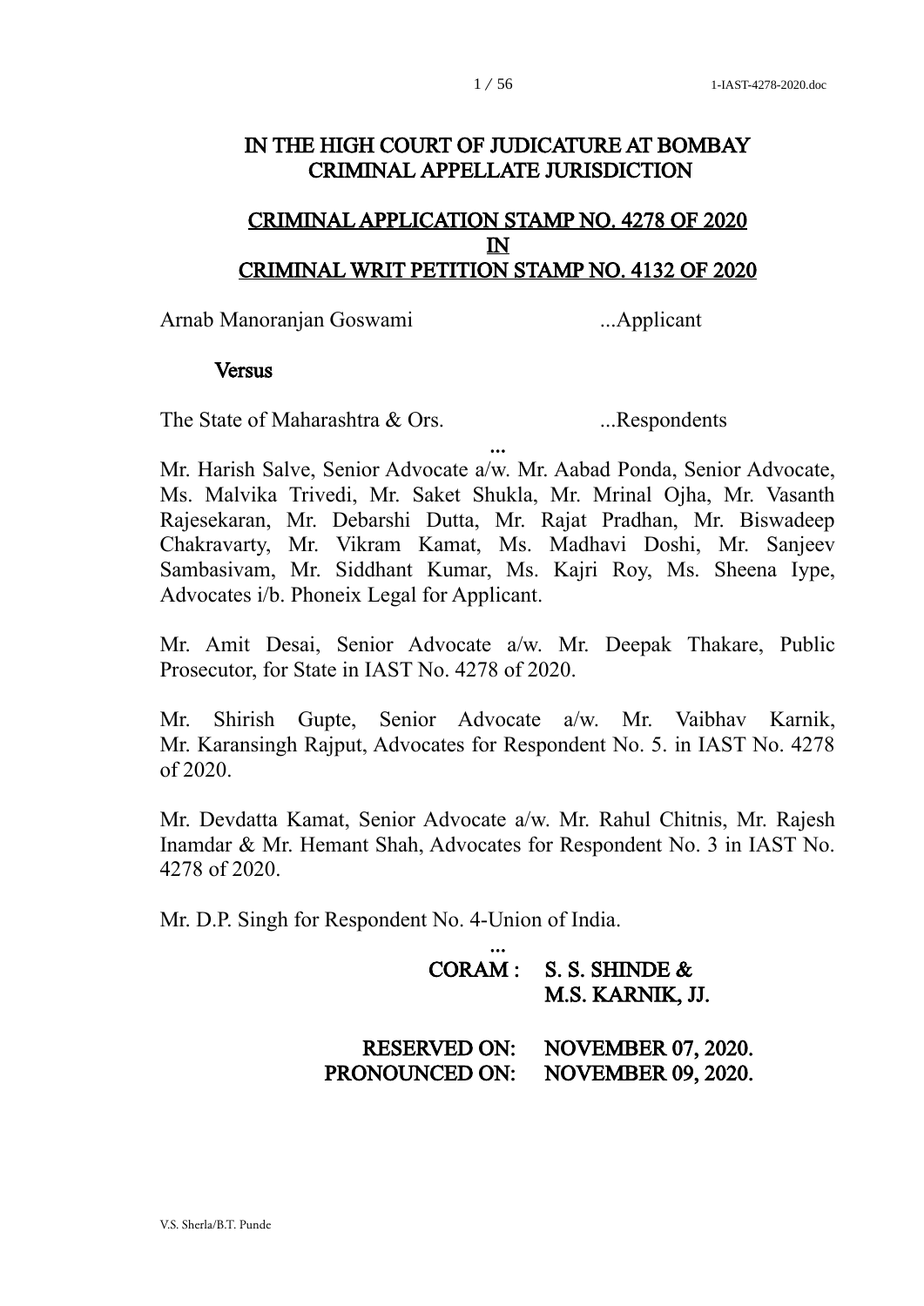# IN THE HIGH COURT OF JUDICATURE AT BOMBAY
# CRIMINAL APPELLATE JURISDICTION

## CRIMINAL APPLICATION STAMP NO. 4278 OF 2020
## IN
## CRIMINAL WRIT PETITION STAMP NO. 4132 OF 2020

Arnab Manoranjan Goswami ...Applicant

**Versus**

The State of Maharashtra & Ors. ...Respondents

...

Mr. Harish Salve, Senior Advocate a/w. Mr. Aabad Ponda, Senior Advocate, Ms. Malvika Trivedi, Mr. Saket Shukla, Mr. Mrinal Ojha, Mr. Vasanth Rajesekaran, Mr. Debarshi Dutta, Mr. Rajat Pradhan, Mr. Biswadeep Chakravarty, Mr. Vikram Kamat, Ms. Madhavi Doshi, Mr. Sanjeev Sambasivam, Mr. Siddhant Kumar, Ms. Kajri Roy, Ms. Sheena Iype, Advocates i/b. Phoneix Legal for Applicant.

Mr. Amit Desai, Senior Advocate a/w. Mr. Deepak Thakare, Public Prosecutor, for State in IAST No. 4278 of 2020.

Mr. Shirish Gupte, Senior Advocate a/w. Mr. Vaibhav Karnik, Mr. Karansingh Rajput, Advocates for Respondent No. 5. in IAST No. 4278 of 2020.

Mr. Devdatta Kamat, Senior Advocate a/w. Mr. Rahul Chitnis, Mr. Rajesh Inamdar & Mr. Hemant Shah, Advocates for Respondent No. 3 in IAST No. 4278 of 2020.

Mr. D.P. Singh for Respondent No. 4-Union of India.

...

**CORAM : S. S. SHINDE & M.S. KARNIK, JJ.**

**RESERVED ON: NOVEMBER 07, 2020.**
**PRONOUNCED ON: NOVEMBER 09, 2020.**

V.S. Sherla/B.T. Punde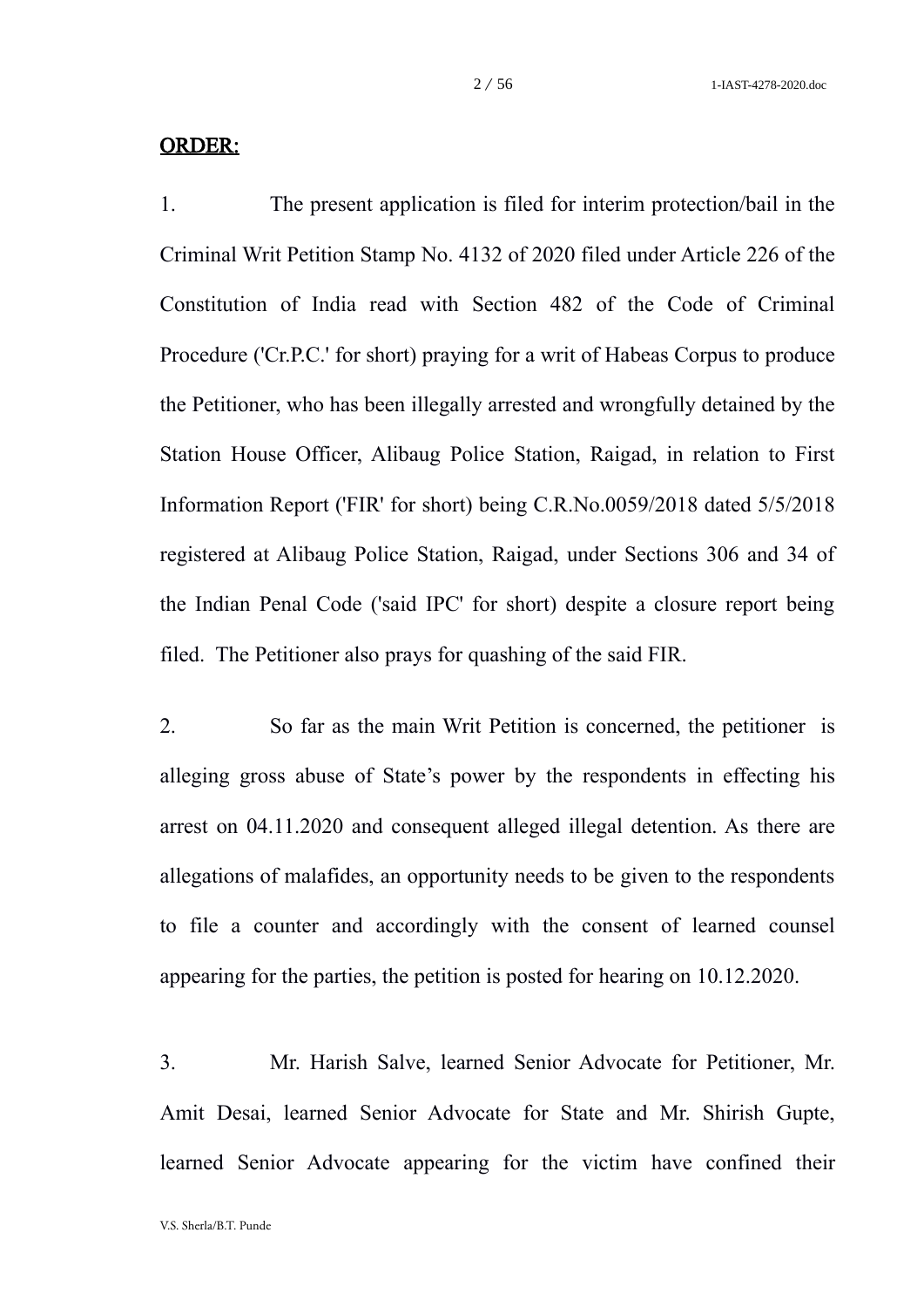**ORDER:**

1. The present application is filed for interim protection/bail in the Criminal Writ Petition Stamp No. 4132 of 2020 filed under Article 226 of the Constitution of India read with Section 482 of the Code of Criminal Procedure ('Cr.P.C.' for short) praying for a writ of Habeas Corpus to produce the Petitioner, who has been illegally arrested and wrongfully detained by the Station House Officer, Alibaug Police Station, Raigad, in relation to First Information Report ('FIR' for short) being C.R.No.0059/2018 dated 5/5/2018 registered at Alibaug Police Station, Raigad, under Sections 306 and 34 of the Indian Penal Code ('said IPC' for short) despite a closure report being filed. The Petitioner also prays for quashing of the said FIR.

2. So far as the main Writ Petition is concerned, the petitioner is alleging gross abuse of State's power by the respondents in effecting his arrest on 04.11.2020 and consequent alleged illegal detention. As there are allegations of malafides, an opportunity needs to be given to the respondents to file a counter and accordingly with the consent of learned counsel appearing for the parties, the petition is posted for hearing on 10.12.2020.

3. Mr. Harish Salve, learned Senior Advocate for Petitioner, Mr. Amit Desai, learned Senior Advocate for State and Mr. Shirish Gupte, learned Senior Advocate appearing for the victim have confined their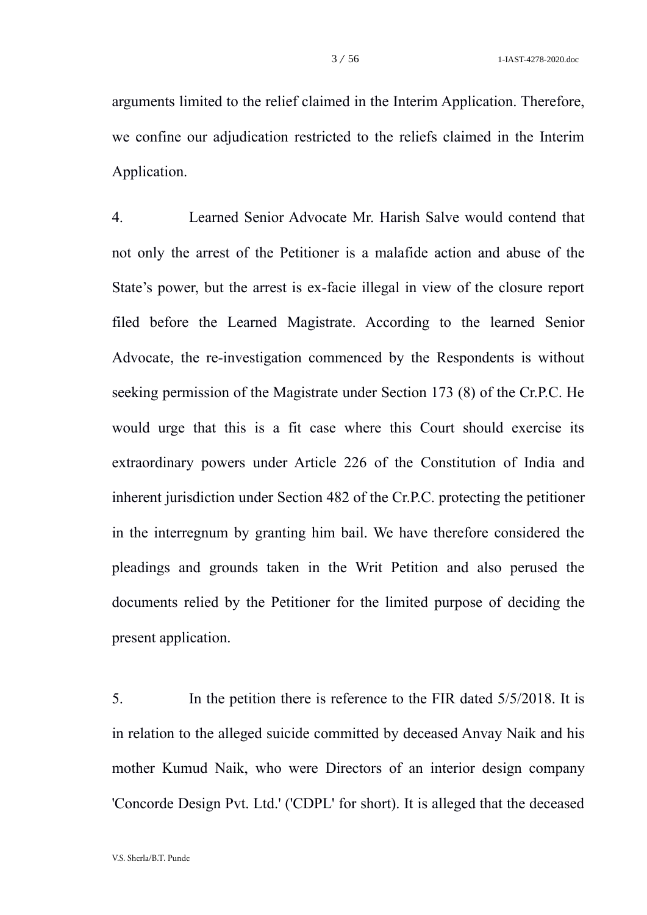arguments limited to the relief claimed in the Interim Application. Therefore, we confine our adjudication restricted to the reliefs claimed in the Interim Application.

4. Learned Senior Advocate Mr. Harish Salve would contend that not only the arrest of the Petitioner is a malafide action and abuse of the State's power, but the arrest is ex-facie illegal in view of the closure report filed before the Learned Magistrate. According to the learned Senior Advocate, the re-investigation commenced by the Respondents is without seeking permission of the Magistrate under Section 173 (8) of the Cr.P.C. He would urge that this is a fit case where this Court should exercise its extraordinary powers under Article 226 of the Constitution of India and inherent jurisdiction under Section 482 of the Cr.P.C. protecting the petitioner in the interregnum by granting him bail. We have therefore considered the pleadings and grounds taken in the Writ Petition and also perused the documents relied by the Petitioner for the limited purpose of deciding the present application.

5. In the petition there is reference to the FIR dated 5/5/2018. It is in relation to the alleged suicide committed by deceased Anvay Naik and his mother Kumud Naik, who were Directors of an interior design company 'Concorde Design Pvt. Ltd.' ('CDPL' for short). It is alleged that the deceased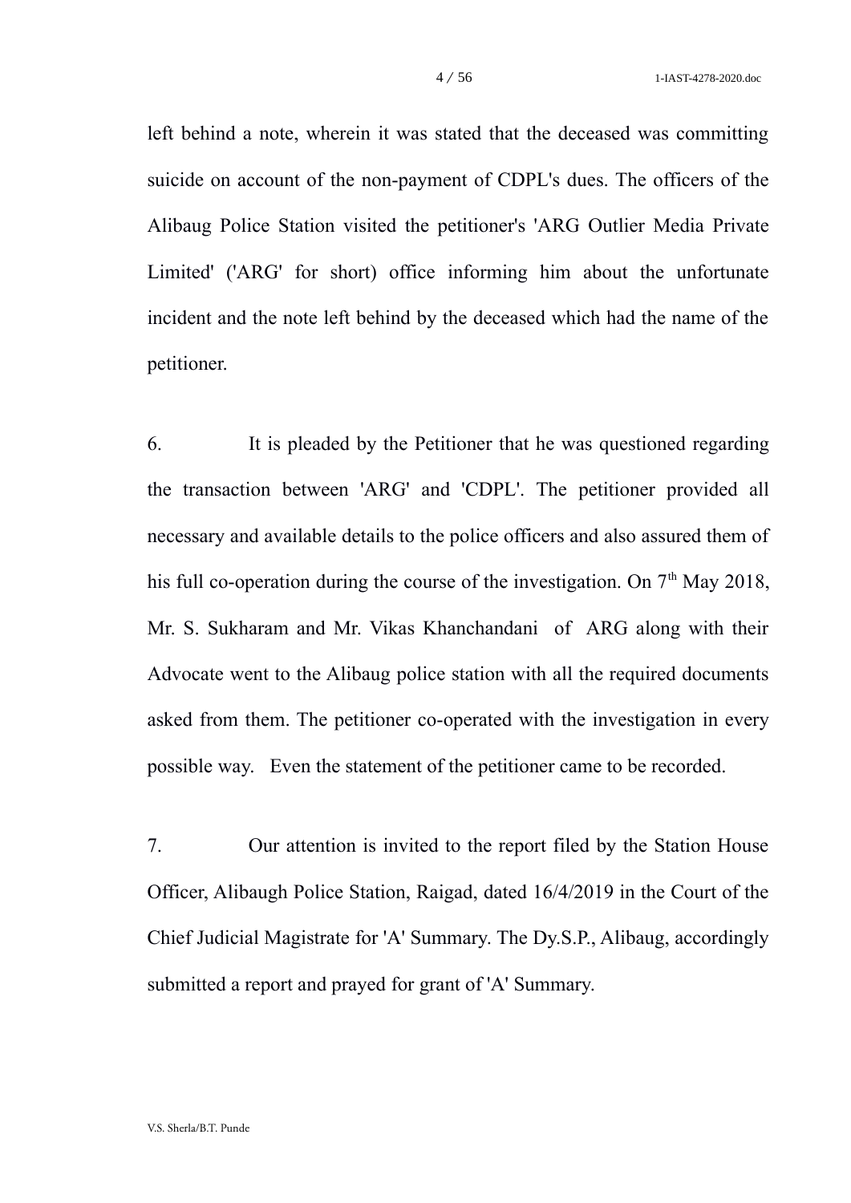left behind a note, wherein it was stated that the deceased was committing suicide on account of the non-payment of CDPL's dues. The officers of the Alibaug Police Station visited the petitioner's 'ARG Outlier Media Private Limited' ('ARG' for short) office informing him about the unfortunate incident and the note left behind by the deceased which had the name of the petitioner.

6. It is pleaded by the Petitioner that he was questioned regarding the transaction between 'ARG' and 'CDPL'. The petitioner provided all necessary and available details to the police officers and also assured them of his full co-operation during the course of the investigation. On 7th May 2018, Mr. S. Sukharam and Mr. Vikas Khanchandani of ARG along with their Advocate went to the Alibaug police station with all the required documents asked from them. The petitioner co-operated with the investigation in every possible way. Even the statement of the petitioner came to be recorded.

7. Our attention is invited to the report filed by the Station House Officer, Alibaugh Police Station, Raigad, dated 16/4/2019 in the Court of the Chief Judicial Magistrate for 'A' Summary. The Dy.S.P., Alibaug, accordingly submitted a report and prayed for grant of 'A' Summary.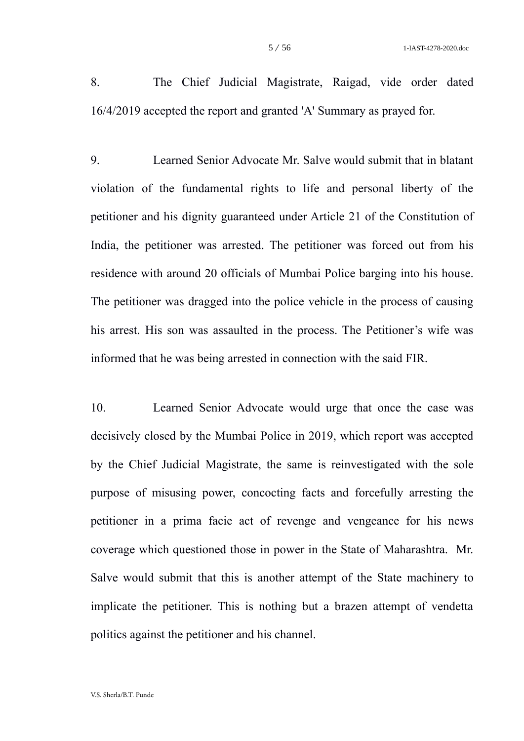8. The Chief Judicial Magistrate, Raigad, vide order dated 16/4/2019 accepted the report and granted 'A' Summary as prayed for.

9. Learned Senior Advocate Mr. Salve would submit that in blatant violation of the fundamental rights to life and personal liberty of the petitioner and his dignity guaranteed under Article 21 of the Constitution of India, the petitioner was arrested. The petitioner was forced out from his residence with around 20 officials of Mumbai Police barging into his house. The petitioner was dragged into the police vehicle in the process of causing his arrest. His son was assaulted in the process. The Petitioner's wife was informed that he was being arrested in connection with the said FIR.

10. Learned Senior Advocate would urge that once the case was decisively closed by the Mumbai Police in 2019, which report was accepted by the Chief Judicial Magistrate, the same is reinvestigated with the sole purpose of misusing power, concocting facts and forcefully arresting the petitioner in a prima facie act of revenge and vengeance for his news coverage which questioned those in power in the State of Maharashtra. Mr. Salve would submit that this is another attempt of the State machinery to implicate the petitioner. This is nothing but a brazen attempt of vendetta politics against the petitioner and his channel.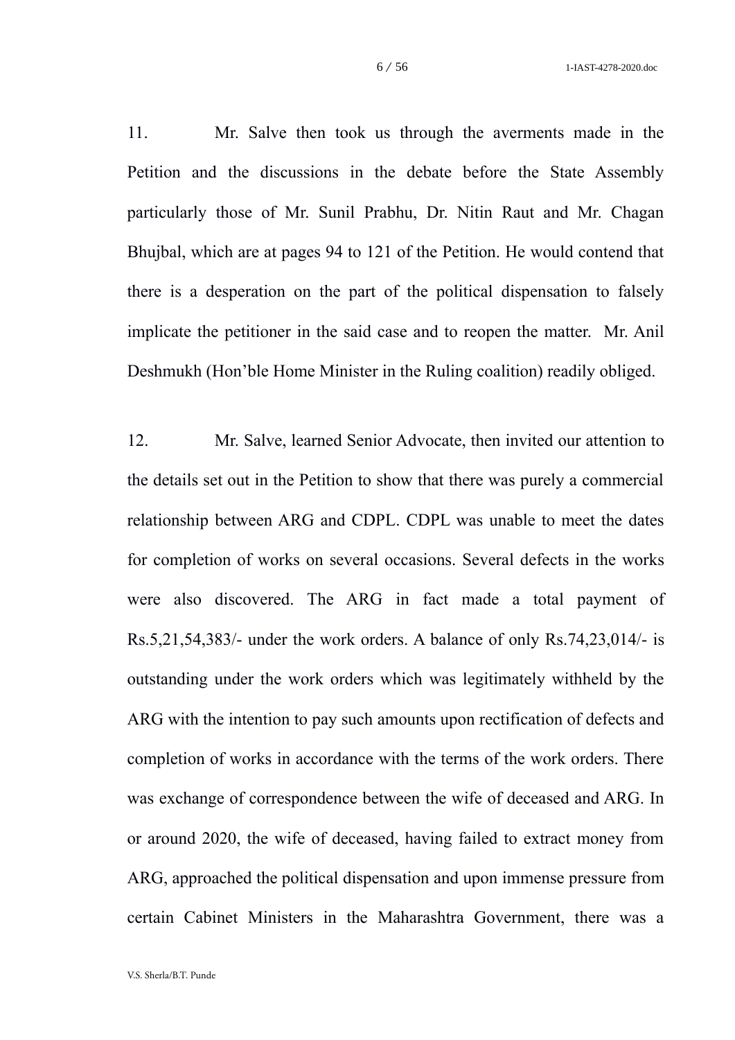11. Mr. Salve then took us through the averments made in the Petition and the discussions in the debate before the State Assembly particularly those of Mr. Sunil Prabhu, Dr. Nitin Raut and Mr. Chagan Bhujbal, which are at pages 94 to 121 of the Petition. He would contend that there is a desperation on the part of the political dispensation to falsely implicate the petitioner in the said case and to reopen the matter. Mr. Anil Deshmukh (Hon'ble Home Minister in the Ruling coalition) readily obliged.

12. Mr. Salve, learned Senior Advocate, then invited our attention to the details set out in the Petition to show that there was purely a commercial relationship between ARG and CDPL. CDPL was unable to meet the dates for completion of works on several occasions. Several defects in the works were also discovered. The ARG in fact made a total payment of Rs.5,21,54,383/- under the work orders. A balance of only Rs.74,23,014/- is outstanding under the work orders which was legitimately withheld by the ARG with the intention to pay such amounts upon rectification of defects and completion of works in accordance with the terms of the work orders. There was exchange of correspondence between the wife of deceased and ARG. In or around 2020, the wife of deceased, having failed to extract money from ARG, approached the political dispensation and upon immense pressure from certain Cabinet Ministers in the Maharashtra Government, there was a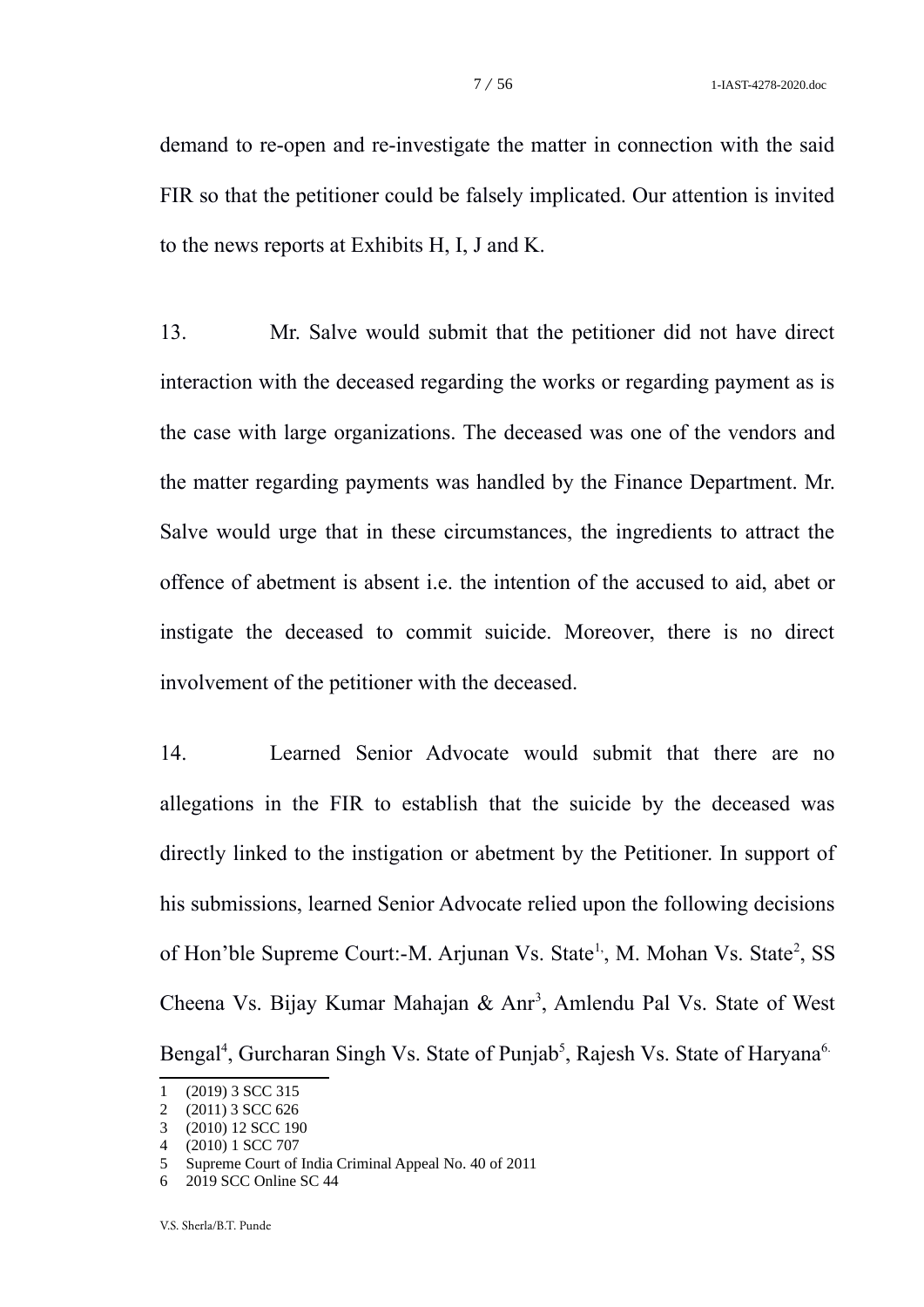demand to re-open and re-investigate the matter in connection with the said FIR so that the petitioner could be falsely implicated. Our attention is invited to the news reports at Exhibits H, I, J and K.

13. Mr. Salve would submit that the petitioner did not have direct interaction with the deceased regarding the works or regarding payment as is the case with large organizations. The deceased was one of the vendors and the matter regarding payments was handled by the Finance Department. Mr. Salve would urge that in these circumstances, the ingredients to attract the offence of abetment is absent i.e. the intention of the accused to aid, abet or instigate the deceased to commit suicide. Moreover, there is no direct involvement of the petitioner with the deceased.

14. Learned Senior Advocate would submit that there are no allegations in the FIR to establish that the suicide by the deceased was directly linked to the instigation or abetment by the Petitioner. In support of his submissions, learned Senior Advocate relied upon the following decisions of Hon'ble Supreme Court:-M. Arjunan Vs. State[1], M. Mohan Vs. State[2], SS Cheena Vs. Bijay Kumar Mahajan & Anr[3], Amlendu Pal Vs. State of West Bengal[4], Gurcharan Singh Vs. State of Punjab[5], Rajesh Vs. State of Haryana[6]

---

1 (2019) 3 SCC 315
2 (2011) 3 SCC 626
3 (2010) 12 SCC 190
4 (2010) 1 SCC 707
5 Supreme Court of India Criminal Appeal No. 40 of 2011
6 2019 SCC Online SC 44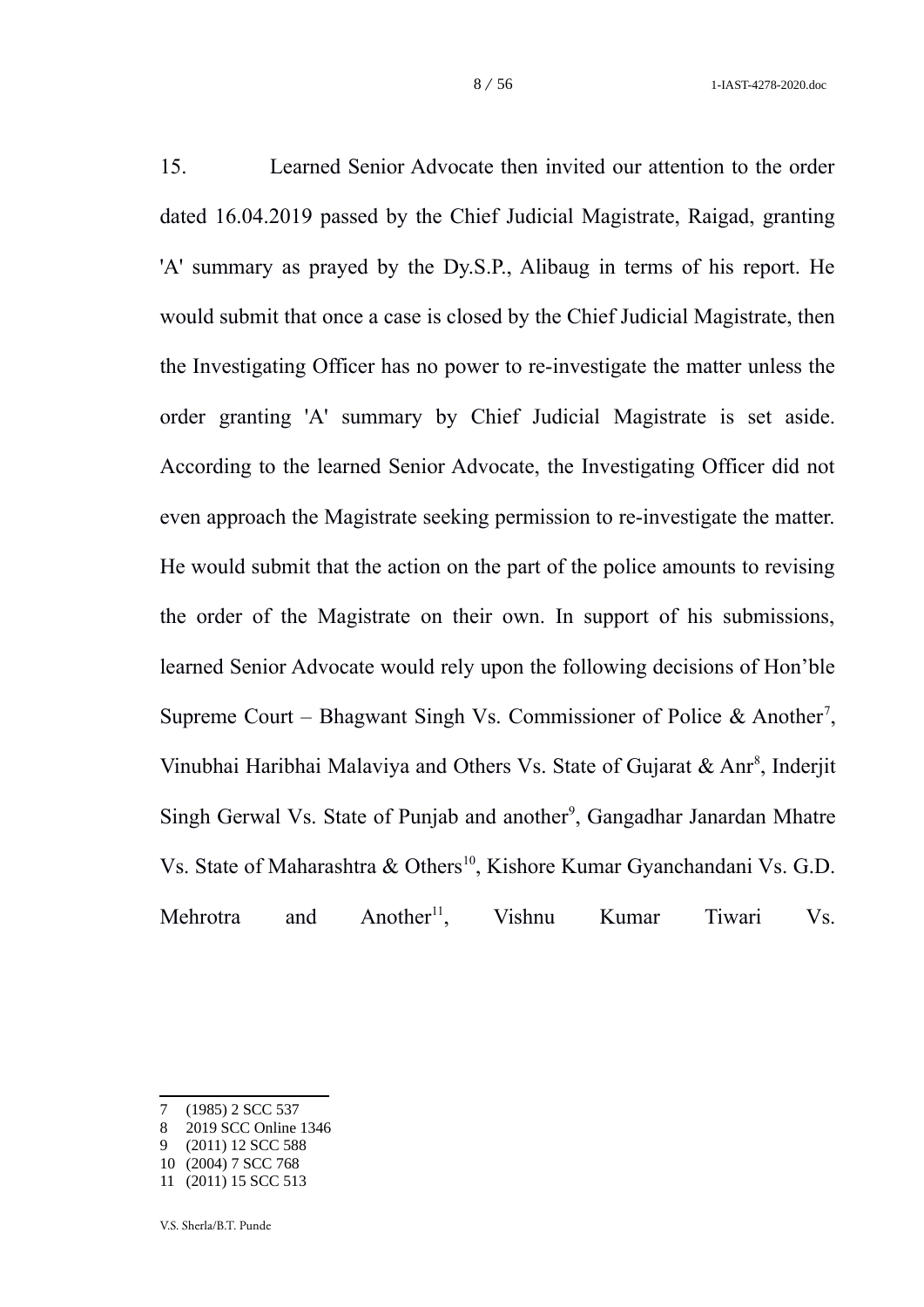15. Learned Senior Advocate then invited our attention to the order dated 16.04.2019 passed by the Chief Judicial Magistrate, Raigad, granting 'A' summary as prayed by the Dy.S.P., Alibaug in terms of his report. He would submit that once a case is closed by the Chief Judicial Magistrate, then the Investigating Officer has no power to re-investigate the matter unless the order granting 'A' summary by Chief Judicial Magistrate is set aside. According to the learned Senior Advocate, the Investigating Officer did not even approach the Magistrate seeking permission to re-investigate the matter. He would submit that the action on the part of the police amounts to revising the order of the Magistrate on their own. In support of his submissions, learned Senior Advocate would rely upon the following decisions of Hon'ble Supreme Court – Bhagwant Singh Vs. Commissioner of Police & Another[7], Vinubhai Haribhai Malaviya and Others Vs. State of Gujarat & Anr[8], Inderjit Singh Gerwal Vs. State of Punjab and another[9], Gangadhar Janardan Mhatre Vs. State of Maharashtra & Others[10], Kishore Kumar Gyanchandani Vs. G.D. Mehrotra and Another[11], Vishnu Kumar Tiwari Vs.

---

7 (1985) 2 SCC 537
8 2019 SCC Online 1346
9 (2011) 12 SCC 588
10 (2004) 7 SCC 768
11 (2011) 15 SCC 513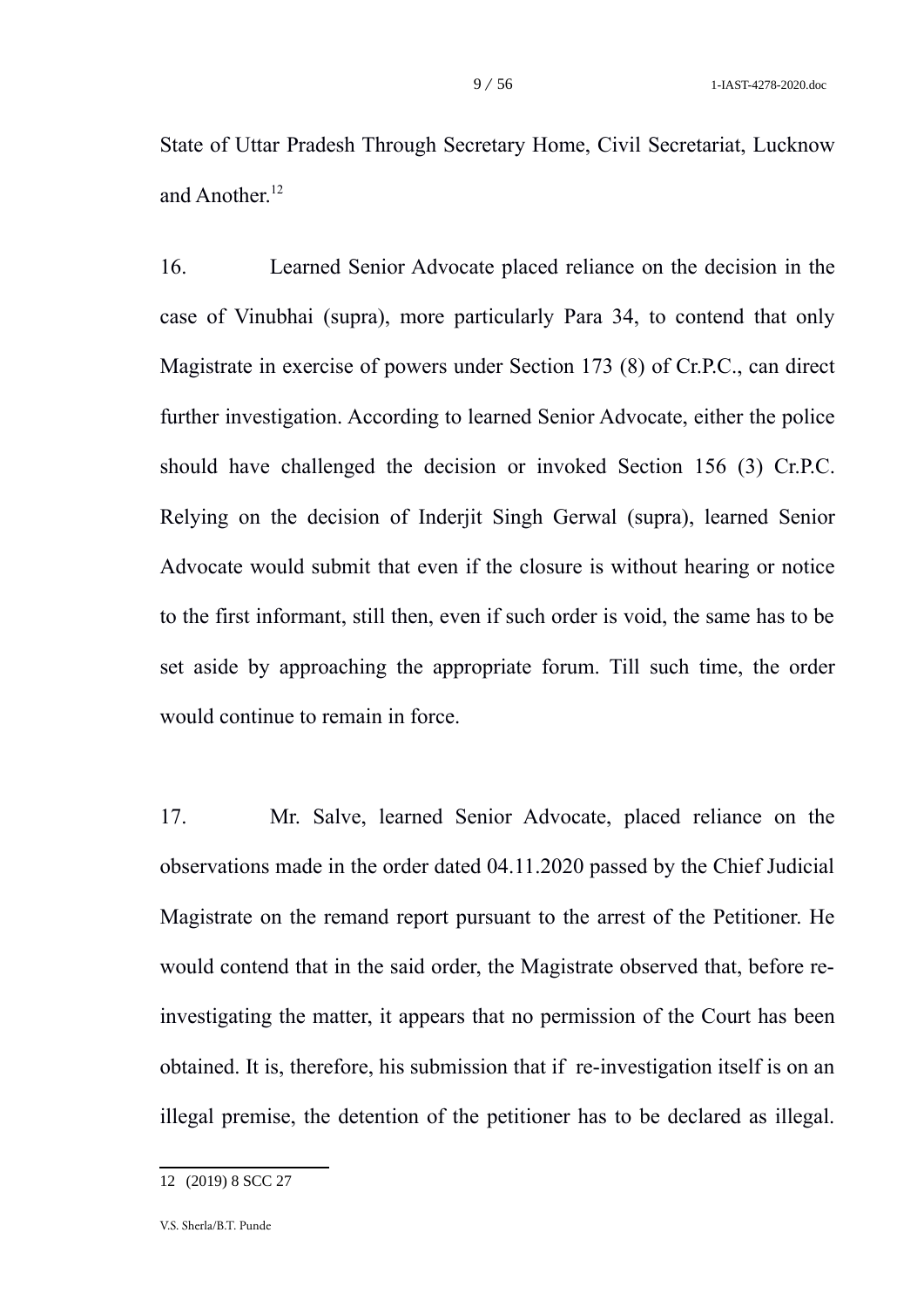State of Uttar Pradesh Through Secretary Home, Civil Secretariat, Lucknow and Another.[12]

16. Learned Senior Advocate placed reliance on the decision in the case of Vinubhai (supra), more particularly Para 34, to contend that only Magistrate in exercise of powers under Section 173 (8) of Cr.P.C., can direct further investigation. According to learned Senior Advocate, either the police should have challenged the decision or invoked Section 156 (3) Cr.P.C. Relying on the decision of Inderjit Singh Gerwal (supra), learned Senior Advocate would submit that even if the closure is without hearing or notice to the first informant, still then, even if such order is void, the same has to be set aside by approaching the appropriate forum. Till such time, the order would continue to remain in force.

17. Mr. Salve, learned Senior Advocate, placed reliance on the observations made in the order dated 04.11.2020 passed by the Chief Judicial Magistrate on the remand report pursuant to the arrest of the Petitioner. He would contend that in the said order, the Magistrate observed that, before re-investigating the matter, it appears that no permission of the Court has been obtained. It is, therefore, his submission that if re-investigation itself is on an illegal premise, the detention of the petitioner has to be declared as illegal.

---

12 (2019) 8 SCC 27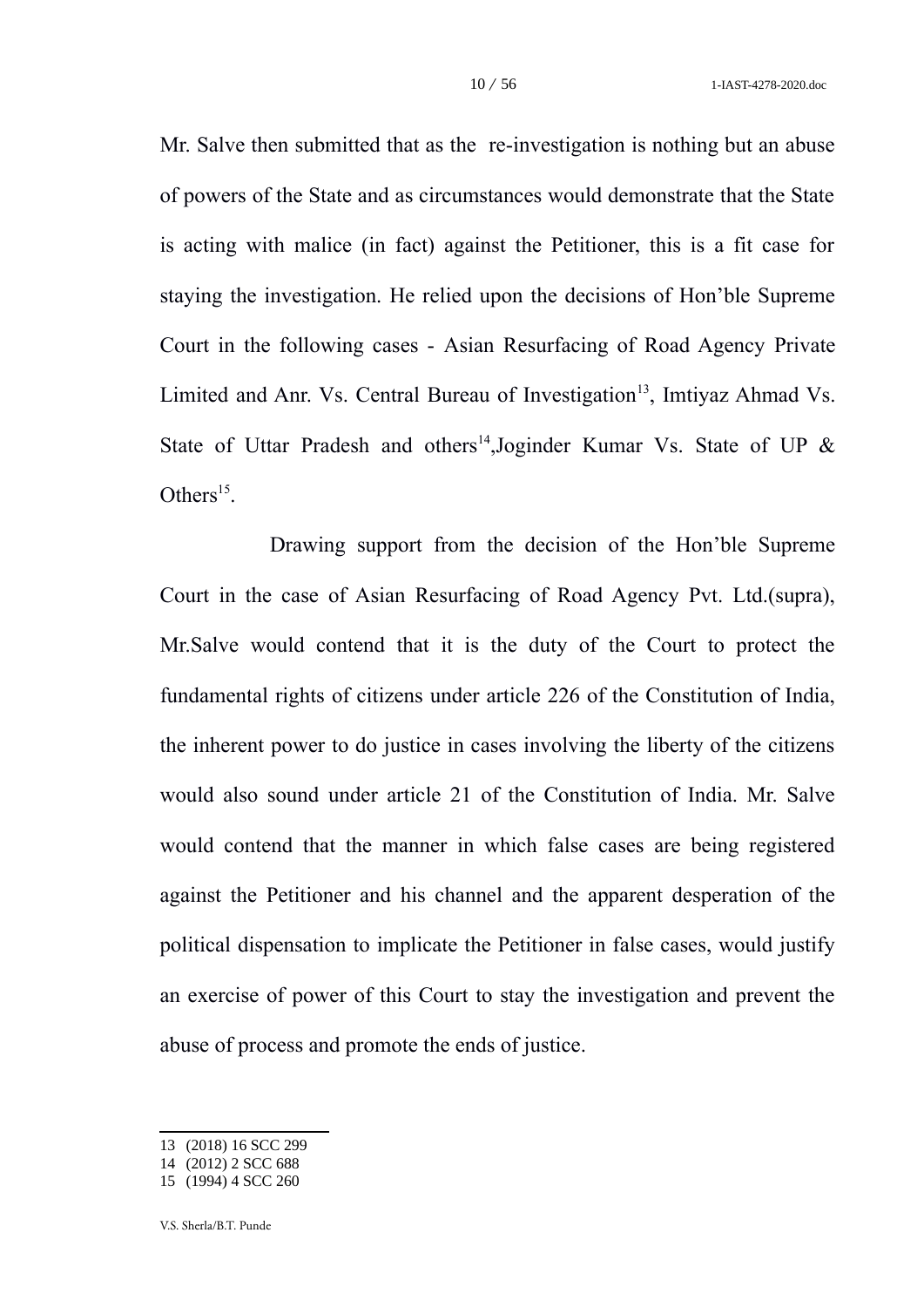Mr. Salve then submitted that as the re-investigation is nothing but an abuse of powers of the State and as circumstances would demonstrate that the State is acting with malice (in fact) against the Petitioner, this is a fit case for staying the investigation. He relied upon the decisions of Hon'ble Supreme Court in the following cases - Asian Resurfacing of Road Agency Private Limited and Anr. Vs. Central Bureau of Investigation[13], Imtiyaz Ahmad Vs. State of Uttar Pradesh and others[14],Joginder Kumar Vs. State of UP & Others[15].

Drawing support from the decision of the Hon'ble Supreme Court in the case of Asian Resurfacing of Road Agency Pvt. Ltd.(supra), Mr.Salve would contend that it is the duty of the Court to protect the fundamental rights of citizens under article 226 of the Constitution of India, the inherent power to do justice in cases involving the liberty of the citizens would also sound under article 21 of the Constitution of India. Mr. Salve would contend that the manner in which false cases are being registered against the Petitioner and his channel and the apparent desperation of the political dispensation to implicate the Petitioner in false cases, would justify an exercise of power of this Court to stay the investigation and prevent the abuse of process and promote the ends of justice.

---

13 (2018) 16 SCC 299

14 (2012) 2 SCC 688

15 (1994) 4 SCC 260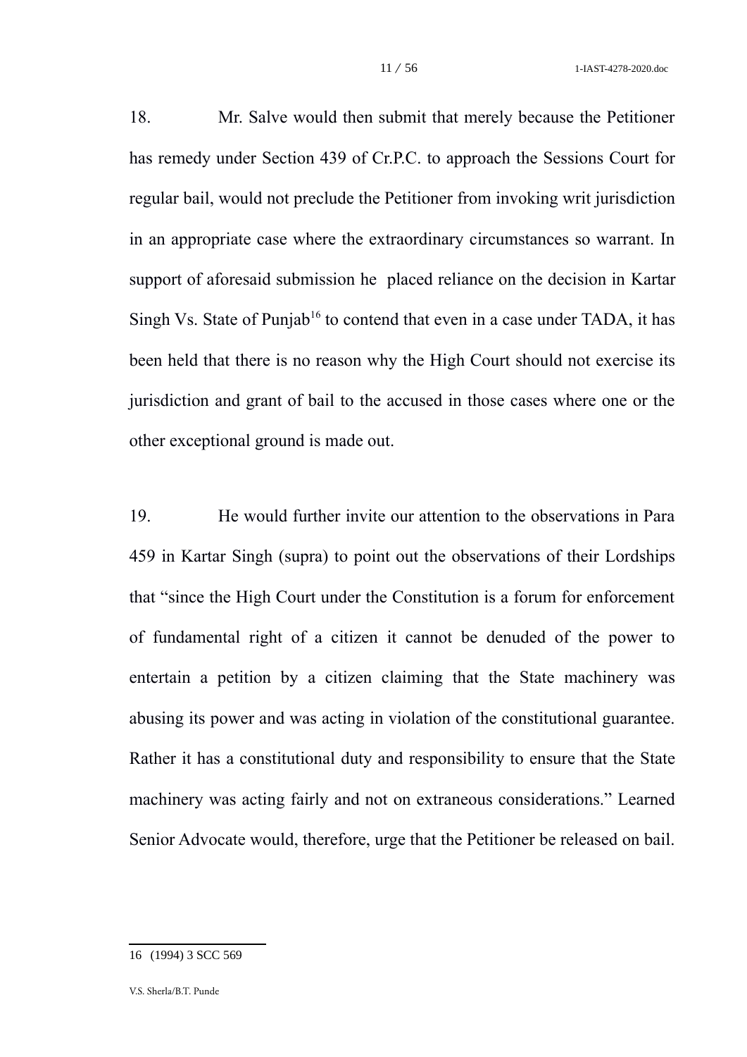18. Mr. Salve would then submit that merely because the Petitioner has remedy under Section 439 of Cr.P.C. to approach the Sessions Court for regular bail, would not preclude the Petitioner from invoking writ jurisdiction in an appropriate case where the extraordinary circumstances so warrant. In support of aforesaid submission he placed reliance on the decision in Kartar Singh Vs. State of Punjab[16] to contend that even in a case under TADA, it has been held that there is no reason why the High Court should not exercise its jurisdiction and grant of bail to the accused in those cases where one or the other exceptional ground is made out.

19. He would further invite our attention to the observations in Para 459 in Kartar Singh (supra) to point out the observations of their Lordships that "since the High Court under the Constitution is a forum for enforcement of fundamental right of a citizen it cannot be denuded of the power to entertain a petition by a citizen claiming that the State machinery was abusing its power and was acting in violation of the constitutional guarantee. Rather it has a constitutional duty and responsibility to ensure that the State machinery was acting fairly and not on extraneous considerations." Learned Senior Advocate would, therefore, urge that the Petitioner be released on bail.

---

16 (1994) 3 SCC 569

V.S. Sherla/B.T. Punde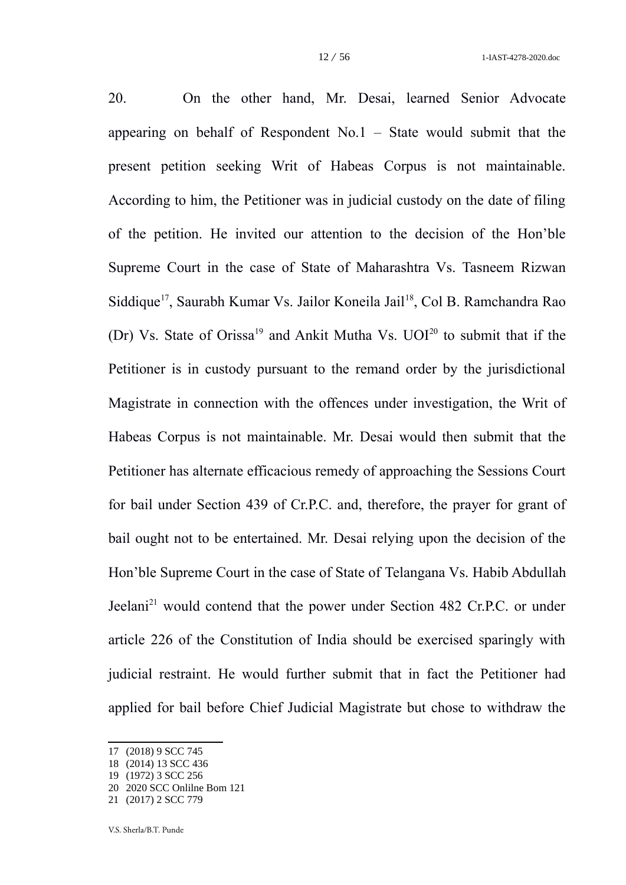20. On the other hand, Mr. Desai, learned Senior Advocate appearing on behalf of Respondent No.1 – State would submit that the present petition seeking Writ of Habeas Corpus is not maintainable. According to him, the Petitioner was in judicial custody on the date of filing of the petition. He invited our attention to the decision of the Hon'ble Supreme Court in the case of State of Maharashtra Vs. Tasneem Rizwan Siddique[17], Saurabh Kumar Vs. Jailor Koneila Jail[18], Col B. Ramchandra Rao (Dr) Vs. State of Orissa[19] and Ankit Mutha Vs. UOI[20] to submit that if the Petitioner is in custody pursuant to the remand order by the jurisdictional Magistrate in connection with the offences under investigation, the Writ of Habeas Corpus is not maintainable. Mr. Desai would then submit that the Petitioner has alternate efficacious remedy of approaching the Sessions Court for bail under Section 439 of Cr.P.C. and, therefore, the prayer for grant of bail ought not to be entertained. Mr. Desai relying upon the decision of the Hon'ble Supreme Court in the case of State of Telangana Vs. Habib Abdullah Jeelani[21] would contend that the power under Section 482 Cr.P.C. or under article 226 of the Constitution of India should be exercised sparingly with judicial restraint. He would further submit that in fact the Petitioner had applied for bail before Chief Judicial Magistrate but chose to withdraw the

---

17 (2018) 9 SCC 745

18 (2014) 13 SCC 436

19 (1972) 3 SCC 256

20 2020 SCC Onlilne Bom 121

21 (2017) 2 SCC 779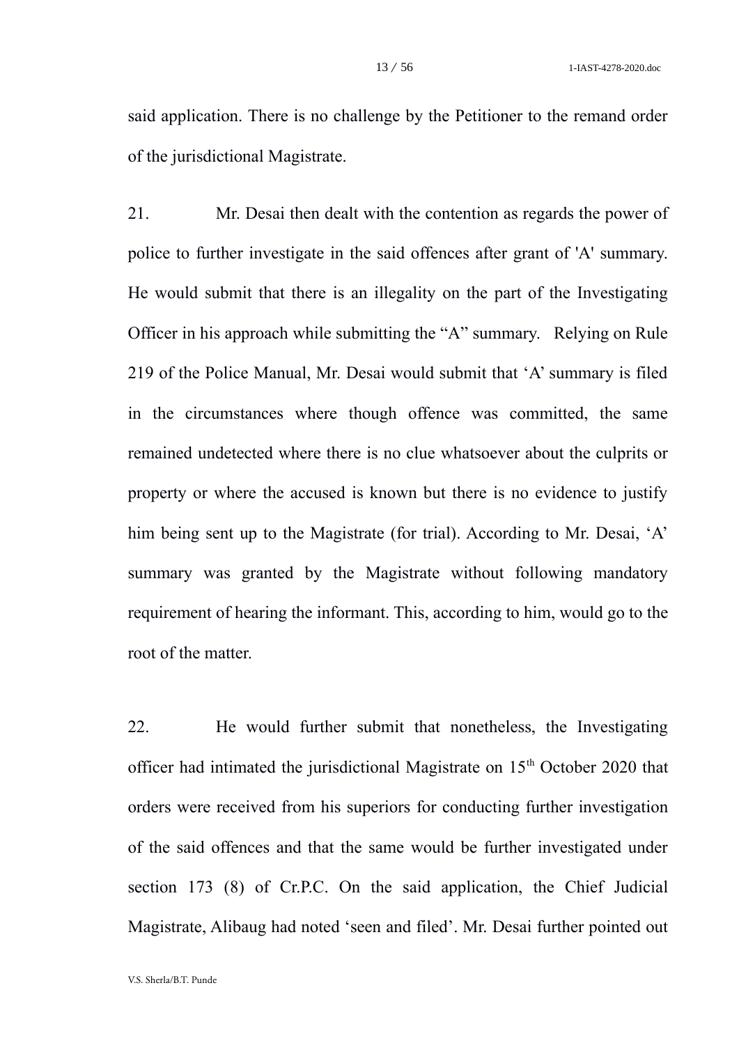said application. There is no challenge by the Petitioner to the remand order of the jurisdictional Magistrate.

21. Mr. Desai then dealt with the contention as regards the power of police to further investigate in the said offences after grant of 'A' summary. He would submit that there is an illegality on the part of the Investigating Officer in his approach while submitting the "A" summary. Relying on Rule 219 of the Police Manual, Mr. Desai would submit that 'A' summary is filed in the circumstances where though offence was committed, the same remained undetected where there is no clue whatsoever about the culprits or property or where the accused is known but there is no evidence to justify him being sent up to the Magistrate (for trial). According to Mr. Desai, 'A' summary was granted by the Magistrate without following mandatory requirement of hearing the informant. This, according to him, would go to the root of the matter.

22. He would further submit that nonetheless, the Investigating officer had intimated the jurisdictional Magistrate on 15th October 2020 that orders were received from his superiors for conducting further investigation of the said offences and that the same would be further investigated under section 173 (8) of Cr.P.C. On the said application, the Chief Judicial Magistrate, Alibaug had noted 'seen and filed'. Mr. Desai further pointed out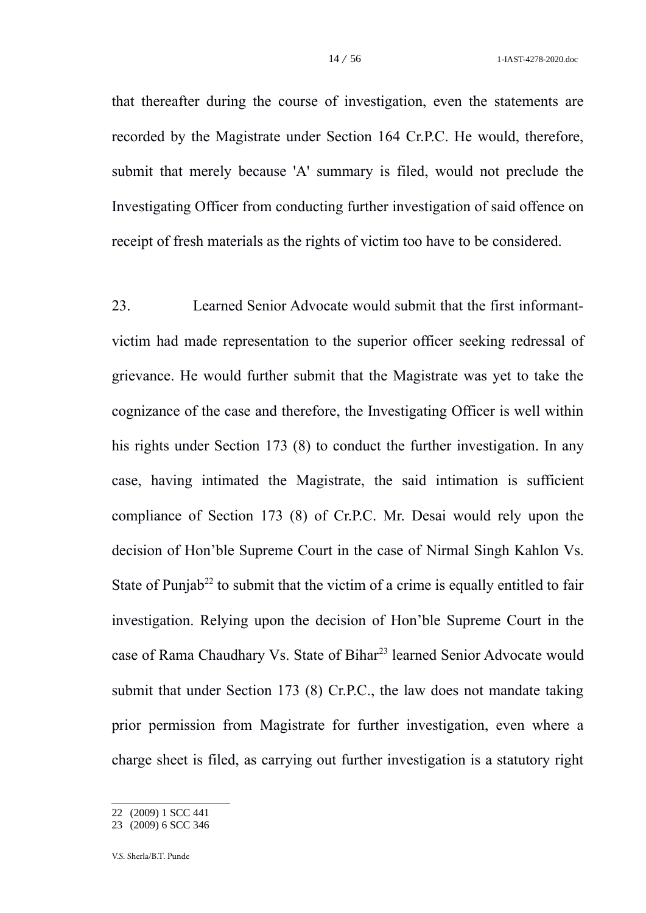that thereafter during the course of investigation, even the statements are recorded by the Magistrate under Section 164 Cr.P.C. He would, therefore, submit that merely because 'A' summary is filed, would not preclude the Investigating Officer from conducting further investigation of said offence on receipt of fresh materials as the rights of victim too have to be considered.

23. Learned Senior Advocate would submit that the first informant-victim had made representation to the superior officer seeking redressal of grievance. He would further submit that the Magistrate was yet to take the cognizance of the case and therefore, the Investigating Officer is well within his rights under Section 173 (8) to conduct the further investigation. In any case, having intimated the Magistrate, the said intimation is sufficient compliance of Section 173 (8) of Cr.P.C. Mr. Desai would rely upon the decision of Hon'ble Supreme Court in the case of Nirmal Singh Kahlon Vs. State of Punjab[22] to submit that the victim of a crime is equally entitled to fair investigation. Relying upon the decision of Hon'ble Supreme Court in the case of Rama Chaudhary Vs. State of Bihar[23] learned Senior Advocate would submit that under Section 173 (8) Cr.P.C., the law does not mandate taking prior permission from Magistrate for further investigation, even where a charge sheet is filed, as carrying out further investigation is a statutory right

22 (2009) 1 SCC 441
23 (2009) 6 SCC 346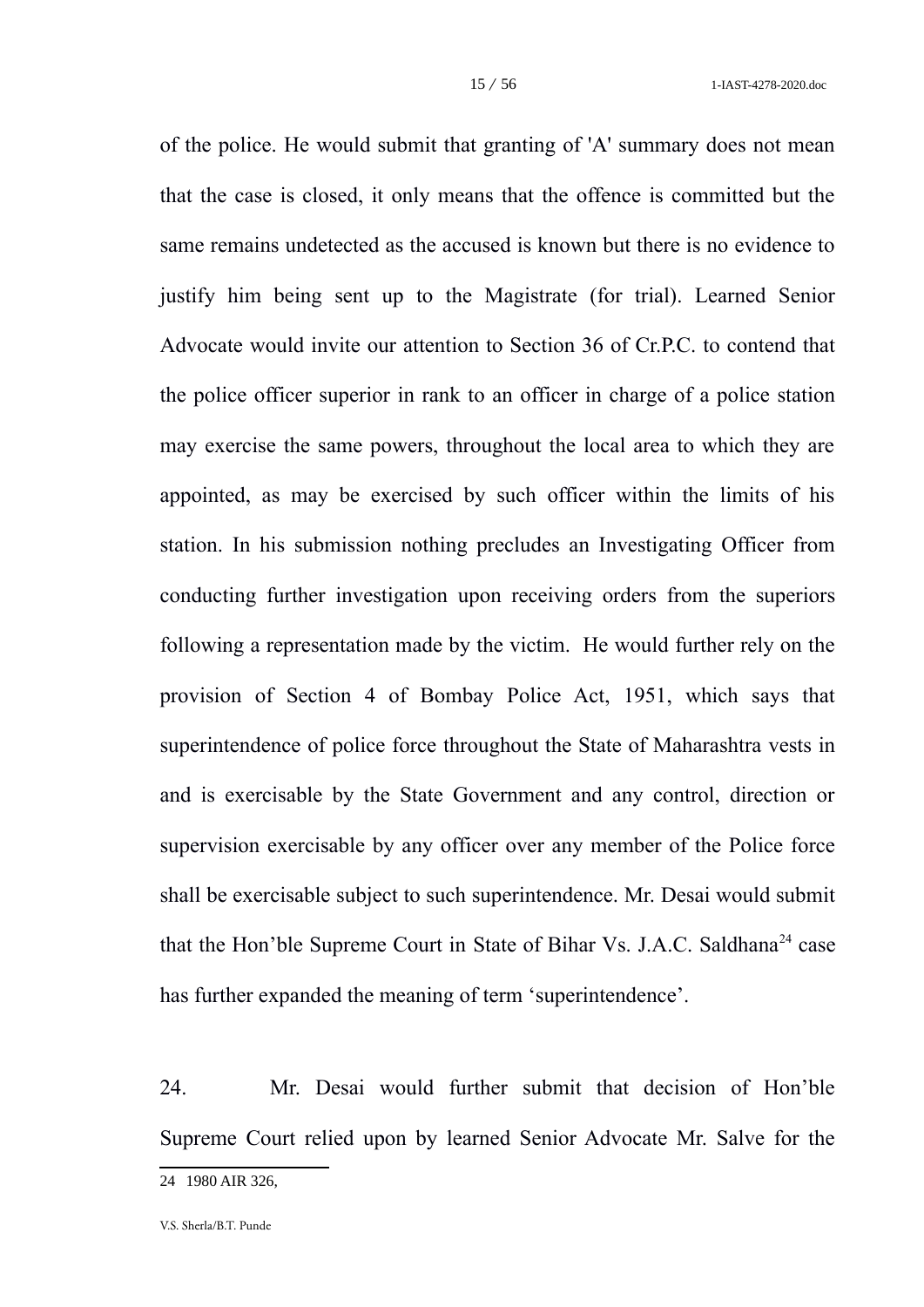of the police. He would submit that granting of 'A' summary does not mean that the case is closed, it only means that the offence is committed but the same remains undetected as the accused is known but there is no evidence to justify him being sent up to the Magistrate (for trial). Learned Senior Advocate would invite our attention to Section 36 of Cr.P.C. to contend that the police officer superior in rank to an officer in charge of a police station may exercise the same powers, throughout the local area to which they are appointed, as may be exercised by such officer within the limits of his station. In his submission nothing precludes an Investigating Officer from conducting further investigation upon receiving orders from the superiors following a representation made by the victim. He would further rely on the provision of Section 4 of Bombay Police Act, 1951, which says that superintendence of police force throughout the State of Maharashtra vests in and is exercisable by the State Government and any control, direction or supervision exercisable by any officer over any member of the Police force shall be exercisable subject to such superintendence. Mr. Desai would submit that the Hon'ble Supreme Court in State of Bihar Vs. J.A.C. Saldhana[24] case has further expanded the meaning of term 'superintendence'.

24. Mr. Desai would further submit that decision of Hon'ble Supreme Court relied upon by learned Senior Advocate Mr. Salve for the

---

24 1980 AIR 326,

V.S. Sherla/B.T. Punde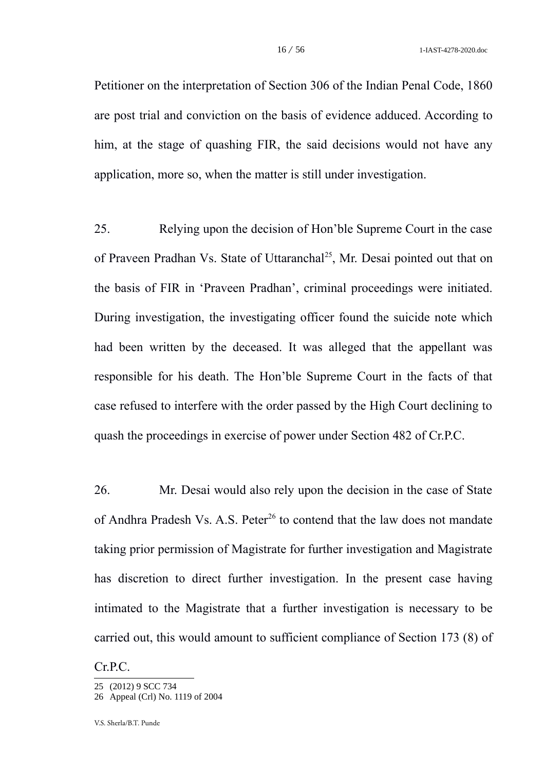Petitioner on the interpretation of Section 306 of the Indian Penal Code, 1860 are post trial and conviction on the basis of evidence adduced. According to him, at the stage of quashing FIR, the said decisions would not have any application, more so, when the matter is still under investigation.

25. Relying upon the decision of Hon'ble Supreme Court in the case of Praveen Pradhan Vs. State of Uttaranchal[25], Mr. Desai pointed out that on the basis of FIR in 'Praveen Pradhan', criminal proceedings were initiated. During investigation, the investigating officer found the suicide note which had been written by the deceased. It was alleged that the appellant was responsible for his death. The Hon'ble Supreme Court in the facts of that case refused to interfere with the order passed by the High Court declining to quash the proceedings in exercise of power under Section 482 of Cr.P.C.

26. Mr. Desai would also rely upon the decision in the case of State of Andhra Pradesh Vs. A.S. Peter[26] to contend that the law does not mandate taking prior permission of Magistrate for further investigation and Magistrate has discretion to direct further investigation. In the present case having intimated to the Magistrate that a further investigation is necessary to be carried out, this would amount to sufficient compliance of Section 173 (8) of Cr.P.C.

---

25 (2012) 9 SCC 734

26 Appeal (Crl) No. 1119 of 2004

V.S. Sherla/B.T. Punde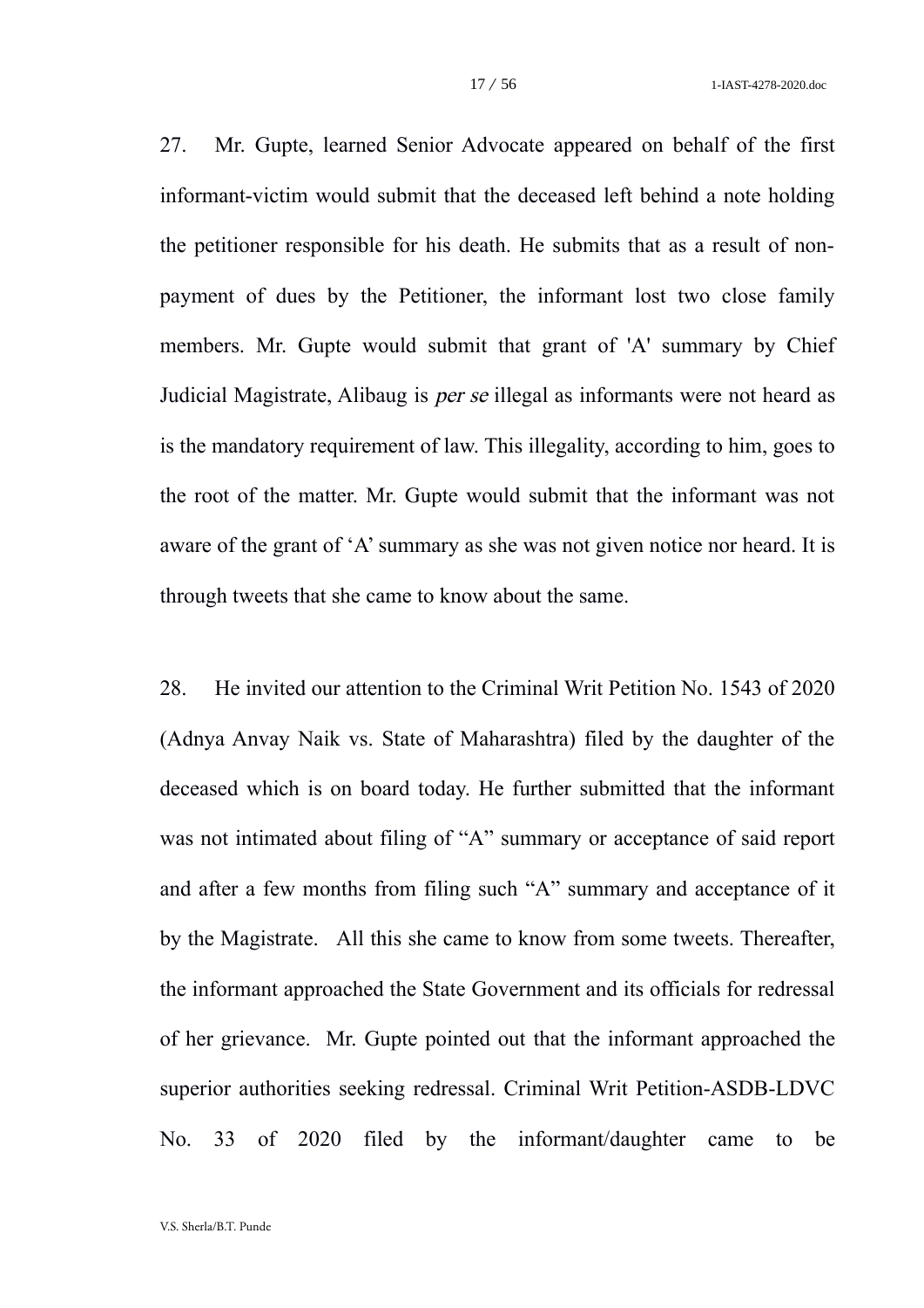27. Mr. Gupte, learned Senior Advocate appeared on behalf of the first informant-victim would submit that the deceased left behind a note holding the petitioner responsible for his death. He submits that as a result of non-payment of dues by the Petitioner, the informant lost two close family members. Mr. Gupte would submit that grant of 'A' summary by Chief Judicial Magistrate, Alibaug is *per se* illegal as informants were not heard as is the mandatory requirement of law. This illegality, according to him, goes to the root of the matter. Mr. Gupte would submit that the informant was not aware of the grant of 'A' summary as she was not given notice nor heard. It is through tweets that she came to know about the same.

28. He invited our attention to the Criminal Writ Petition No. 1543 of 2020 (Adnya Anvay Naik vs. State of Maharashtra) filed by the daughter of the deceased which is on board today. He further submitted that the informant was not intimated about filing of "A" summary or acceptance of said report and after a few months from filing such "A" summary and acceptance of it by the Magistrate. All this she came to know from some tweets. Thereafter, the informant approached the State Government and its officials for redressal of her grievance. Mr. Gupte pointed out that the informant approached the superior authorities seeking redressal. Criminal Writ Petition-ASDB-LDVC No. 33 of 2020 filed by the informant/daughter came to be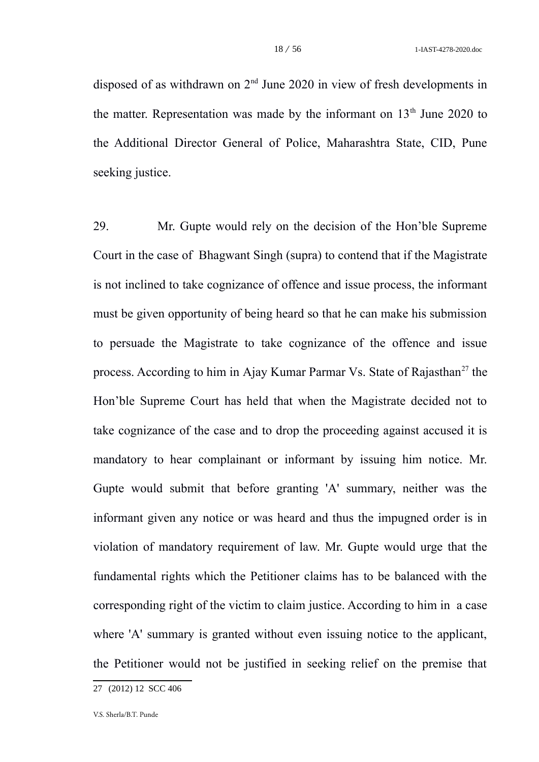disposed of as withdrawn on 2nd June 2020 in view of fresh developments in the matter. Representation was made by the informant on 13th June 2020 to the Additional Director General of Police, Maharashtra State, CID, Pune seeking justice.

29. Mr. Gupte would rely on the decision of the Hon'ble Supreme Court in the case of Bhagwant Singh (supra) to contend that if the Magistrate is not inclined to take cognizance of offence and issue process, the informant must be given opportunity of being heard so that he can make his submission to persuade the Magistrate to take cognizance of the offence and issue process. According to him in Ajay Kumar Parmar Vs. State of Rajasthan[27] the Hon'ble Supreme Court has held that when the Magistrate decided not to take cognizance of the case and to drop the proceeding against accused it is mandatory to hear complainant or informant by issuing him notice. Mr. Gupte would submit that before granting 'A' summary, neither was the informant given any notice or was heard and thus the impugned order is in violation of mandatory requirement of law. Mr. Gupte would urge that the fundamental rights which the Petitioner claims has to be balanced with the corresponding right of the victim to claim justice. According to him in a case where 'A' summary is granted without even issuing notice to the applicant, the Petitioner would not be justified in seeking relief on the premise that

27 (2012) 12 SCC 406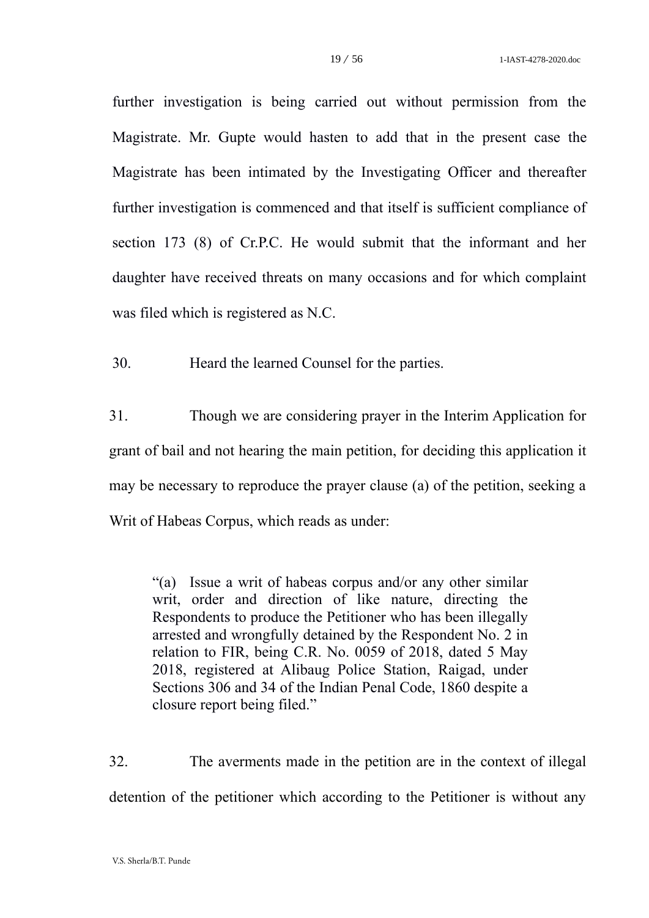further investigation is being carried out without permission from the Magistrate. Mr. Gupte would hasten to add that in the present case the Magistrate has been intimated by the Investigating Officer and thereafter further investigation is commenced and that itself is sufficient compliance of section 173 (8) of Cr.P.C. He would submit that the informant and her daughter have received threats on many occasions and for which complaint was filed which is registered as N.C.

30. Heard the learned Counsel for the parties.

31. Though we are considering prayer in the Interim Application for grant of bail and not hearing the main petition, for deciding this application it may be necessary to reproduce the prayer clause (a) of the petition, seeking a Writ of Habeas Corpus, which reads as under:

> "(a) Issue a writ of habeas corpus and/or any other similar writ, order and direction of like nature, directing the Respondents to produce the Petitioner who has been illegally arrested and wrongfully detained by the Respondent No. 2 in relation to FIR, being C.R. No. 0059 of 2018, dated 5 May 2018, registered at Alibaug Police Station, Raigad, under Sections 306 and 34 of the Indian Penal Code, 1860 despite a closure report being filed."

32. The averments made in the petition are in the context of illegal detention of the petitioner which according to the Petitioner is without any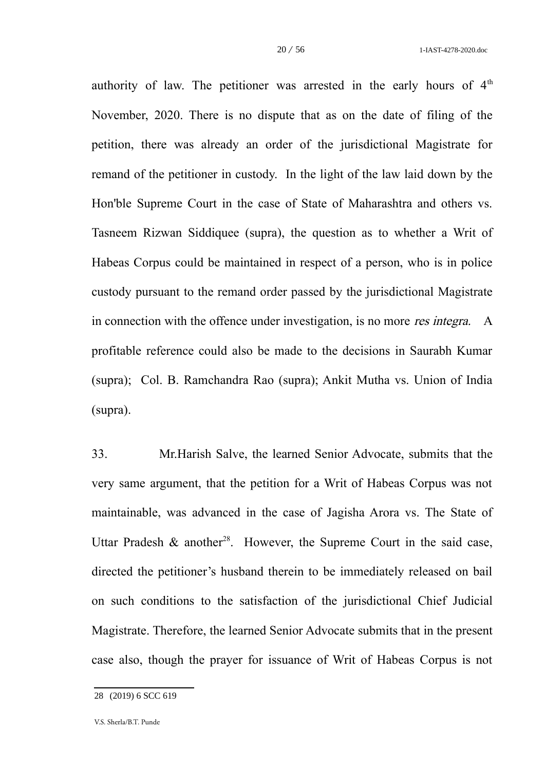authority of law. The petitioner was arrested in the early hours of 4th November, 2020. There is no dispute that as on the date of filing of the petition, there was already an order of the jurisdictional Magistrate for remand of the petitioner in custody. In the light of the law laid down by the Hon'ble Supreme Court in the case of State of Maharashtra and others vs. Tasneem Rizwan Siddiquee (supra), the question as to whether a Writ of Habeas Corpus could be maintained in respect of a person, who is in police custody pursuant to the remand order passed by the jurisdictional Magistrate in connection with the offence under investigation, is no more *res integra*. A profitable reference could also be made to the decisions in Saurabh Kumar (supra); Col. B. Ramchandra Rao (supra); Ankit Mutha vs. Union of India (supra).

33. Mr.Harish Salve, the learned Senior Advocate, submits that the very same argument, that the petition for a Writ of Habeas Corpus was not maintainable, was advanced in the case of Jagisha Arora vs. The State of Uttar Pradesh & another[28]. However, the Supreme Court in the said case, directed the petitioner's husband therein to be immediately released on bail on such conditions to the satisfaction of the jurisdictional Chief Judicial Magistrate. Therefore, the learned Senior Advocate submits that in the present case also, though the prayer for issuance of Writ of Habeas Corpus is not

---

28 (2019) 6 SCC 619

V.S. Sherla/B.T. Punde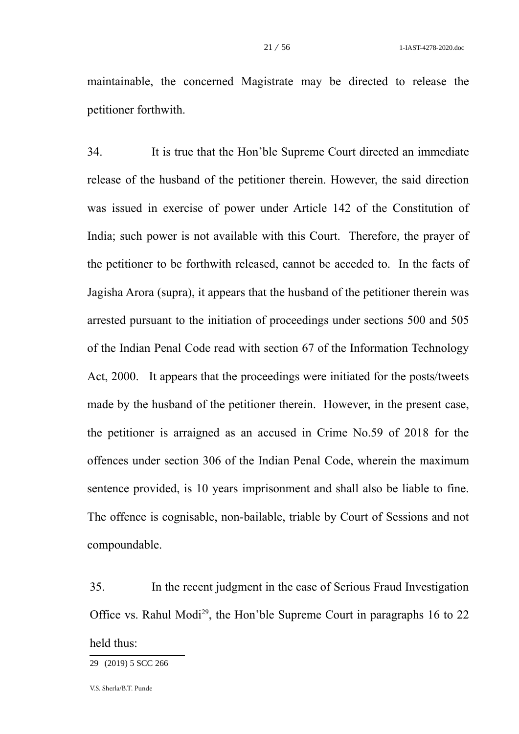maintainable, the concerned Magistrate may be directed to release the petitioner forthwith.

34. It is true that the Hon'ble Supreme Court directed an immediate release of the husband of the petitioner therein. However, the said direction was issued in exercise of power under Article 142 of the Constitution of India; such power is not available with this Court. Therefore, the prayer of the petitioner to be forthwith released, cannot be acceded to. In the facts of Jagisha Arora (supra), it appears that the husband of the petitioner therein was arrested pursuant to the initiation of proceedings under sections 500 and 505 of the Indian Penal Code read with section 67 of the Information Technology Act, 2000. It appears that the proceedings were initiated for the posts/tweets made by the husband of the petitioner therein. However, in the present case, the petitioner is arraigned as an accused in Crime No.59 of 2018 for the offences under section 306 of the Indian Penal Code, wherein the maximum sentence provided, is 10 years imprisonment and shall also be liable to fine. The offence is cognisable, non-bailable, triable by Court of Sessions and not compoundable.

35. In the recent judgment in the case of Serious Fraud Investigation Office vs. Rahul Modi[29], the Hon'ble Supreme Court in paragraphs 16 to 22 held thus:

---

29 (2019) 5 SCC 266

V.S. Sherla/B.T. Punde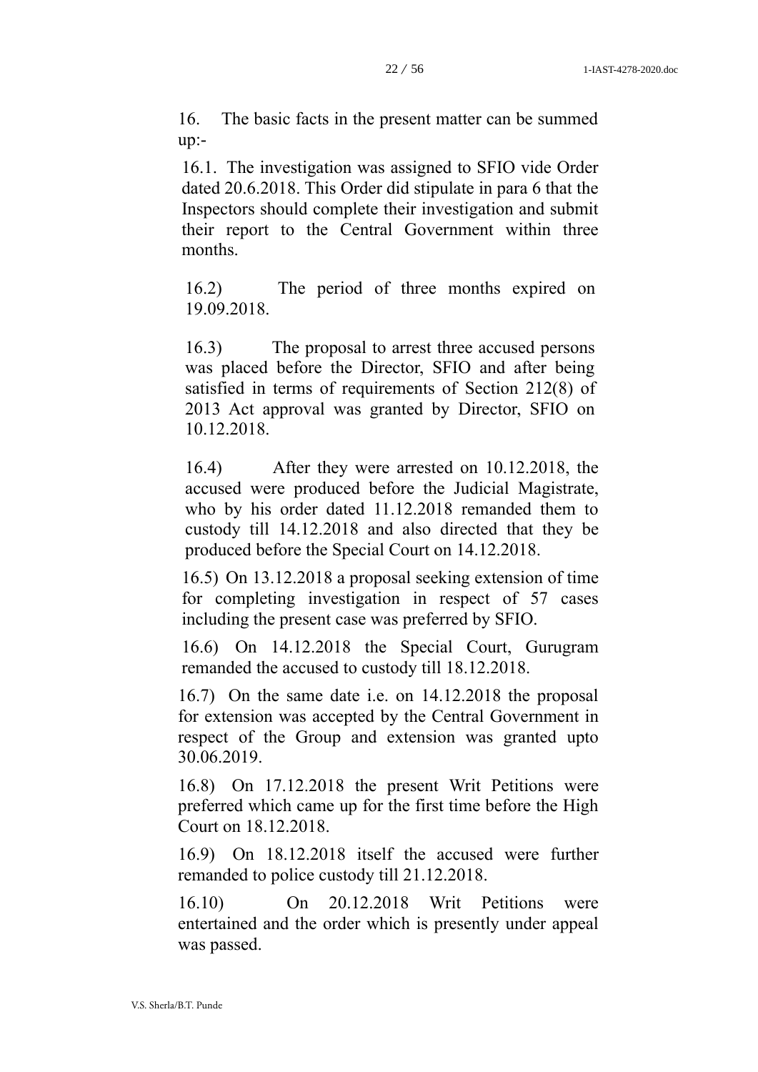16. The basic facts in the present matter can be summed up:-

16.1. The investigation was assigned to SFIO vide Order dated 20.6.2018. This Order did stipulate in para 6 that the Inspectors should complete their investigation and submit their report to the Central Government within three months.

16.2) The period of three months expired on 19.09.2018.

16.3) The proposal to arrest three accused persons was placed before the Director, SFIO and after being satisfied in terms of requirements of Section 212(8) of 2013 Act approval was granted by Director, SFIO on 10.12.2018.

16.4) After they were arrested on 10.12.2018, the accused were produced before the Judicial Magistrate, who by his order dated 11.12.2018 remanded them to custody till 14.12.2018 and also directed that they be produced before the Special Court on 14.12.2018.

16.5) On 13.12.2018 a proposal seeking extension of time for completing investigation in respect of 57 cases including the present case was preferred by SFIO.

16.6) On 14.12.2018 the Special Court, Gurugram remanded the accused to custody till 18.12.2018.

16.7) On the same date i.e. on 14.12.2018 the proposal for extension was accepted by the Central Government in respect of the Group and extension was granted upto 30.06.2019.

16.8) On 17.12.2018 the present Writ Petitions were preferred which came up for the first time before the High Court on 18.12.2018.

16.9) On 18.12.2018 itself the accused were further remanded to police custody till 21.12.2018.

16.10) On 20.12.2018 Writ Petitions were entertained and the order which is presently under appeal was passed.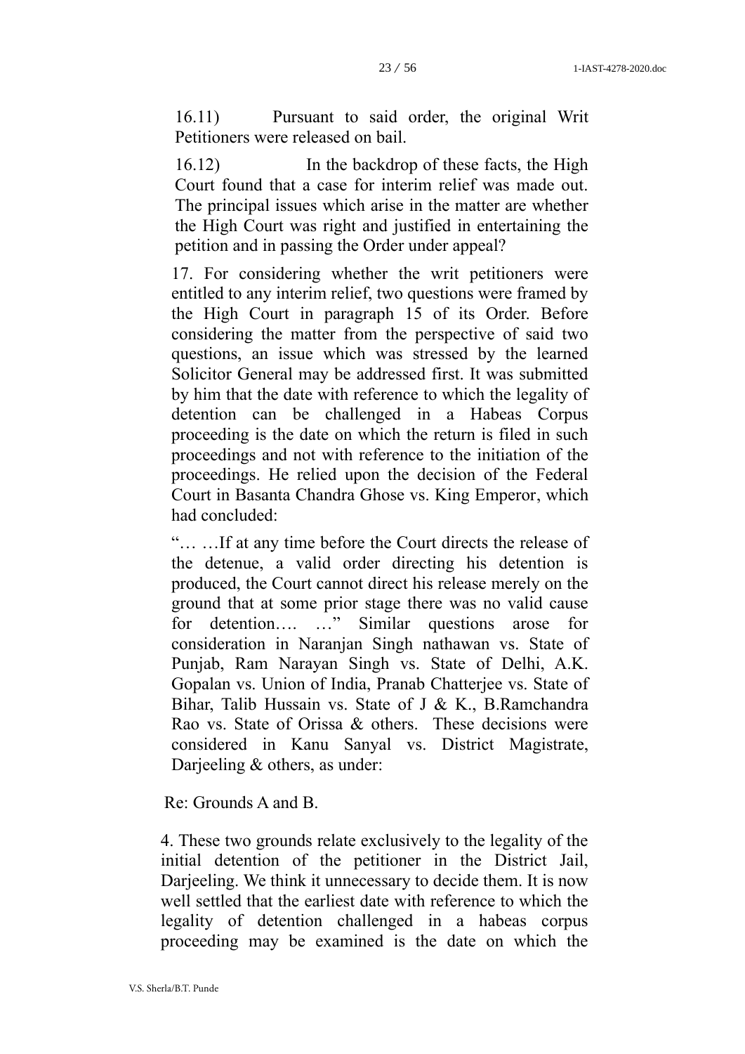16.11) Pursuant to said order, the original Writ Petitioners were released on bail.

16.12) In the backdrop of these facts, the High Court found that a case for interim relief was made out. The principal issues which arise in the matter are whether the High Court was right and justified in entertaining the petition and in passing the Order under appeal?

17. For considering whether the writ petitioners were entitled to any interim relief, two questions were framed by the High Court in paragraph 15 of its Order. Before considering the matter from the perspective of said two questions, an issue which was stressed by the learned Solicitor General may be addressed first. It was submitted by him that the date with reference to which the legality of detention can be challenged in a Habeas Corpus proceeding is the date on which the return is filed in such proceedings and not with reference to the initiation of the proceedings. He relied upon the decision of the Federal Court in Basanta Chandra Ghose vs. King Emperor, which had concluded:

"… …If at any time before the Court directs the release of the detenue, a valid order directing his detention is produced, the Court cannot direct his release merely on the ground that at some prior stage there was no valid cause for detention…. …" Similar questions arose for consideration in Naranjan Singh nathawan vs. State of Punjab, Ram Narayan Singh vs. State of Delhi, A.K. Gopalan vs. Union of India, Pranab Chatterjee vs. State of Bihar, Talib Hussain vs. State of J & K., B.Ramchandra Rao vs. State of Orissa & others. These decisions were considered in Kanu Sanyal vs. District Magistrate, Darjeeling & others, as under:

Re: Grounds A and B.

4. These two grounds relate exclusively to the legality of the initial detention of the petitioner in the District Jail, Darjeeling. We think it unnecessary to decide them. It is now well settled that the earliest date with reference to which the legality of detention challenged in a habeas corpus proceeding may be examined is the date on which the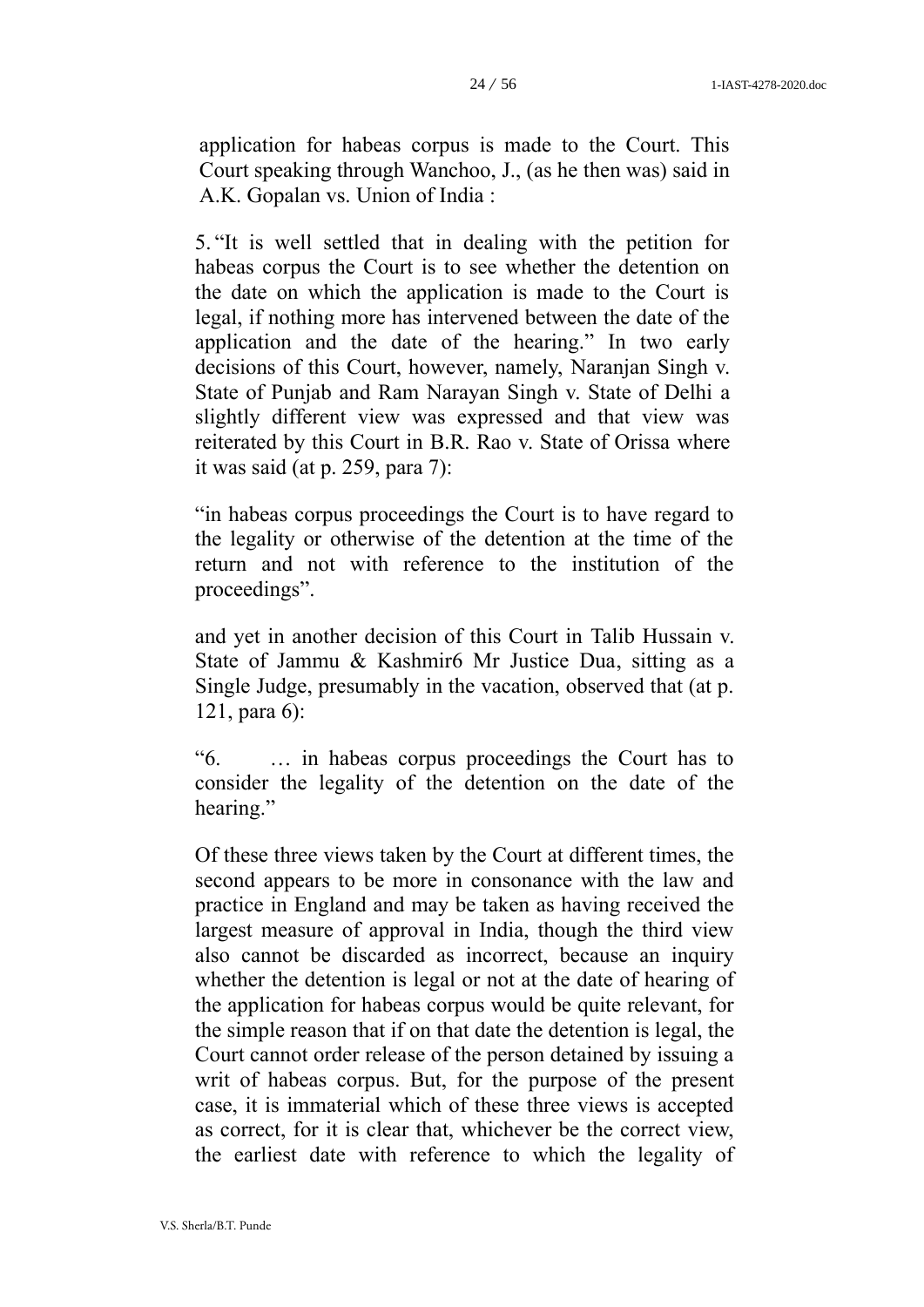application for habeas corpus is made to the Court. This Court speaking through Wanchoo, J., (as he then was) said in A.K. Gopalan vs. Union of India :

5. "It is well settled that in dealing with the petition for habeas corpus the Court is to see whether the detention on the date on which the application is made to the Court is legal, if nothing more has intervened between the date of the application and the date of the hearing." In two early decisions of this Court, however, namely, Naranjan Singh v. State of Punjab and Ram Narayan Singh v. State of Delhi a slightly different view was expressed and that view was reiterated by this Court in B.R. Rao v. State of Orissa where it was said (at p. 259, para 7):

"in habeas corpus proceedings the Court is to have regard to the legality or otherwise of the detention at the time of the return and not with reference to the institution of the proceedings".

and yet in another decision of this Court in Talib Hussain v. State of Jammu & Kashmir6 Mr Justice Dua, sitting as a Single Judge, presumably in the vacation, observed that (at p. 121, para 6):

"6. … in habeas corpus proceedings the Court has to consider the legality of the detention on the date of the hearing."

Of these three views taken by the Court at different times, the second appears to be more in consonance with the law and practice in England and may be taken as having received the largest measure of approval in India, though the third view also cannot be discarded as incorrect, because an inquiry whether the detention is legal or not at the date of hearing of the application for habeas corpus would be quite relevant, for the simple reason that if on that date the detention is legal, the Court cannot order release of the person detained by issuing a writ of habeas corpus. But, for the purpose of the present case, it is immaterial which of these three views is accepted as correct, for it is clear that, whichever be the correct view, the earliest date with reference to which the legality of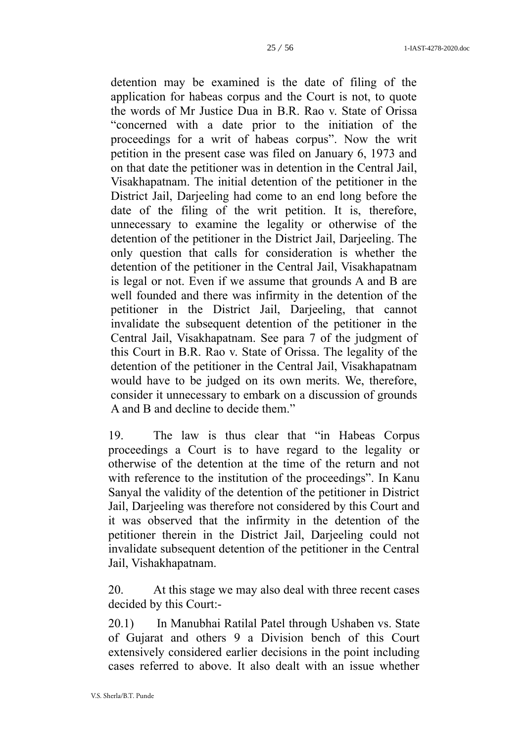detention may be examined is the date of filing of the application for habeas corpus and the Court is not, to quote the words of Mr Justice Dua in B.R. Rao v. State of Orissa "concerned with a date prior to the initiation of the proceedings for a writ of habeas corpus". Now the writ petition in the present case was filed on January 6, 1973 and on that date the petitioner was in detention in the Central Jail, Visakhapatnam. The initial detention of the petitioner in the District Jail, Darjeeling had come to an end long before the date of the filing of the writ petition. It is, therefore, unnecessary to examine the legality or otherwise of the detention of the petitioner in the District Jail, Darjeeling. The only question that calls for consideration is whether the detention of the petitioner in the Central Jail, Visakhapatnam is legal or not. Even if we assume that grounds A and B are well founded and there was infirmity in the detention of the petitioner in the District Jail, Darjeeling, that cannot invalidate the subsequent detention of the petitioner in the Central Jail, Visakhapatnam. See para 7 of the judgment of this Court in B.R. Rao v. State of Orissa. The legality of the detention of the petitioner in the Central Jail, Visakhapatnam would have to be judged on its own merits. We, therefore, consider it unnecessary to embark on a discussion of grounds A and B and decline to decide them."

19. The law is thus clear that "in Habeas Corpus proceedings a Court is to have regard to the legality or otherwise of the detention at the time of the return and not with reference to the institution of the proceedings". In Kanu Sanyal the validity of the detention of the petitioner in District Jail, Darjeeling was therefore not considered by this Court and it was observed that the infirmity in the detention of the petitioner therein in the District Jail, Darjeeling could not invalidate subsequent detention of the petitioner in the Central Jail, Vishakhapatnam.

20. At this stage we may also deal with three recent cases decided by this Court:-

20.1) In Manubhai Ratilal Patel through Ushaben vs. State of Gujarat and others 9 a Division bench of this Court extensively considered earlier decisions in the point including cases referred to above. It also dealt with an issue whether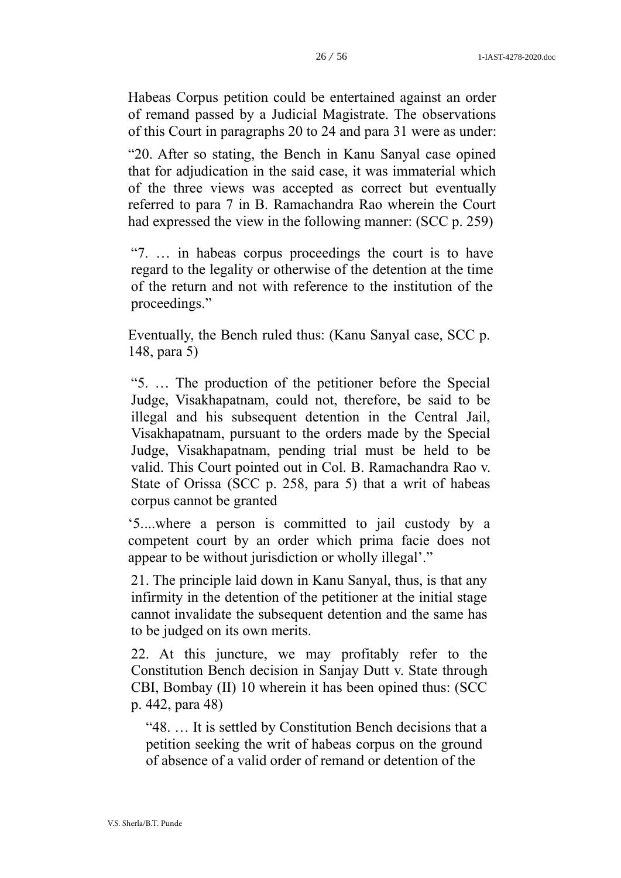Habeas Corpus petition could be entertained against an order of remand passed by a Judicial Magistrate. The observations of this Court in paragraphs 20 to 24 and para 31 were as under:

> "20. After so stating, the Bench in Kanu Sanyal case opined that for adjudication in the said case, it was immaterial which of the three views was accepted as correct but eventually referred to para 7 in B. Ramachandra Rao wherein the Court had expressed the view in the following manner: (SCC p. 259)
>
> > "7. … in habeas corpus proceedings the court is to have regard to the legality or otherwise of the detention at the time of the return and not with reference to the institution of the proceedings."
>
> Eventually, the Bench ruled thus: (Kanu Sanyal case, SCC p. 148, para 5)
>
> > "5. … The production of the petitioner before the Special Judge, Visakhapatnam, could not, therefore, be said to be illegal and his subsequent detention in the Central Jail, Visakhapatnam, pursuant to the orders made by the Special Judge, Visakhapatnam, pending trial must be held to be valid. This Court pointed out in Col. B. Ramachandra Rao v. State of Orissa (SCC p. 258, para 5) that a writ of habeas corpus cannot be granted
> >
> > '5....where a person is committed to jail custody by a competent court by an order which prima facie does not appear to be without jurisdiction or wholly illegal'."
>
> 21. The principle laid down in Kanu Sanyal, thus, is that any infirmity in the detention of the petitioner at the initial stage cannot invalidate the subsequent detention and the same has to be judged on its own merits.
>
> 22. At this juncture, we may profitably refer to the Constitution Bench decision in Sanjay Dutt v. State through CBI, Bombay (II) 10 wherein it has been opined thus: (SCC p. 442, para 48)
>
> > "48. … It is settled by Constitution Bench decisions that a petition seeking the writ of habeas corpus on the ground of absence of a valid order of remand or detention of the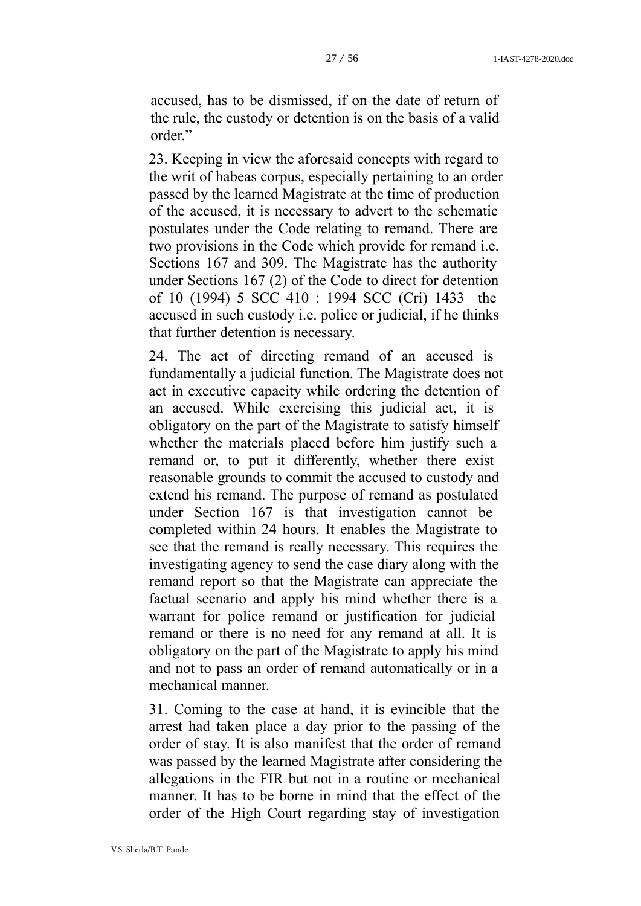accused, has to be dismissed, if on the date of return of the rule, the custody or detention is on the basis of a valid order."

23. Keeping in view the aforesaid concepts with regard to the writ of habeas corpus, especially pertaining to an order passed by the learned Magistrate at the time of production of the accused, it is necessary to advert to the schematic postulates under the Code relating to remand. There are two provisions in the Code which provide for remand i.e. Sections 167 and 309. The Magistrate has the authority under Sections 167 (2) of the Code to direct for detention of 10 (1994) 5 SCC 410 : 1994 SCC (Cri) 1433 the accused in such custody i.e. police or judicial, if he thinks that further detention is necessary.

24. The act of directing remand of an accused is fundamentally a judicial function. The Magistrate does not act in executive capacity while ordering the detention of an accused. While exercising this judicial act, it is obligatory on the part of the Magistrate to satisfy himself whether the materials placed before him justify such a remand or, to put it differently, whether there exist reasonable grounds to commit the accused to custody and extend his remand. The purpose of remand as postulated under Section 167 is that investigation cannot be completed within 24 hours. It enables the Magistrate to see that the remand is really necessary. This requires the investigating agency to send the case diary along with the remand report so that the Magistrate can appreciate the factual scenario and apply his mind whether there is a warrant for police remand or justification for judicial remand or there is no need for any remand at all. It is obligatory on the part of the Magistrate to apply his mind and not to pass an order of remand automatically or in a mechanical manner.

31. Coming to the case at hand, it is evincible that the arrest had taken place a day prior to the passing of the order of stay. It is also manifest that the order of remand was passed by the learned Magistrate after considering the allegations in the FIR but not in a routine or mechanical manner. It has to be borne in mind that the effect of the order of the High Court regarding stay of investigation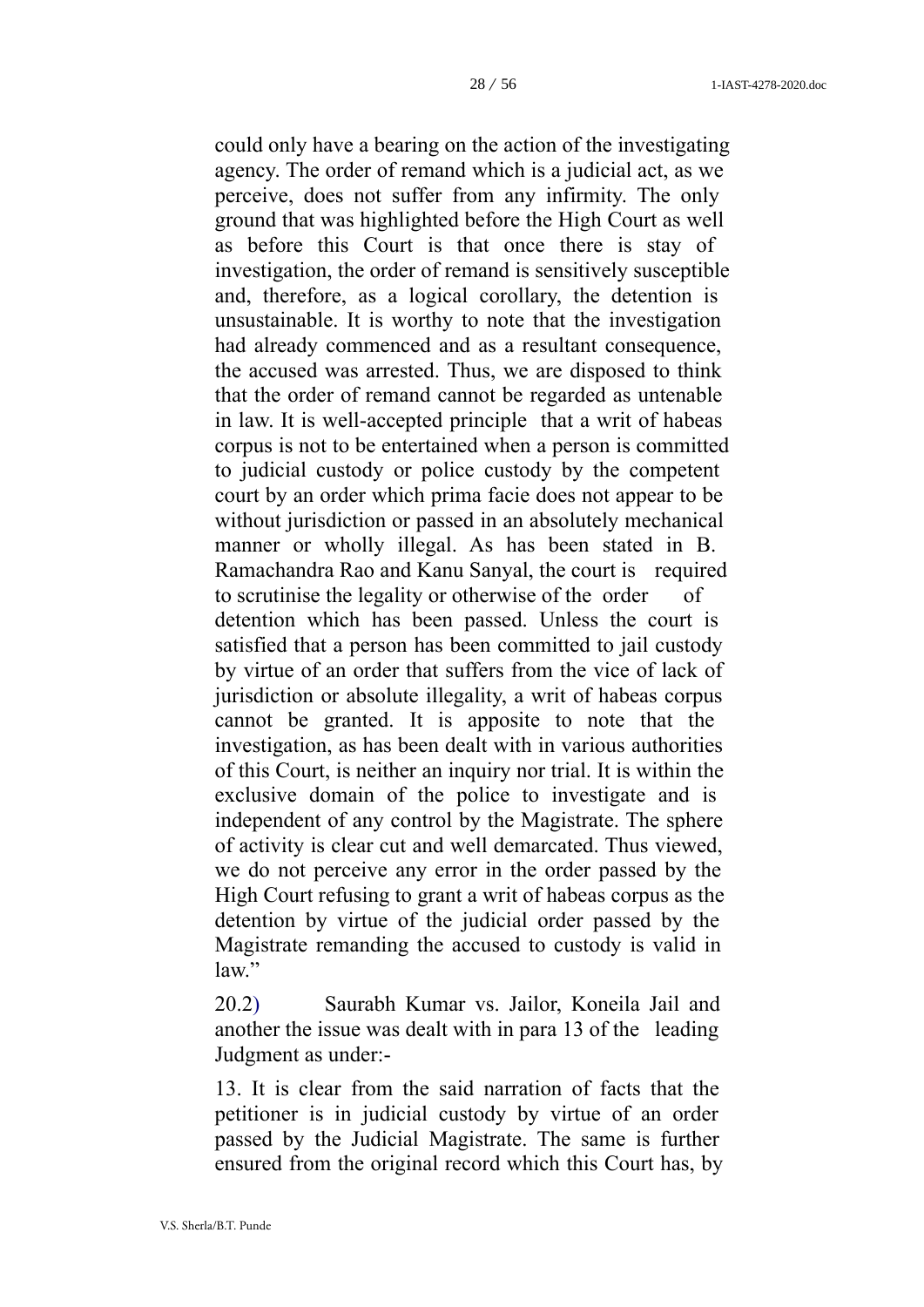could only have a bearing on the action of the investigating agency. The order of remand which is a judicial act, as we perceive, does not suffer from any infirmity. The only ground that was highlighted before the High Court as well as before this Court is that once there is stay of investigation, the order of remand is sensitively susceptible and, therefore, as a logical corollary, the detention is unsustainable. It is worthy to note that the investigation had already commenced and as a resultant consequence, the accused was arrested. Thus, we are disposed to think that the order of remand cannot be regarded as untenable in law. It is well-accepted principle that a writ of habeas corpus is not to be entertained when a person is committed to judicial custody or police custody by the competent court by an order which prima facie does not appear to be without jurisdiction or passed in an absolutely mechanical manner or wholly illegal. As has been stated in B. Ramachandra Rao and Kanu Sanyal, the court is required to scrutinise the legality or otherwise of the order of detention which has been passed. Unless the court is satisfied that a person has been committed to jail custody by virtue of an order that suffers from the vice of lack of jurisdiction or absolute illegality, a writ of habeas corpus cannot be granted. It is apposite to note that the investigation, as has been dealt with in various authorities of this Court, is neither an inquiry nor trial. It is within the exclusive domain of the police to investigate and is independent of any control by the Magistrate. The sphere of activity is clear cut and well demarcated. Thus viewed, we do not perceive any error in the order passed by the High Court refusing to grant a writ of habeas corpus as the detention by virtue of the judicial order passed by the Magistrate remanding the accused to custody is valid in law."

20.2) Saurabh Kumar vs. Jailor, Koneila Jail and another the issue was dealt with in para 13 of the leading Judgment as under:-

13. It is clear from the said narration of facts that the petitioner is in judicial custody by virtue of an order passed by the Judicial Magistrate. The same is further ensured from the original record which this Court has, by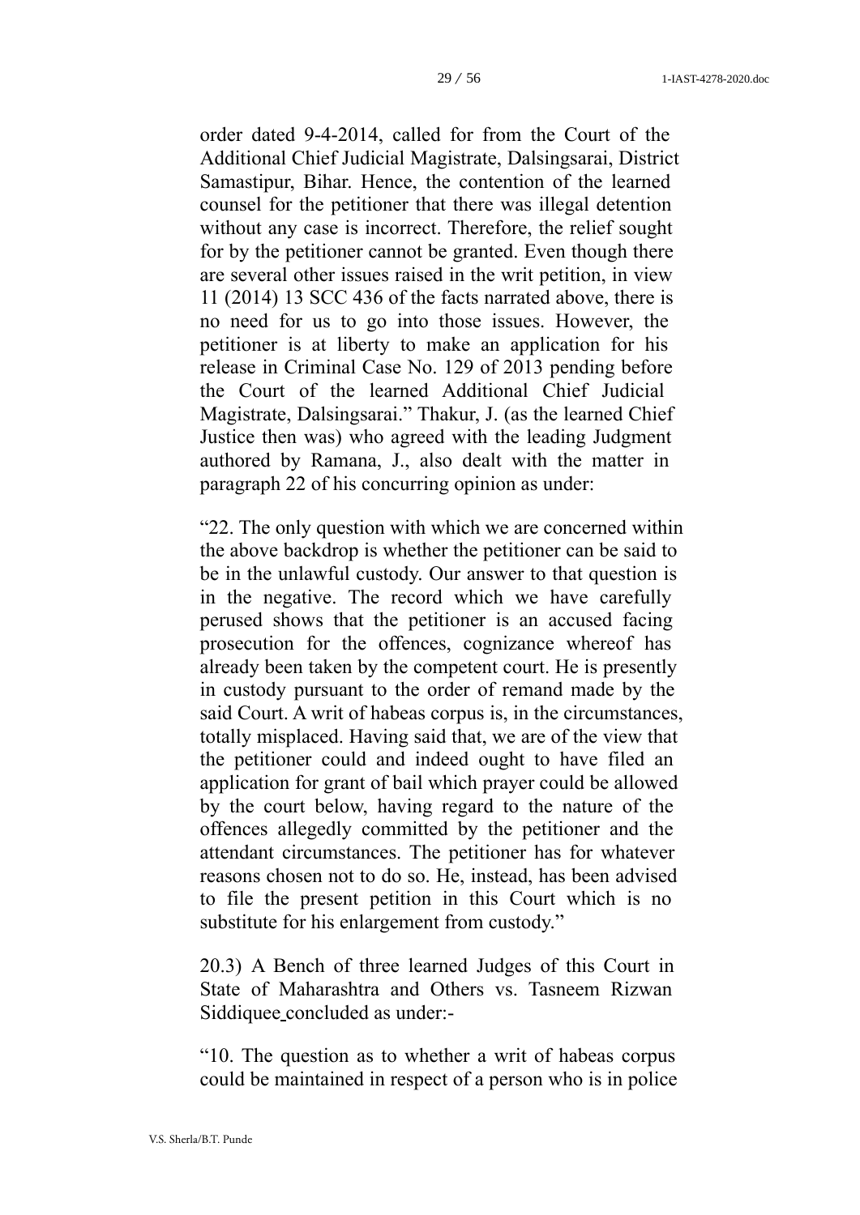order dated 9-4-2014, called for from the Court of the Additional Chief Judicial Magistrate, Dalsingsarai, District Samastipur, Bihar. Hence, the contention of the learned counsel for the petitioner that there was illegal detention without any case is incorrect. Therefore, the relief sought for by the petitioner cannot be granted. Even though there are several other issues raised in the writ petition, in view 11 (2014) 13 SCC 436 of the facts narrated above, there is no need for us to go into those issues. However, the petitioner is at liberty to make an application for his release in Criminal Case No. 129 of 2013 pending before the Court of the learned Additional Chief Judicial Magistrate, Dalsingsarai." Thakur, J. (as the learned Chief Justice then was) who agreed with the leading Judgment authored by Ramana, J., also dealt with the matter in paragraph 22 of his concurring opinion as under:

"22. The only question with which we are concerned within the above backdrop is whether the petitioner can be said to be in the unlawful custody. Our answer to that question is in the negative. The record which we have carefully perused shows that the petitioner is an accused facing prosecution for the offences, cognizance whereof has already been taken by the competent court. He is presently in custody pursuant to the order of remand made by the said Court. A writ of habeas corpus is, in the circumstances, totally misplaced. Having said that, we are of the view that the petitioner could and indeed ought to have filed an application for grant of bail which prayer could be allowed by the court below, having regard to the nature of the offences allegedly committed by the petitioner and the attendant circumstances. The petitioner has for whatever reasons chosen not to do so. He, instead, has been advised to file the present petition in this Court which is no substitute for his enlargement from custody."

20.3) A Bench of three learned Judges of this Court in State of Maharashtra and Others vs. Tasneem Rizwan Siddiquee concluded as under:-

"10. The question as to whether a writ of habeas corpus could be maintained in respect of a person who is in police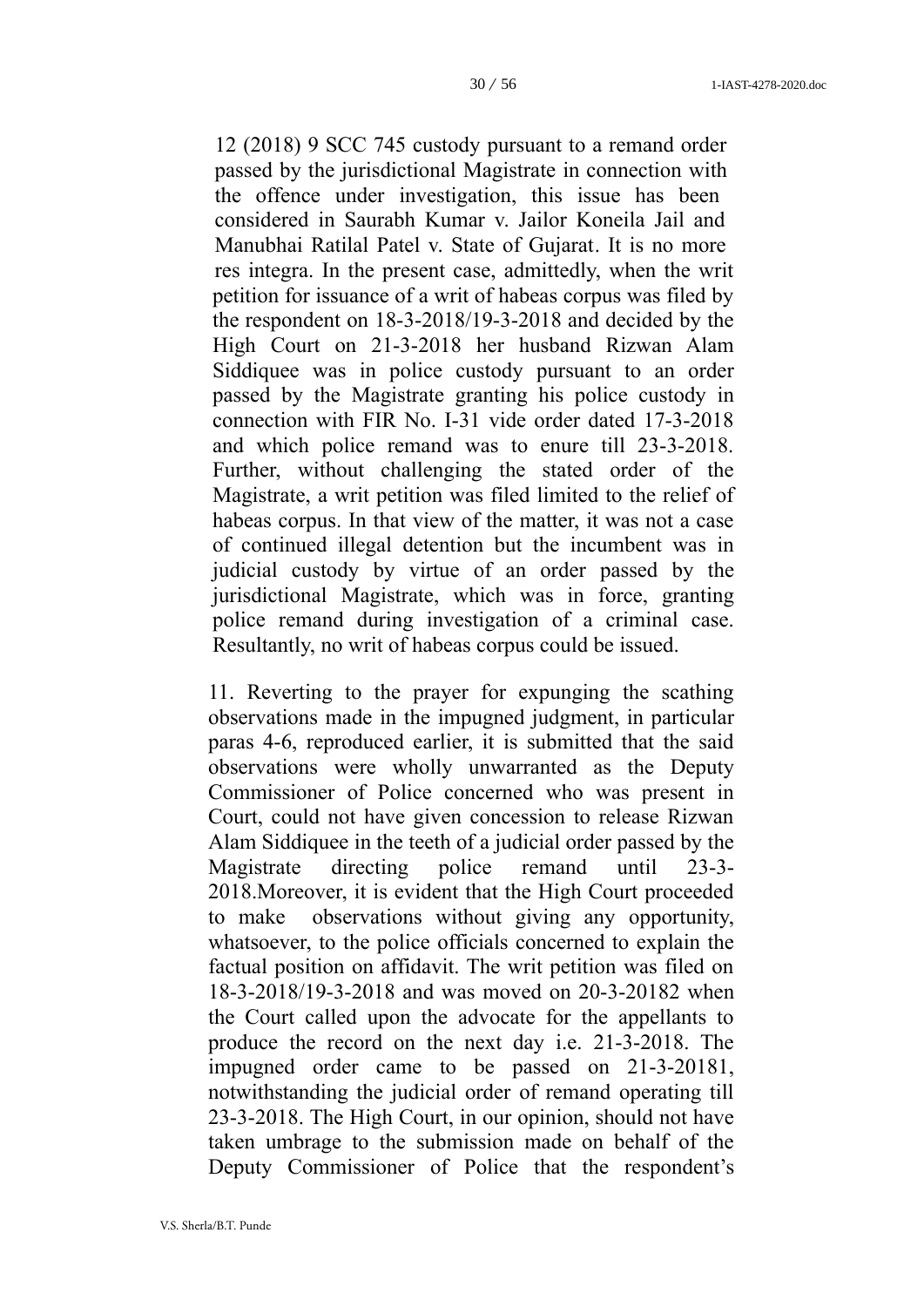12 (2018) 9 SCC 745 custody pursuant to a remand order passed by the jurisdictional Magistrate in connection with the offence under investigation, this issue has been considered in Saurabh Kumar v. Jailor Koneila Jail and Manubhai Ratilal Patel v. State of Gujarat. It is no more res integra. In the present case, admittedly, when the writ petition for issuance of a writ of habeas corpus was filed by the respondent on 18-3-2018/19-3-2018 and decided by the High Court on 21-3-2018 her husband Rizwan Alam Siddiquee was in police custody pursuant to an order passed by the Magistrate granting his police custody in connection with FIR No. I-31 vide order dated 17-3-2018 and which police remand was to enure till 23-3-2018. Further, without challenging the stated order of the Magistrate, a writ petition was filed limited to the relief of habeas corpus. In that view of the matter, it was not a case of continued illegal detention but the incumbent was in judicial custody by virtue of an order passed by the jurisdictional Magistrate, which was in force, granting police remand during investigation of a criminal case. Resultantly, no writ of habeas corpus could be issued.

11. Reverting to the prayer for expunging the scathing observations made in the impugned judgment, in particular paras 4-6, reproduced earlier, it is submitted that the said observations were wholly unwarranted as the Deputy Commissioner of Police concerned who was present in Court, could not have given concession to release Rizwan Alam Siddiquee in the teeth of a judicial order passed by the Magistrate directing police remand until 23-3-2018.Moreover, it is evident that the High Court proceeded to make observations without giving any opportunity, whatsoever, to the police officials concerned to explain the factual position on affidavit. The writ petition was filed on 18-3-2018/19-3-2018 and was moved on 20-3-20182 when the Court called upon the advocate for the appellants to produce the record on the next day i.e. 21-3-2018. The impugned order came to be passed on 21-3-20181, notwithstanding the judicial order of remand operating till 23-3-2018. The High Court, in our opinion, should not have taken umbrage to the submission made on behalf of the Deputy Commissioner of Police that the respondent's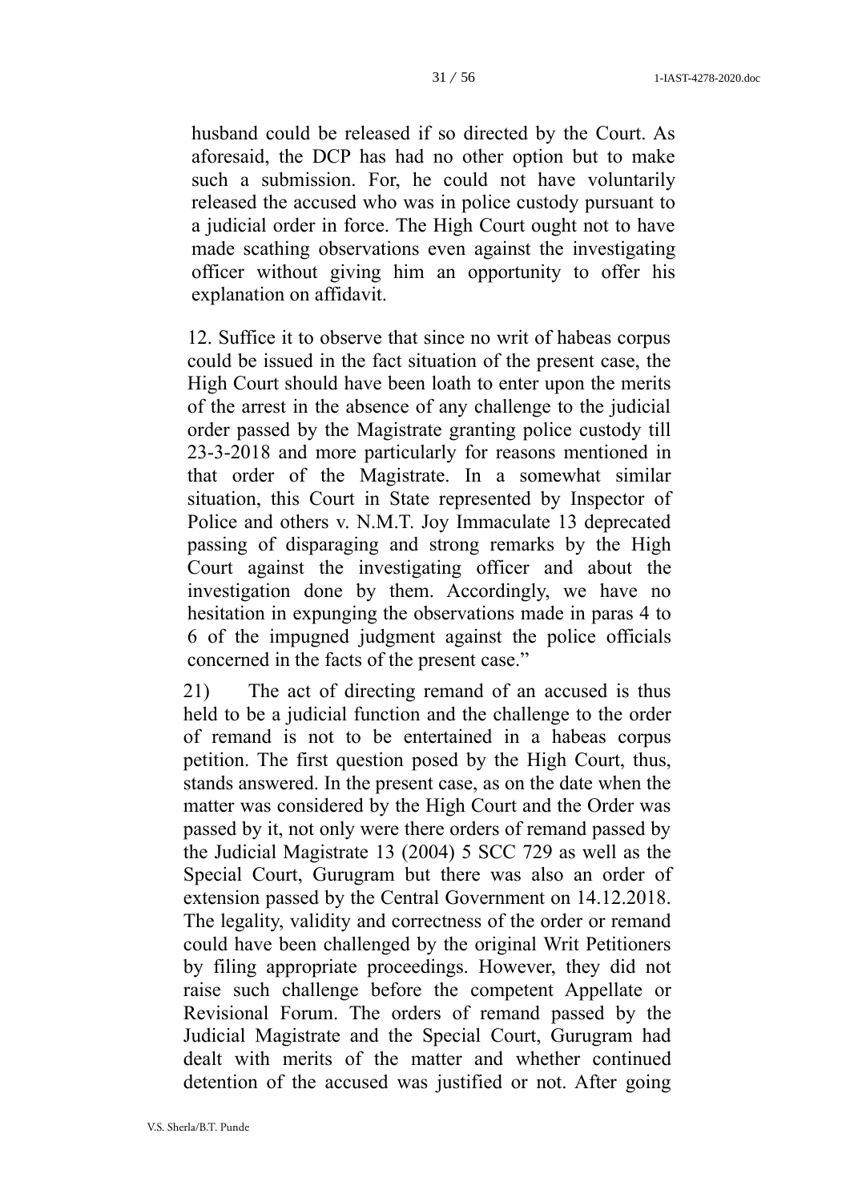husband could be released if so directed by the Court. As aforesaid, the DCP has had no other option but to make such a submission. For, he could not have voluntarily released the accused who was in police custody pursuant to a judicial order in force. The High Court ought not to have made scathing observations even against the investigating officer without giving him an opportunity to offer his explanation on affidavit.

12. Suffice it to observe that since no writ of habeas corpus could be issued in the fact situation of the present case, the High Court should have been loath to enter upon the merits of the arrest in the absence of any challenge to the judicial order passed by the Magistrate granting police custody till 23-3-2018 and more particularly for reasons mentioned in that order of the Magistrate. In a somewhat similar situation, this Court in State represented by Inspector of Police and others v. N.M.T. Joy Immaculate 13 deprecated passing of disparaging and strong remarks by the High Court against the investigating officer and about the investigation done by them. Accordingly, we have no hesitation in expunging the observations made in paras 4 to 6 of the impugned judgment against the police officials concerned in the facts of the present case."

21) The act of directing remand of an accused is thus held to be a judicial function and the challenge to the order of remand is not to be entertained in a habeas corpus petition. The first question posed by the High Court, thus, stands answered. In the present case, as on the date when the matter was considered by the High Court and the Order was passed by it, not only were there orders of remand passed by the Judicial Magistrate 13 (2004) 5 SCC 729 as well as the Special Court, Gurugram but there was also an order of extension passed by the Central Government on 14.12.2018. The legality, validity and correctness of the order or remand could have been challenged by the original Writ Petitioners by filing appropriate proceedings. However, they did not raise such challenge before the competent Appellate or Revisional Forum. The orders of remand passed by the Judicial Magistrate and the Special Court, Gurugram had dealt with merits of the matter and whether continued detention of the accused was justified or not. After going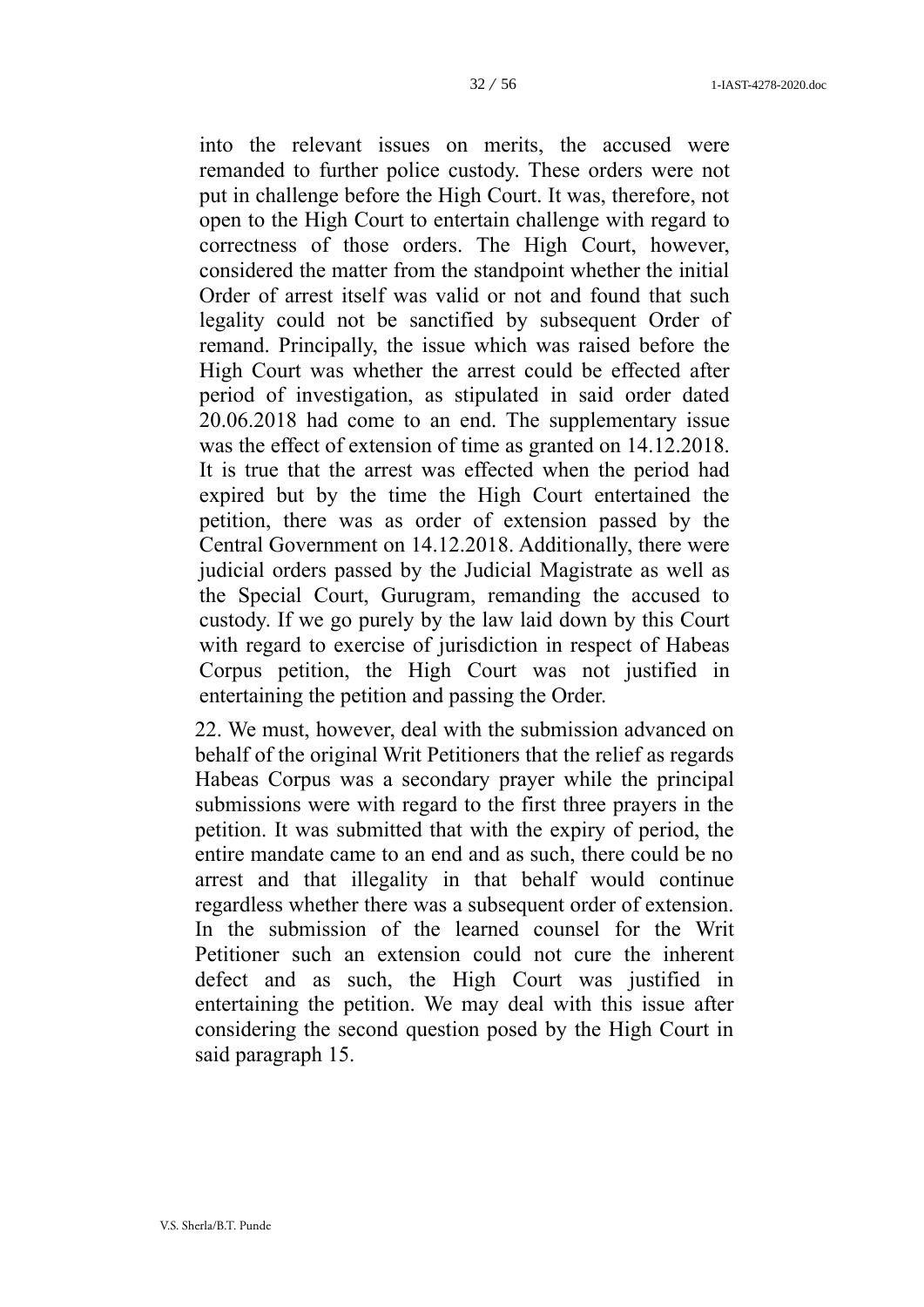into the relevant issues on merits, the accused were remanded to further police custody. These orders were not put in challenge before the High Court. It was, therefore, not open to the High Court to entertain challenge with regard to correctness of those orders. The High Court, however, considered the matter from the standpoint whether the initial Order of arrest itself was valid or not and found that such legality could not be sanctified by subsequent Order of remand. Principally, the issue which was raised before the High Court was whether the arrest could be effected after period of investigation, as stipulated in said order dated 20.06.2018 had come to an end. The supplementary issue was the effect of extension of time as granted on 14.12.2018. It is true that the arrest was effected when the period had expired but by the time the High Court entertained the petition, there was as order of extension passed by the Central Government on 14.12.2018. Additionally, there were judicial orders passed by the Judicial Magistrate as well as the Special Court, Gurugram, remanding the accused to custody. If we go purely by the law laid down by this Court with regard to exercise of jurisdiction in respect of Habeas Corpus petition, the High Court was not justified in entertaining the petition and passing the Order.

22. We must, however, deal with the submission advanced on behalf of the original Writ Petitioners that the relief as regards Habeas Corpus was a secondary prayer while the principal submissions were with regard to the first three prayers in the petition. It was submitted that with the expiry of period, the entire mandate came to an end and as such, there could be no arrest and that illegality in that behalf would continue regardless whether there was a subsequent order of extension. In the submission of the learned counsel for the Writ Petitioner such an extension could not cure the inherent defect and as such, the High Court was justified in entertaining the petition. We may deal with this issue after considering the second question posed by the High Court in said paragraph 15.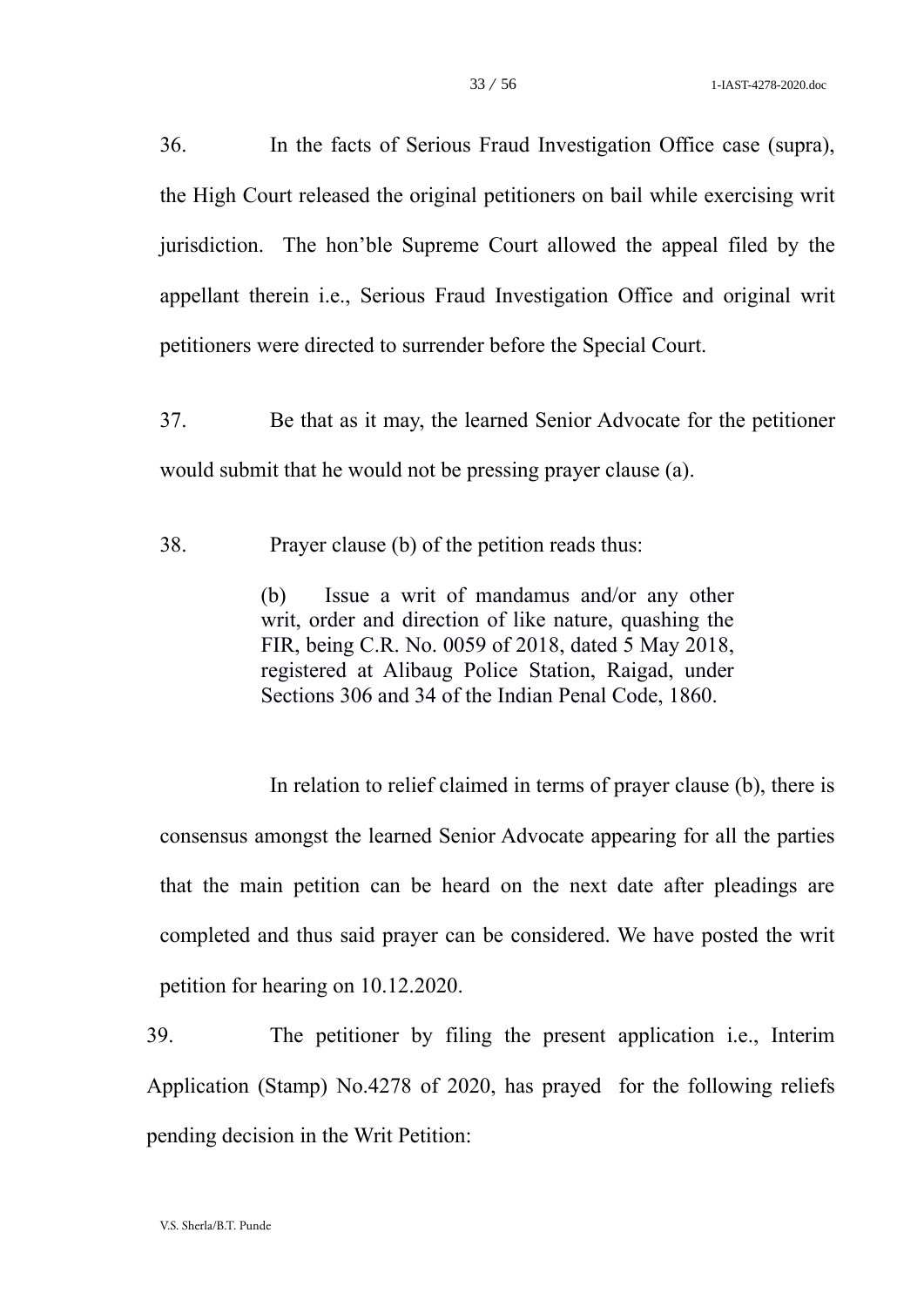36. In the facts of Serious Fraud Investigation Office case (supra), the High Court released the original petitioners on bail while exercising writ jurisdiction. The hon'ble Supreme Court allowed the appeal filed by the appellant therein i.e., Serious Fraud Investigation Office and original writ petitioners were directed to surrender before the Special Court.

37. Be that as it may, the learned Senior Advocate for the petitioner would submit that he would not be pressing prayer clause (a).

38. Prayer clause (b) of the petition reads thus:

> (b) Issue a writ of mandamus and/or any other writ, order and direction of like nature, quashing the FIR, being C.R. No. 0059 of 2018, dated 5 May 2018, registered at Alibaug Police Station, Raigad, under Sections 306 and 34 of the Indian Penal Code, 1860.

In relation to relief claimed in terms of prayer clause (b), there is consensus amongst the learned Senior Advocate appearing for all the parties that the main petition can be heard on the next date after pleadings are completed and thus said prayer can be considered. We have posted the writ petition for hearing on 10.12.2020.

39. The petitioner by filing the present application i.e., Interim Application (Stamp) No.4278 of 2020, has prayed for the following reliefs pending decision in the Writ Petition: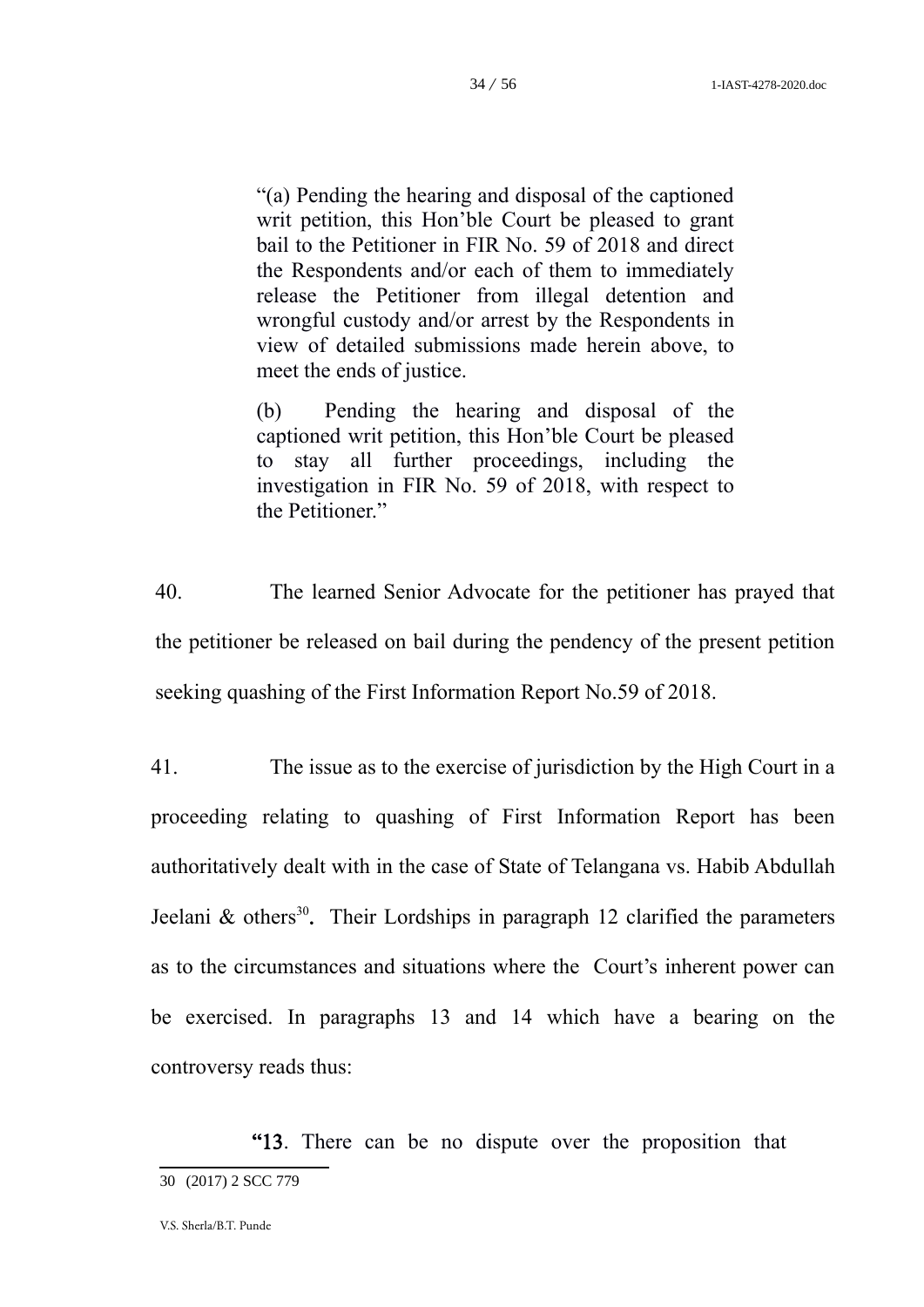> "(a) Pending the hearing and disposal of the captioned writ petition, this Hon'ble Court be pleased to grant bail to the Petitioner in FIR No. 59 of 2018 and direct the Respondents and/or each of them to immediately release the Petitioner from illegal detention and wrongful custody and/or arrest by the Respondents in view of detailed submissions made herein above, to meet the ends of justice.
>
> (b) Pending the hearing and disposal of the captioned writ petition, this Hon'ble Court be pleased to stay all further proceedings, including the investigation in FIR No. 59 of 2018, with respect to the Petitioner."

40. The learned Senior Advocate for the petitioner has prayed that the petitioner be released on bail during the pendency of the present petition seeking quashing of the First Information Report No.59 of 2018.

41. The issue as to the exercise of jurisdiction by the High Court in a proceeding relating to quashing of First Information Report has been authoritatively dealt with in the case of State of Telangana vs. Habib Abdullah Jeelani & others[30]**.** Their Lordships in paragraph 12 clarified the parameters as to the circumstances and situations where the Court's inherent power can be exercised. In paragraphs 13 and 14 which have a bearing on the controversy reads thus:

> **"13**. There can be no dispute over the proposition that

---

30 (2017) 2 SCC 779

V.S. Sherla/B.T. Punde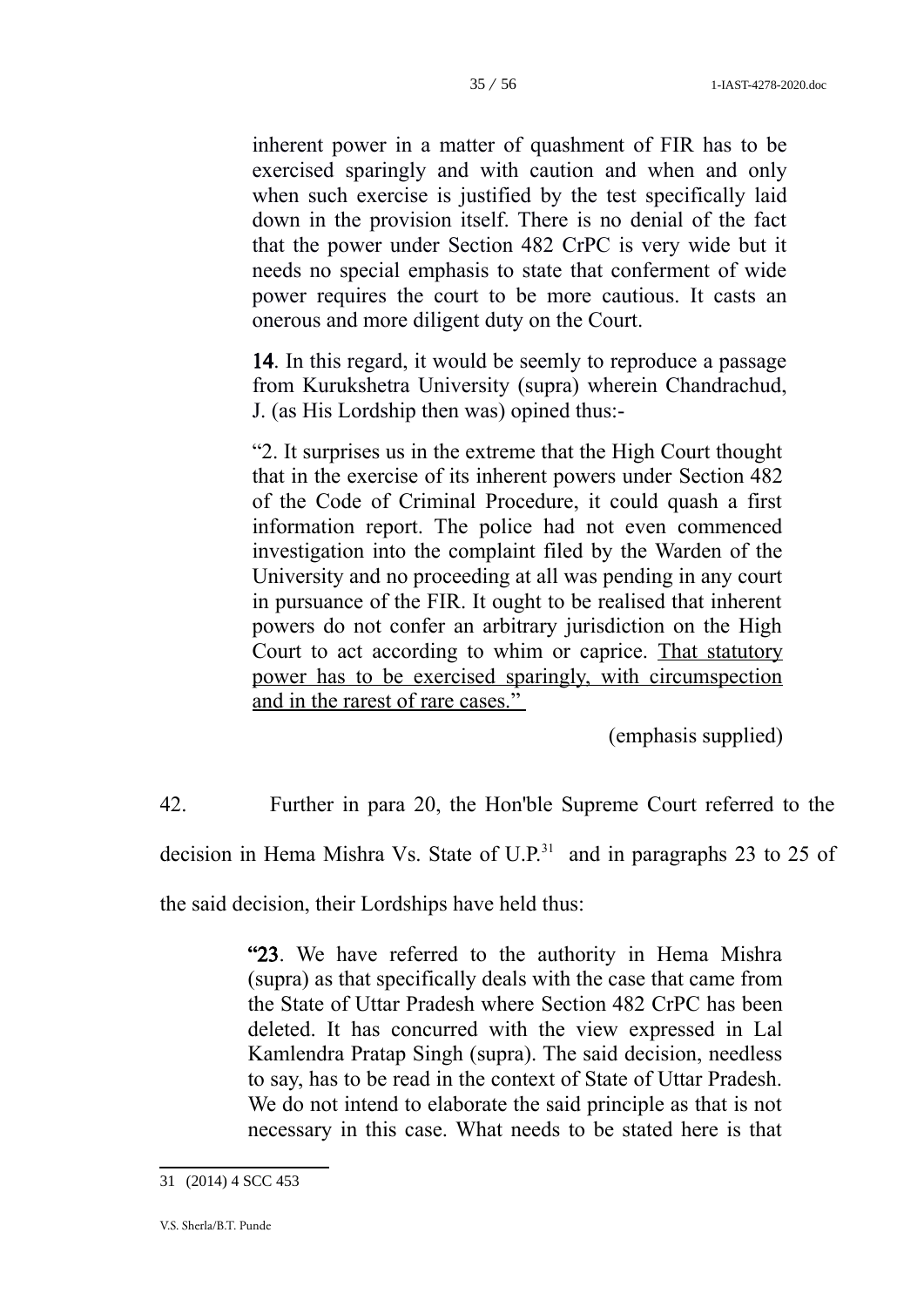> inherent power in a matter of quashment of FIR has to be exercised sparingly and with caution and when and only when such exercise is justified by the test specifically laid down in the provision itself. There is no denial of the fact that the power under Section 482 CrPC is very wide but it needs no special emphasis to state that conferment of wide power requires the court to be more cautious. It casts an onerous and more diligent duty on the Court.
>
> **14**. In this regard, it would be seemly to reproduce a passage from Kurukshetra University (supra) wherein Chandrachud, J. (as His Lordship then was) opined thus:-
>
> "2. It surprises us in the extreme that the High Court thought that in the exercise of its inherent powers under Section 482 of the Code of Criminal Procedure, it could quash a first information report. The police had not even commenced investigation into the complaint filed by the Warden of the University and no proceeding at all was pending in any court in pursuance of the FIR. It ought to be realised that inherent powers do not confer an arbitrary jurisdiction on the High Court to act according to whim or caprice. <u>That statutory power has to be exercised sparingly, with circumspection and in the rarest of rare cases."</u>
>
> (emphasis supplied)

42. Further in para 20, the Hon'ble Supreme Court referred to the decision in Hema Mishra Vs. State of U.P.[31] and in paragraphs 23 to 25 of the said decision, their Lordships have held thus:

> **"23**. We have referred to the authority in Hema Mishra (supra) as that specifically deals with the case that came from the State of Uttar Pradesh where Section 482 CrPC has been deleted. It has concurred with the view expressed in Lal Kamlendra Pratap Singh (supra). The said decision, needless to say, has to be read in the context of State of Uttar Pradesh. We do not intend to elaborate the said principle as that is not necessary in this case. What needs to be stated here is that

---

31 (2014) 4 SCC 453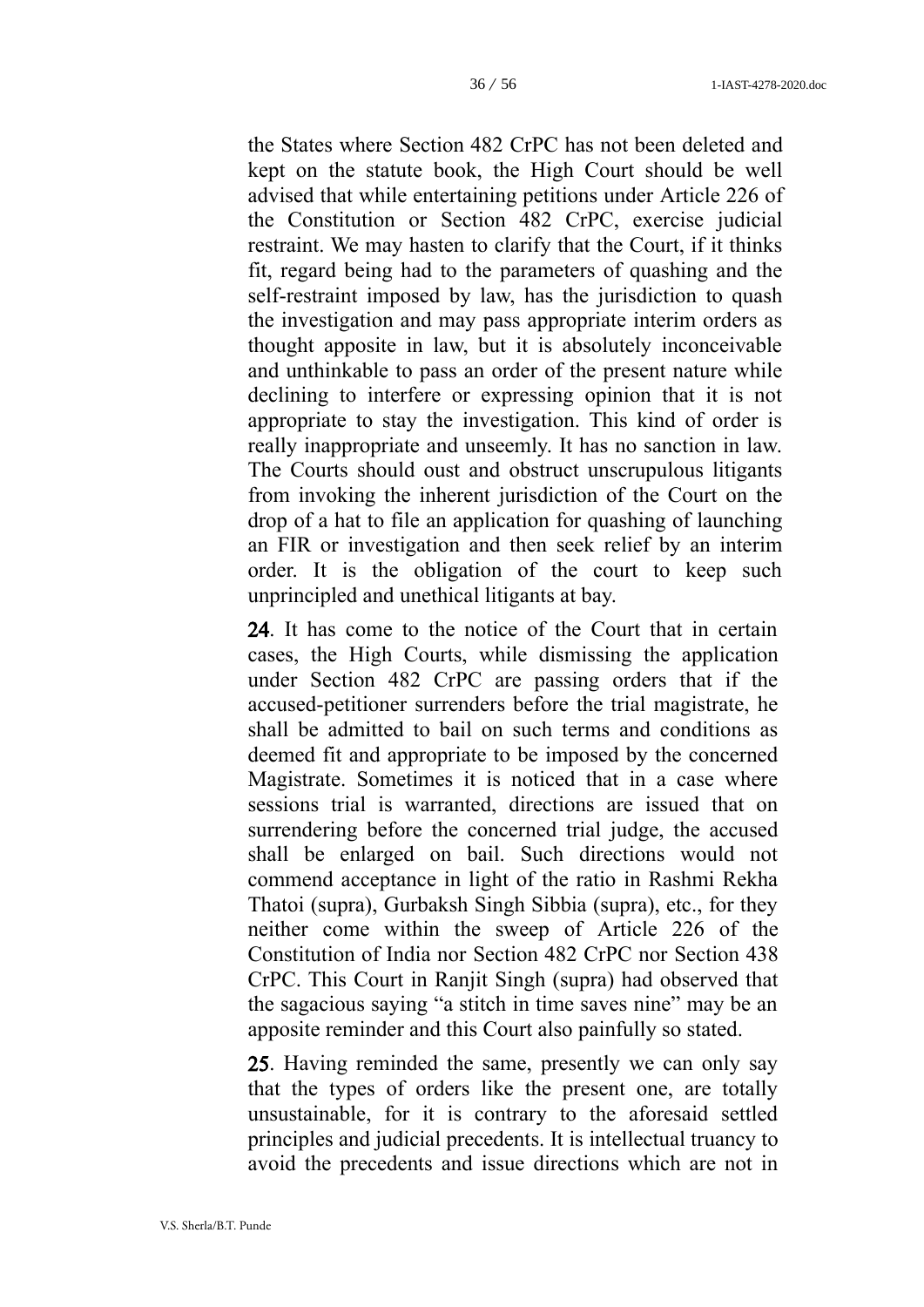the States where Section 482 CrPC has not been deleted and kept on the statute book, the High Court should be well advised that while entertaining petitions under Article 226 of the Constitution or Section 482 CrPC, exercise judicial restraint. We may hasten to clarify that the Court, if it thinks fit, regard being had to the parameters of quashing and the self-restraint imposed by law, has the jurisdiction to quash the investigation and may pass appropriate interim orders as thought apposite in law, but it is absolutely inconceivable and unthinkable to pass an order of the present nature while declining to interfere or expressing opinion that it is not appropriate to stay the investigation. This kind of order is really inappropriate and unseemly. It has no sanction in law. The Courts should oust and obstruct unscrupulous litigants from invoking the inherent jurisdiction of the Court on the drop of a hat to file an application for quashing of launching an FIR or investigation and then seek relief by an interim order. It is the obligation of the court to keep such unprincipled and unethical litigants at bay.

**24**. It has come to the notice of the Court that in certain cases, the High Courts, while dismissing the application under Section 482 CrPC are passing orders that if the accused-petitioner surrenders before the trial magistrate, he shall be admitted to bail on such terms and conditions as deemed fit and appropriate to be imposed by the concerned Magistrate. Sometimes it is noticed that in a case where sessions trial is warranted, directions are issued that on surrendering before the concerned trial judge, the accused shall be enlarged on bail. Such directions would not commend acceptance in light of the ratio in Rashmi Rekha Thatoi (supra), Gurbaksh Singh Sibbia (supra), etc., for they neither come within the sweep of Article 226 of the Constitution of India nor Section 482 CrPC nor Section 438 CrPC. This Court in Ranjit Singh (supra) had observed that the sagacious saying "a stitch in time saves nine" may be an apposite reminder and this Court also painfully so stated.

**25**. Having reminded the same, presently we can only say that the types of orders like the present one, are totally unsustainable, for it is contrary to the aforesaid settled principles and judicial precedents. It is intellectual truancy to avoid the precedents and issue directions which are not in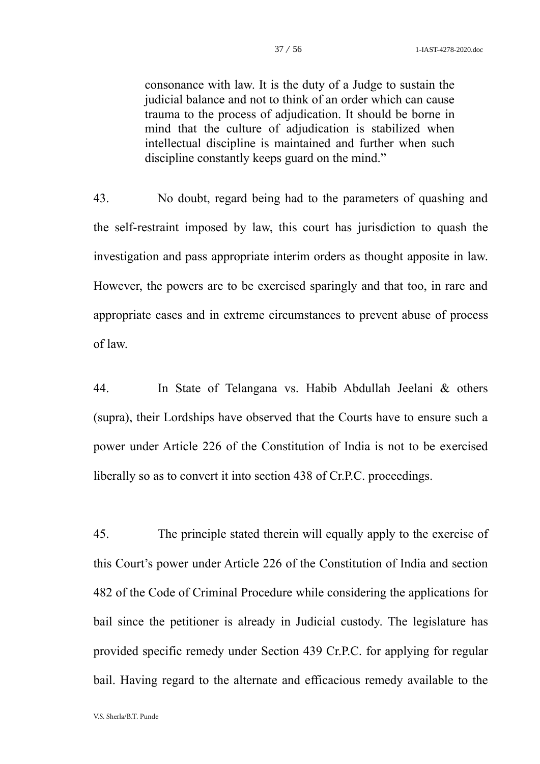> consonance with law. It is the duty of a Judge to sustain the judicial balance and not to think of an order which can cause trauma to the process of adjudication. It should be borne in mind that the culture of adjudication is stabilized when intellectual discipline is maintained and further when such discipline constantly keeps guard on the mind."

43. No doubt, regard being had to the parameters of quashing and the self-restraint imposed by law, this court has jurisdiction to quash the investigation and pass appropriate interim orders as thought apposite in law. However, the powers are to be exercised sparingly and that too, in rare and appropriate cases and in extreme circumstances to prevent abuse of process of law.

44. In State of Telangana vs. Habib Abdullah Jeelani & others (supra), their Lordships have observed that the Courts have to ensure such a power under Article 226 of the Constitution of India is not to be exercised liberally so as to convert it into section 438 of Cr.P.C. proceedings.

45. The principle stated therein will equally apply to the exercise of this Court's power under Article 226 of the Constitution of India and section 482 of the Code of Criminal Procedure while considering the applications for bail since the petitioner is already in Judicial custody. The legislature has provided specific remedy under Section 439 Cr.P.C. for applying for regular bail. Having regard to the alternate and efficacious remedy available to the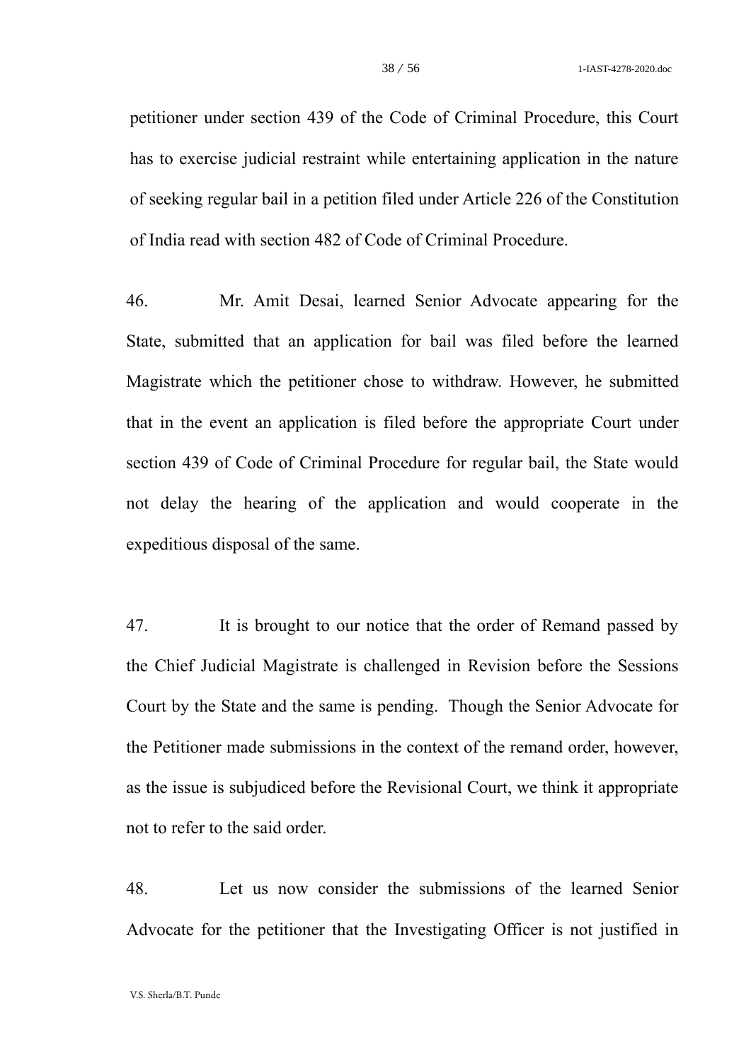petitioner under section 439 of the Code of Criminal Procedure, this Court has to exercise judicial restraint while entertaining application in the nature of seeking regular bail in a petition filed under Article 226 of the Constitution of India read with section 482 of Code of Criminal Procedure.

46. Mr. Amit Desai, learned Senior Advocate appearing for the State, submitted that an application for bail was filed before the learned Magistrate which the petitioner chose to withdraw. However, he submitted that in the event an application is filed before the appropriate Court under section 439 of Code of Criminal Procedure for regular bail, the State would not delay the hearing of the application and would cooperate in the expeditious disposal of the same.

47. It is brought to our notice that the order of Remand passed by the Chief Judicial Magistrate is challenged in Revision before the Sessions Court by the State and the same is pending. Though the Senior Advocate for the Petitioner made submissions in the context of the remand order, however, as the issue is subjudiced before the Revisional Court, we think it appropriate not to refer to the said order.

48. Let us now consider the submissions of the learned Senior Advocate for the petitioner that the Investigating Officer is not justified in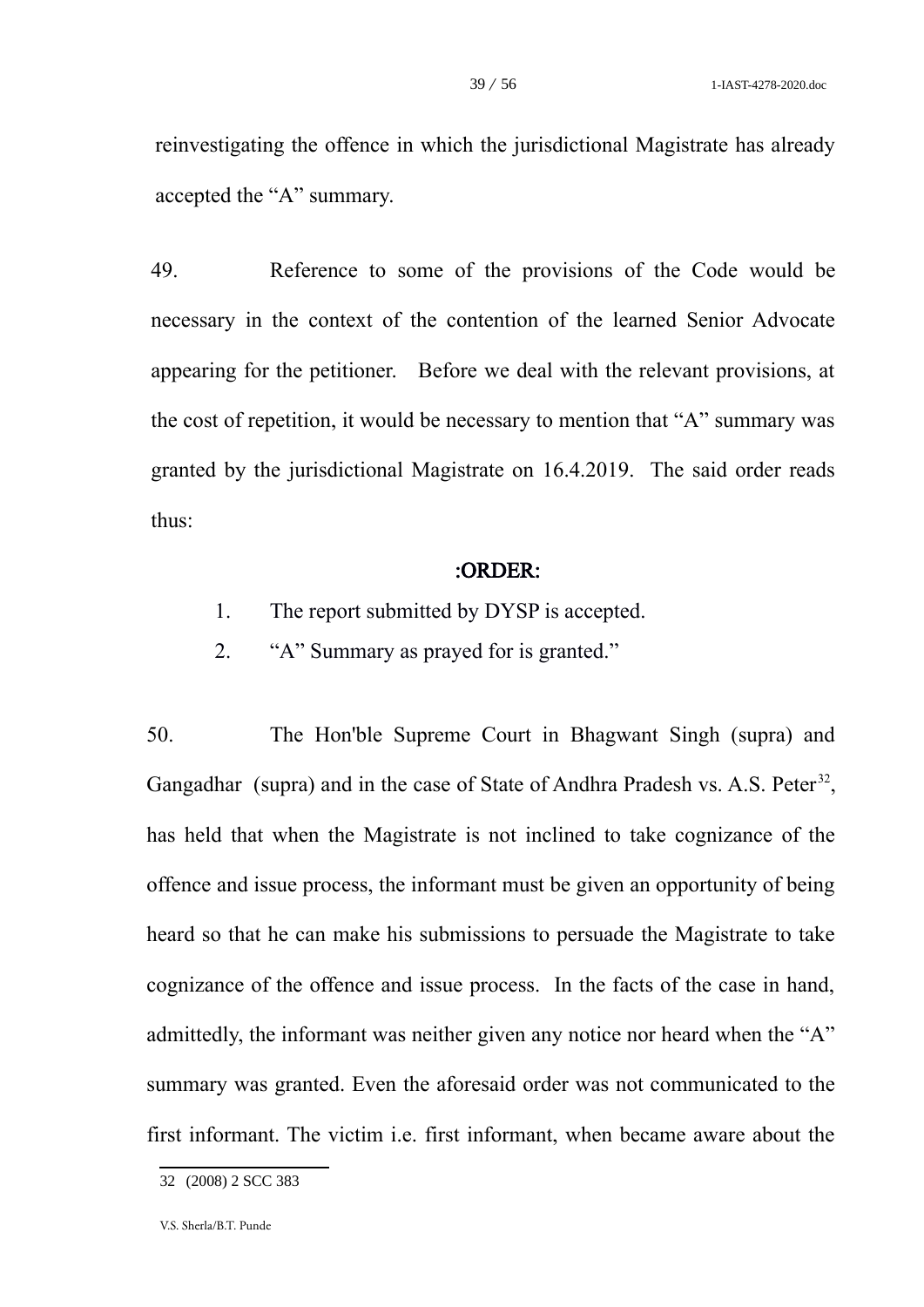reinvestigating the offence in which the jurisdictional Magistrate has already accepted the “A” summary.

49. Reference to some of the provisions of the Code would be necessary in the context of the contention of the learned Senior Advocate appearing for the petitioner. Before we deal with the relevant provisions, at the cost of repetition, it would be necessary to mention that “A” summary was granted by the jurisdictional Magistrate on 16.4.2019. The said order reads thus:

:ORDER:

1. The report submitted by DYSP is accepted.
2. “A” Summary as prayed for is granted.”

50. The Hon'ble Supreme Court in Bhagwant Singh (supra) and Gangadhar (supra) and in the case of State of Andhra Pradesh vs. A.S. Peter[32], has held that when the Magistrate is not inclined to take cognizance of the offence and issue process, the informant must be given an opportunity of being heard so that he can make his submissions to persuade the Magistrate to take cognizance of the offence and issue process. In the facts of the case in hand, admittedly, the informant was neither given any notice nor heard when the “A” summary was granted. Even the aforesaid order was not communicated to the first informant. The victim i.e. first informant, when became aware about the

---

32 (2008) 2 SCC 383

V.S. Sherla/B.T. Punde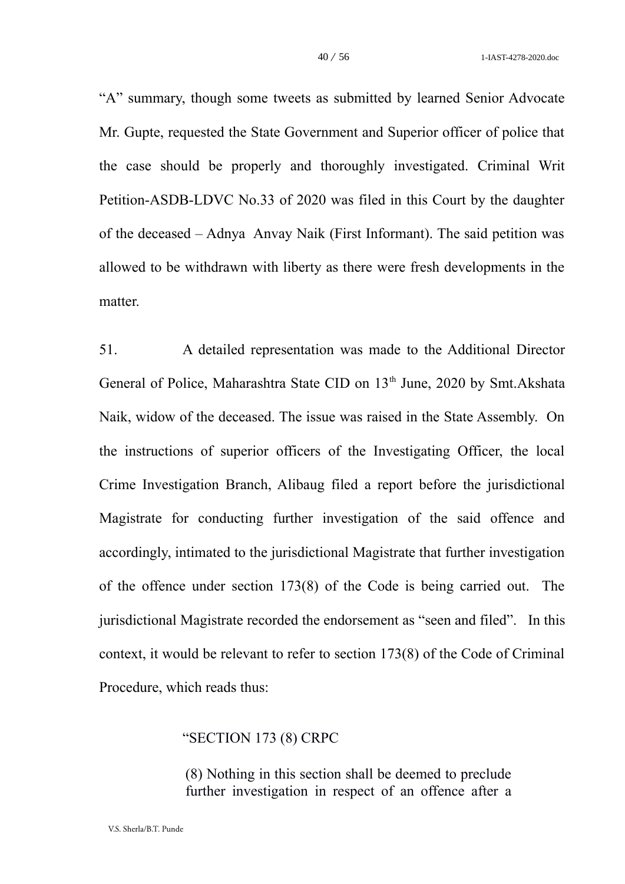"A" summary, though some tweets as submitted by learned Senior Advocate Mr. Gupte, requested the State Government and Superior officer of police that the case should be properly and thoroughly investigated. Criminal Writ Petition-ASDB-LDVC No.33 of 2020 was filed in this Court by the daughter of the deceased – Adnya Anvay Naik (First Informant). The said petition was allowed to be withdrawn with liberty as there were fresh developments in the matter.

51. A detailed representation was made to the Additional Director General of Police, Maharashtra State CID on 13th June, 2020 by Smt.Akshata Naik, widow of the deceased. The issue was raised in the State Assembly. On the instructions of superior officers of the Investigating Officer, the local Crime Investigation Branch, Alibaug filed a report before the jurisdictional Magistrate for conducting further investigation of the said offence and accordingly, intimated to the jurisdictional Magistrate that further investigation of the offence under section 173(8) of the Code is being carried out. The jurisdictional Magistrate recorded the endorsement as "seen and filed". In this context, it would be relevant to refer to section 173(8) of the Code of Criminal Procedure, which reads thus:

> "SECTION 173 (8) CRPC
>
> (8) Nothing in this section shall be deemed to preclude further investigation in respect of an offence after a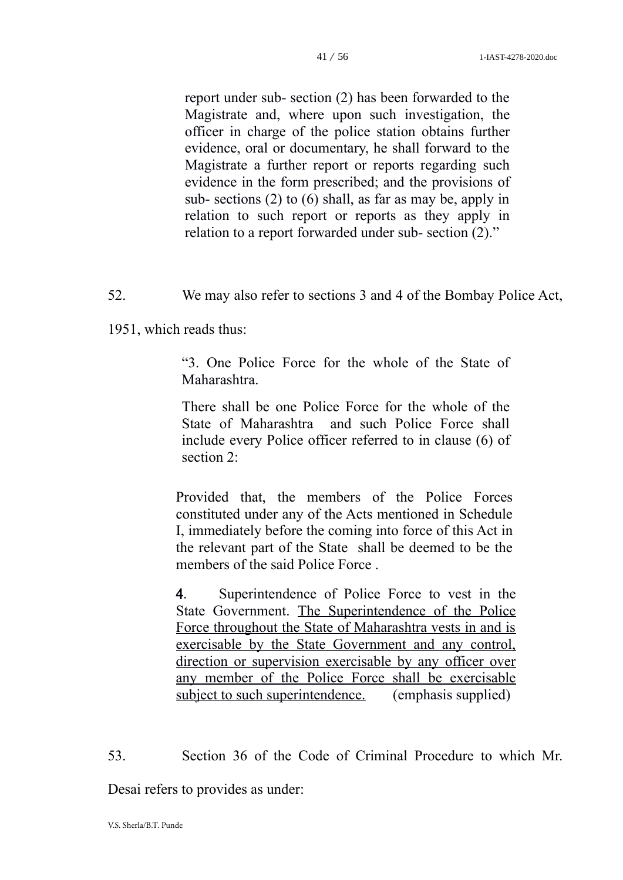> report under sub- section (2) has been forwarded to the Magistrate and, where upon such investigation, the officer in charge of the police station obtains further evidence, oral or documentary, he shall forward to the Magistrate a further report or reports regarding such evidence in the form prescribed; and the provisions of sub- sections (2) to (6) shall, as far as may be, apply in relation to such report or reports as they apply in relation to a report forwarded under sub- section (2)."

52. We may also refer to sections 3 and 4 of the Bombay Police Act, 1951, which reads thus:

> "3. One Police Force for the whole of the State of Maharashtra.
>
> There shall be one Police Force for the whole of the State of Maharashtra and such Police Force shall include every Police officer referred to in clause (6) of section 2:
>
> Provided that, the members of the Police Forces constituted under any of the Acts mentioned in Schedule I, immediately before the coming into force of this Act in the relevant part of the State shall be deemed to be the members of the said Police Force .
>
> **4**. Superintendence of Police Force to vest in the State Government. <u>The Superintendence of the Police Force throughout the State of Maharashtra vests in and is exercisable by the State Government and any control, direction or supervision exercisable by any officer over any member of the Police Force shall be exercisable subject to such superintendence.</u> (emphasis supplied)

53. Section 36 of the Code of Criminal Procedure to which Mr. Desai refers to provides as under: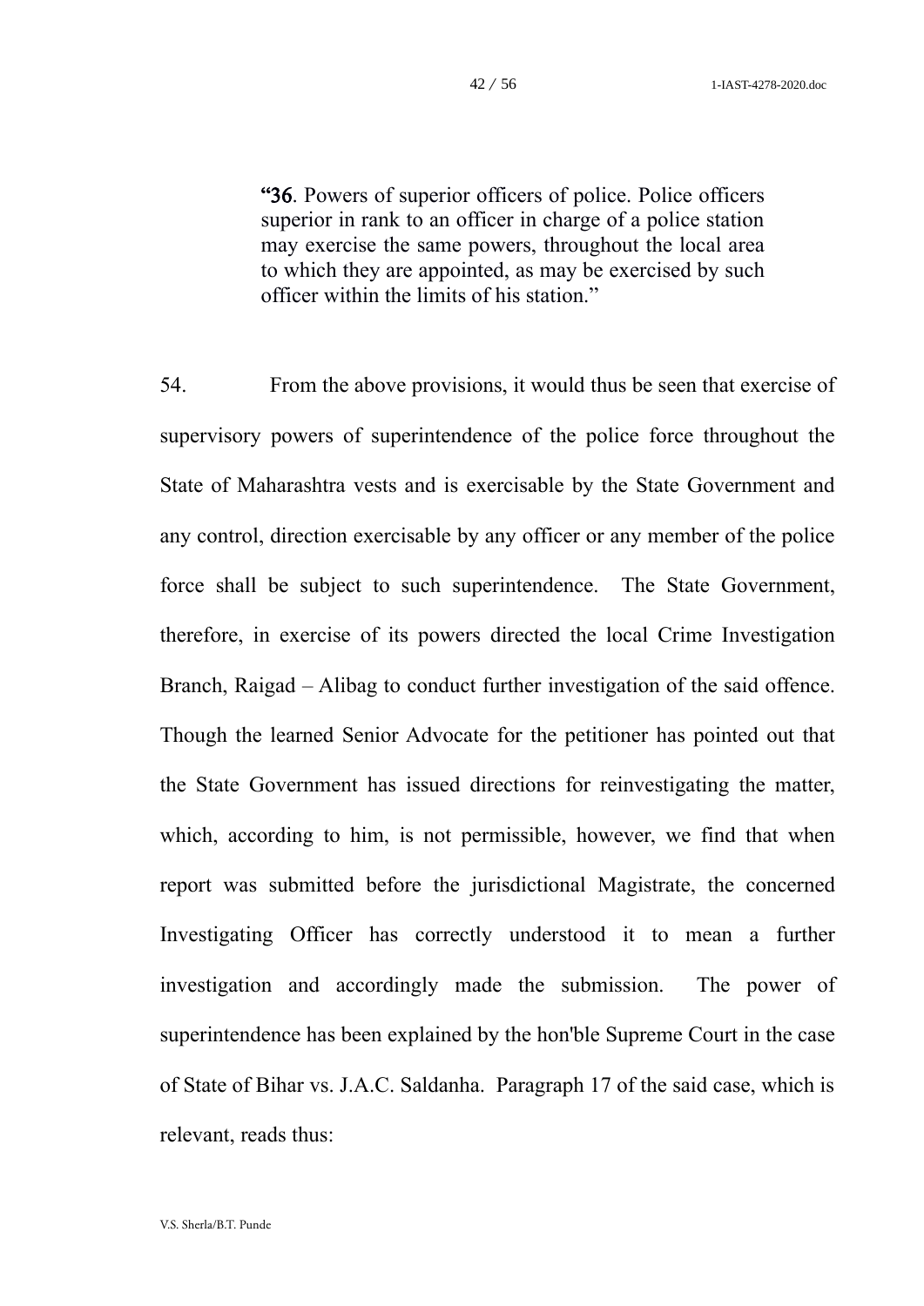> "**36**. Powers of superior officers of police. Police officers superior in rank to an officer in charge of a police station may exercise the same powers, throughout the local area to which they are appointed, as may be exercised by such officer within the limits of his station."

54. From the above provisions, it would thus be seen that exercise of supervisory powers of superintendence of the police force throughout the State of Maharashtra vests and is exercisable by the State Government and any control, direction exercisable by any officer or any member of the police force shall be subject to such superintendence. The State Government, therefore, in exercise of its powers directed the local Crime Investigation Branch, Raigad – Alibag to conduct further investigation of the said offence. Though the learned Senior Advocate for the petitioner has pointed out that the State Government has issued directions for reinvestigating the matter, which, according to him, is not permissible, however, we find that when report was submitted before the jurisdictional Magistrate, the concerned Investigating Officer has correctly understood it to mean a further investigation and accordingly made the submission. The power of superintendence has been explained by the hon'ble Supreme Court in the case of State of Bihar vs. J.A.C. Saldanha. Paragraph 17 of the said case, which is relevant, reads thus: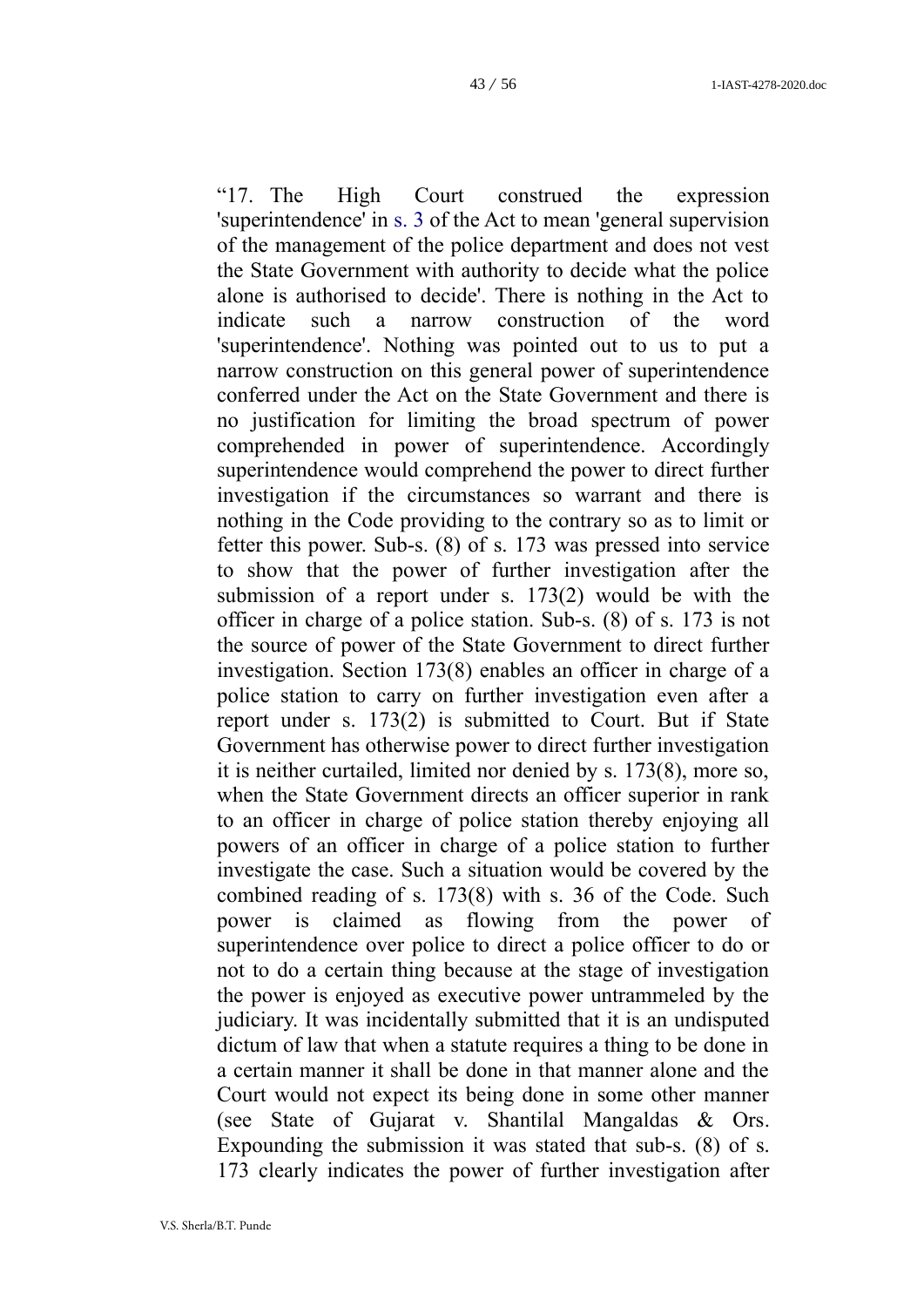"17. The High Court construed the expression 'superintendence' in s. 3 of the Act to mean 'general supervision of the management of the police department and does not vest the State Government with authority to decide what the police alone is authorised to decide'. There is nothing in the Act to indicate such a narrow construction of the word 'superintendence'. Nothing was pointed out to us to put a narrow construction on this general power of superintendence conferred under the Act on the State Government and there is no justification for limiting the broad spectrum of power comprehended in power of superintendence. Accordingly superintendence would comprehend the power to direct further investigation if the circumstances so warrant and there is nothing in the Code providing to the contrary so as to limit or fetter this power. Sub-s. (8) of s. 173 was pressed into service to show that the power of further investigation after the submission of a report under s. 173(2) would be with the officer in charge of a police station. Sub-s. (8) of s. 173 is not the source of power of the State Government to direct further investigation. Section 173(8) enables an officer in charge of a police station to carry on further investigation even after a report under s. 173(2) is submitted to Court. But if State Government has otherwise power to direct further investigation it is neither curtailed, limited nor denied by s. 173(8), more so, when the State Government directs an officer superior in rank to an officer in charge of police station thereby enjoying all powers of an officer in charge of a police station to further investigate the case. Such a situation would be covered by the combined reading of s. 173(8) with s. 36 of the Code. Such power is claimed as flowing from the power of superintendence over police to direct a police officer to do or not to do a certain thing because at the stage of investigation the power is enjoyed as executive power untrammeled by the judiciary. It was incidentally submitted that it is an undisputed dictum of law that when a statute requires a thing to be done in a certain manner it shall be done in that manner alone and the Court would not expect its being done in some other manner (see State of Gujarat v. Shantilal Mangaldas & Ors. Expounding the submission it was stated that sub-s. (8) of s. 173 clearly indicates the power of further investigation after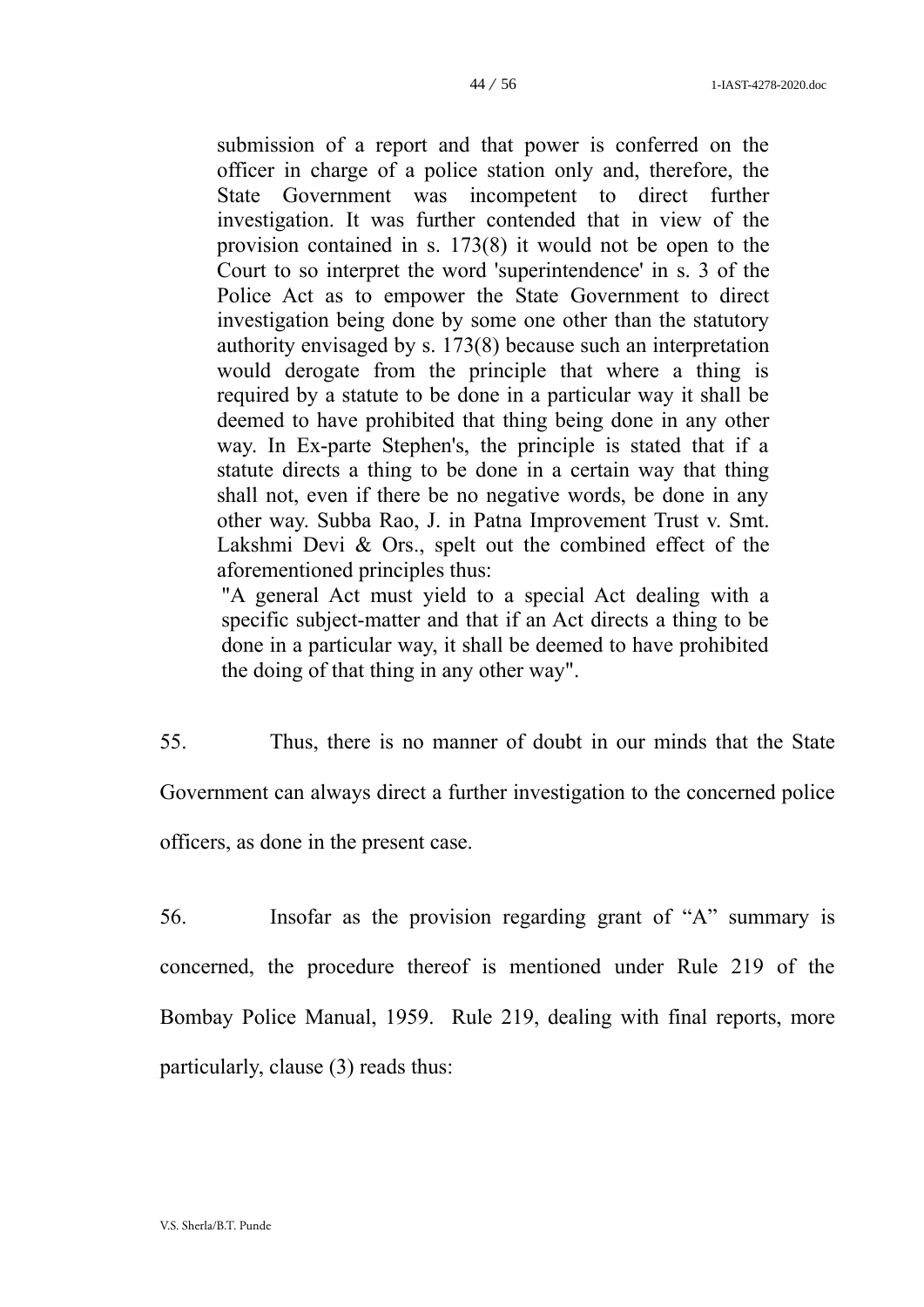> submission of a report and that power is conferred on the officer in charge of a police station only and, therefore, the State Government was incompetent to direct further investigation. It was further contended that in view of the provision contained in s. 173(8) it would not be open to the Court to so interpret the word 'superintendence' in s. 3 of the Police Act as to empower the State Government to direct investigation being done by some one other than the statutory authority envisaged by s. 173(8) because such an interpretation would derogate from the principle that where a thing is required by a statute to be done in a particular way it shall be deemed to have prohibited that thing being done in any other way. In Ex-parte Stephen's, the principle is stated that if a statute directs a thing to be done in a certain way that thing shall not, even if there be no negative words, be done in any other way. Subba Rao, J. in Patna Improvement Trust v. Smt. Lakshmi Devi & Ors., spelt out the combined effect of the aforementioned principles thus:
>
> "A general Act must yield to a special Act dealing with a specific subject-matter and that if an Act directs a thing to be done in a particular way, it shall be deemed to have prohibited the doing of that thing in any other way".

55. Thus, there is no manner of doubt in our minds that the State Government can always direct a further investigation to the concerned police officers, as done in the present case.

56. Insofar as the provision regarding grant of "A" summary is concerned, the procedure thereof is mentioned under Rule 219 of the Bombay Police Manual, 1959. Rule 219, dealing with final reports, more particularly, clause (3) reads thus: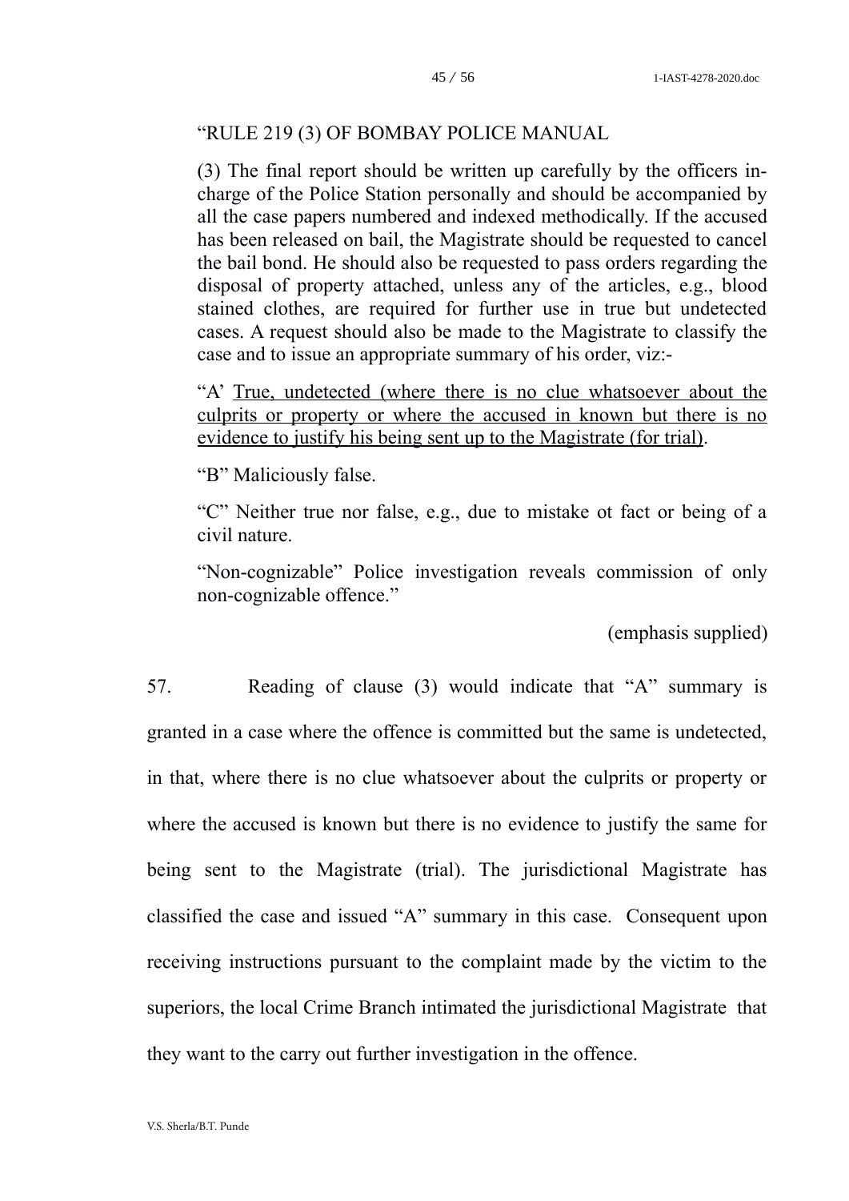"RULE 219 (3) OF BOMBAY POLICE MANUAL

> (3) The final report should be written up carefully by the officers in-charge of the Police Station personally and should be accompanied by all the case papers numbered and indexed methodically. If the accused has been released on bail, the Magistrate should be requested to cancel the bail bond. He should also be requested to pass orders regarding the disposal of property attached, unless any of the articles, e.g., blood stained clothes, are required for further use in true but undetected cases. A request should also be made to the Magistrate to classify the case and to issue an appropriate summary of his order, viz:-
>
> "A' <u>True, undetected (where there is no clue whatsoever about the culprits or property or where the accused in known but there is no evidence to justify his being sent up to the Magistrate (for trial)</u>.
>
> "B" Maliciously false.
>
> "C" Neither true nor false, e.g., due to mistake ot fact or being of a civil nature.
>
> "Non-cognizable" Police investigation reveals commission of only non-cognizable offence."

(emphasis supplied)

57. Reading of clause (3) would indicate that "A" summary is granted in a case where the offence is committed but the same is undetected, in that, where there is no clue whatsoever about the culprits or property or where the accused is known but there is no evidence to justify the same for being sent to the Magistrate (trial). The jurisdictional Magistrate has classified the case and issued "A" summary in this case. Consequent upon receiving instructions pursuant to the complaint made by the victim to the superiors, the local Crime Branch intimated the jurisdictional Magistrate that they want to the carry out further investigation in the offence.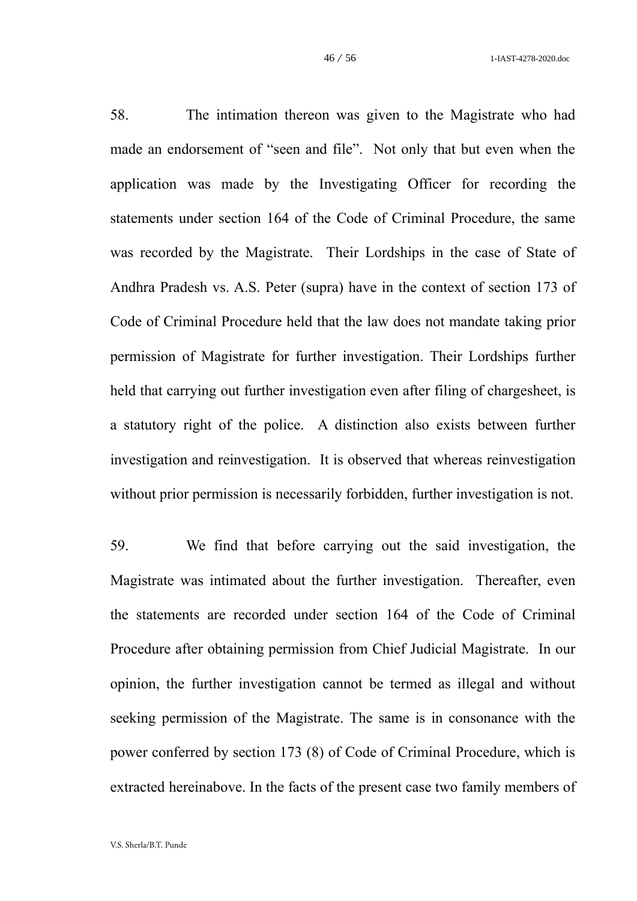58. The intimation thereon was given to the Magistrate who had made an endorsement of "seen and file". Not only that but even when the application was made by the Investigating Officer for recording the statements under section 164 of the Code of Criminal Procedure, the same was recorded by the Magistrate. Their Lordships in the case of State of Andhra Pradesh vs. A.S. Peter (supra) have in the context of section 173 of Code of Criminal Procedure held that the law does not mandate taking prior permission of Magistrate for further investigation. Their Lordships further held that carrying out further investigation even after filing of chargesheet, is a statutory right of the police. A distinction also exists between further investigation and reinvestigation. It is observed that whereas reinvestigation without prior permission is necessarily forbidden, further investigation is not.

59. We find that before carrying out the said investigation, the Magistrate was intimated about the further investigation. Thereafter, even the statements are recorded under section 164 of the Code of Criminal Procedure after obtaining permission from Chief Judicial Magistrate. In our opinion, the further investigation cannot be termed as illegal and without seeking permission of the Magistrate. The same is in consonance with the power conferred by section 173 (8) of Code of Criminal Procedure, which is extracted hereinabove. In the facts of the present case two family members of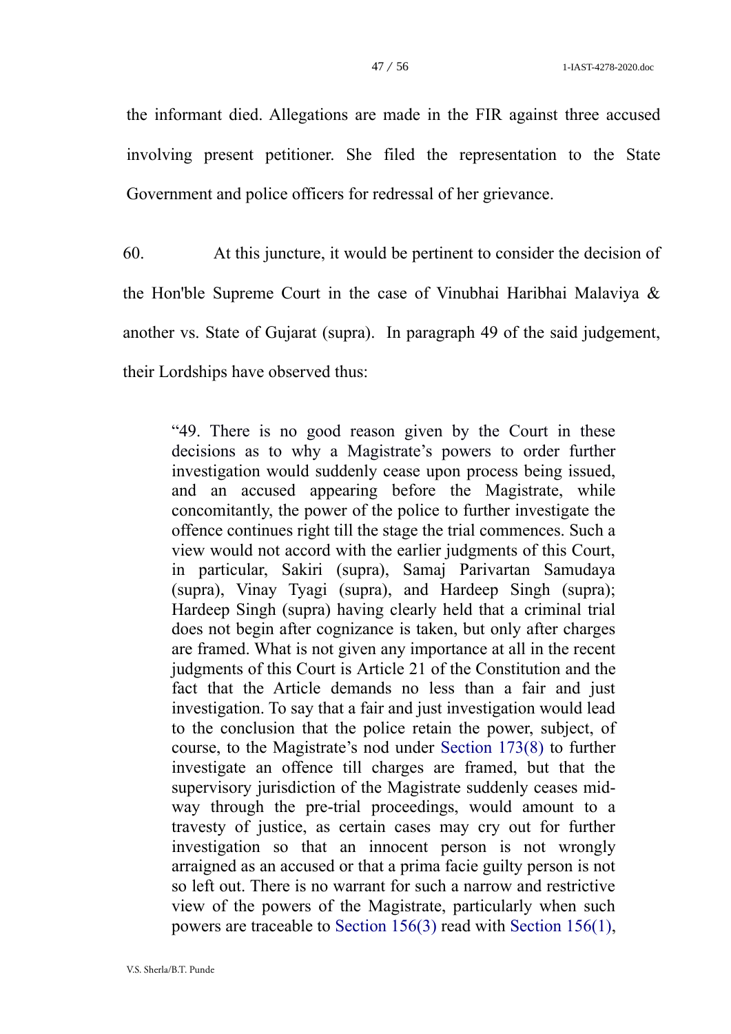the informant died. Allegations are made in the FIR against three accused involving present petitioner. She filed the representation to the State Government and police officers for redressal of her grievance.

60. At this juncture, it would be pertinent to consider the decision of the Hon'ble Supreme Court in the case of Vinubhai Haribhai Malaviya & another vs. State of Gujarat (supra). In paragraph 49 of the said judgement, their Lordships have observed thus:

> "49. There is no good reason given by the Court in these decisions as to why a Magistrate's powers to order further investigation would suddenly cease upon process being issued, and an accused appearing before the Magistrate, while concomitantly, the power of the police to further investigate the offence continues right till the stage the trial commences. Such a view would not accord with the earlier judgments of this Court, in particular, Sakiri (supra), Samaj Parivartan Samudaya (supra), Vinay Tyagi (supra), and Hardeep Singh (supra); Hardeep Singh (supra) having clearly held that a criminal trial does not begin after cognizance is taken, but only after charges are framed. What is not given any importance at all in the recent judgments of this Court is Article 21 of the Constitution and the fact that the Article demands no less than a fair and just investigation. To say that a fair and just investigation would lead to the conclusion that the police retain the power, subject, of course, to the Magistrate's nod under Section 173(8) to further investigate an offence till charges are framed, but that the supervisory jurisdiction of the Magistrate suddenly ceases mid-way through the pre-trial proceedings, would amount to a travesty of justice, as certain cases may cry out for further investigation so that an innocent person is not wrongly arraigned as an accused or that a prima facie guilty person is not so left out. There is no warrant for such a narrow and restrictive view of the powers of the Magistrate, particularly when such powers are traceable to Section 156(3) read with Section 156(1),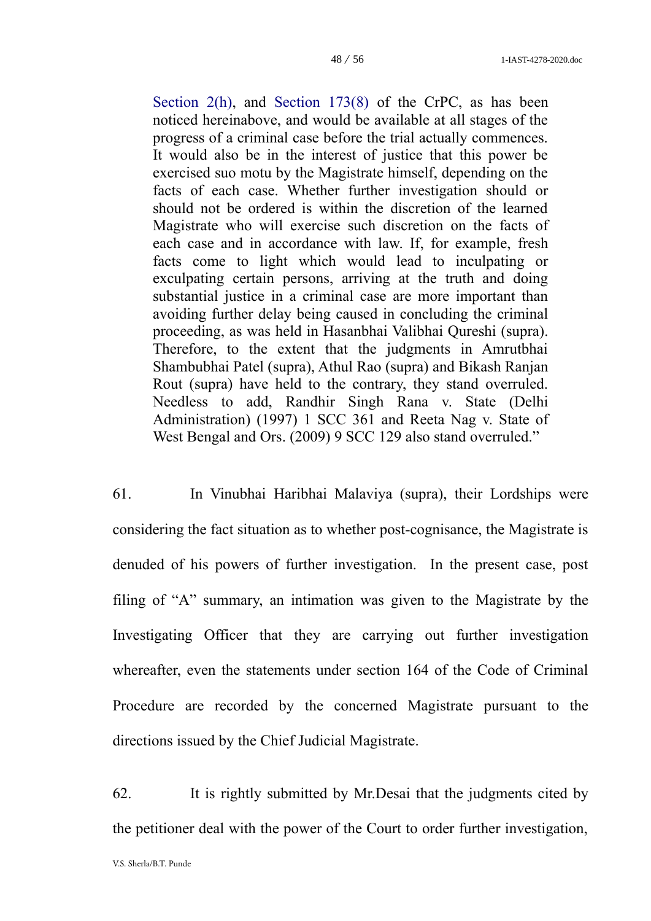> Section 2(h), and Section 173(8) of the CrPC, as has been noticed hereinabove, and would be available at all stages of the progress of a criminal case before the trial actually commences. It would also be in the interest of justice that this power be exercised suo motu by the Magistrate himself, depending on the facts of each case. Whether further investigation should or should not be ordered is within the discretion of the learned Magistrate who will exercise such discretion on the facts of each case and in accordance with law. If, for example, fresh facts come to light which would lead to inculpating or exculpating certain persons, arriving at the truth and doing substantial justice in a criminal case are more important than avoiding further delay being caused in concluding the criminal proceeding, as was held in Hasanbhai Valibhai Qureshi (supra). Therefore, to the extent that the judgments in Amrutbhai Shambubhai Patel (supra), Athul Rao (supra) and Bikash Ranjan Rout (supra) have held to the contrary, they stand overruled. Needless to add, Randhir Singh Rana v. State (Delhi Administration) (1997) 1 SCC 361 and Reeta Nag v. State of West Bengal and Ors. (2009) 9 SCC 129 also stand overruled."

61. In Vinubhai Haribhai Malaviya (supra), their Lordships were considering the fact situation as to whether post-cognisance, the Magistrate is denuded of his powers of further investigation. In the present case, post filing of "A" summary, an intimation was given to the Magistrate by the Investigating Officer that they are carrying out further investigation whereafter, even the statements under section 164 of the Code of Criminal Procedure are recorded by the concerned Magistrate pursuant to the directions issued by the Chief Judicial Magistrate.

62. It is rightly submitted by Mr.Desai that the judgments cited by the petitioner deal with the power of the Court to order further investigation,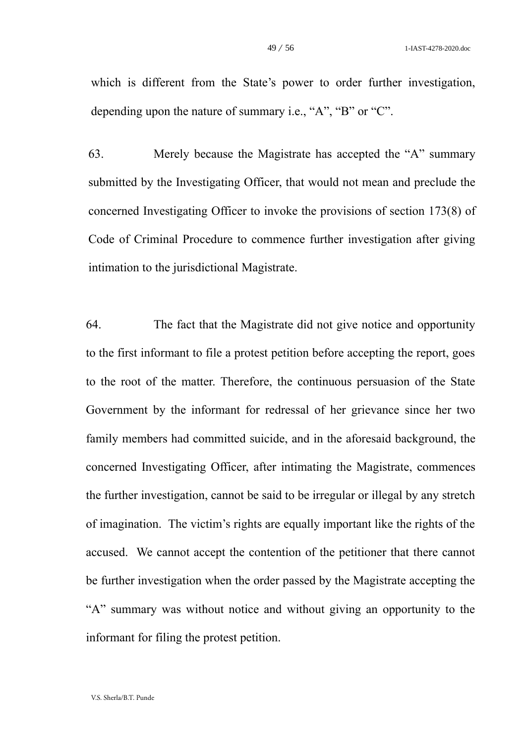which is different from the State's power to order further investigation, depending upon the nature of summary i.e., "A", "B" or "C".

63. Merely because the Magistrate has accepted the "A" summary submitted by the Investigating Officer, that would not mean and preclude the concerned Investigating Officer to invoke the provisions of section 173(8) of Code of Criminal Procedure to commence further investigation after giving intimation to the jurisdictional Magistrate.

64. The fact that the Magistrate did not give notice and opportunity to the first informant to file a protest petition before accepting the report, goes to the root of the matter. Therefore, the continuous persuasion of the State Government by the informant for redressal of her grievance since her two family members had committed suicide, and in the aforesaid background, the concerned Investigating Officer, after intimating the Magistrate, commences the further investigation, cannot be said to be irregular or illegal by any stretch of imagination. The victim's rights are equally important like the rights of the accused. We cannot accept the contention of the petitioner that there cannot be further investigation when the order passed by the Magistrate accepting the "A" summary was without notice and without giving an opportunity to the informant for filing the protest petition.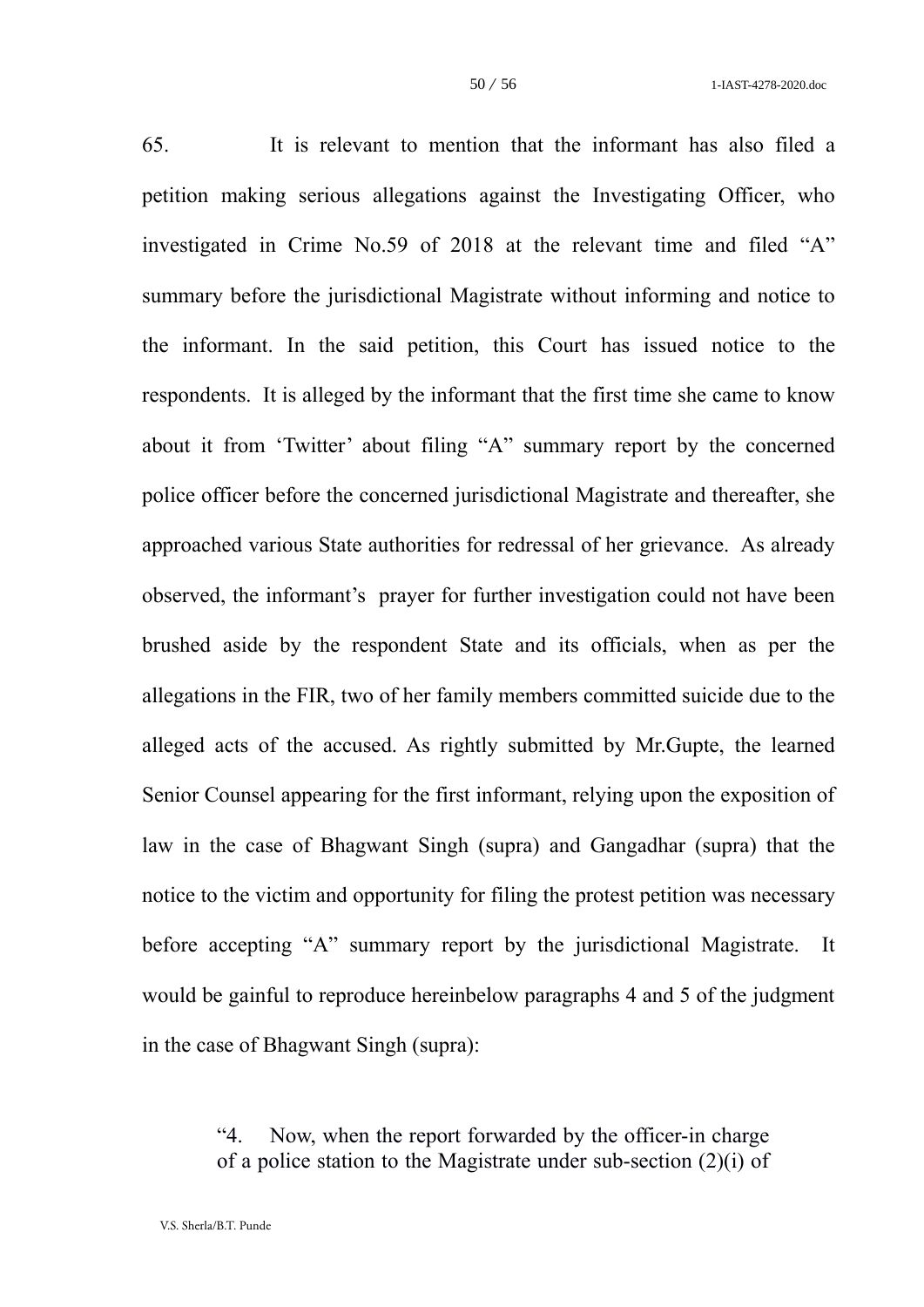65. It is relevant to mention that the informant has also filed a petition making serious allegations against the Investigating Officer, who investigated in Crime No.59 of 2018 at the relevant time and filed "A" summary before the jurisdictional Magistrate without informing and notice to the informant. In the said petition, this Court has issued notice to the respondents. It is alleged by the informant that the first time she came to know about it from 'Twitter' about filing "A" summary report by the concerned police officer before the concerned jurisdictional Magistrate and thereafter, she approached various State authorities for redressal of her grievance. As already observed, the informant's prayer for further investigation could not have been brushed aside by the respondent State and its officials, when as per the allegations in the FIR, two of her family members committed suicide due to the alleged acts of the accused. As rightly submitted by Mr.Gupte, the learned Senior Counsel appearing for the first informant, relying upon the exposition of law in the case of Bhagwant Singh (supra) and Gangadhar (supra) that the notice to the victim and opportunity for filing the protest petition was necessary before accepting "A" summary report by the jurisdictional Magistrate. It would be gainful to reproduce hereinbelow paragraphs 4 and 5 of the judgment in the case of Bhagwant Singh (supra):

> "4. Now, when the report forwarded by the officer-in charge of a police station to the Magistrate under sub-section (2)(i) of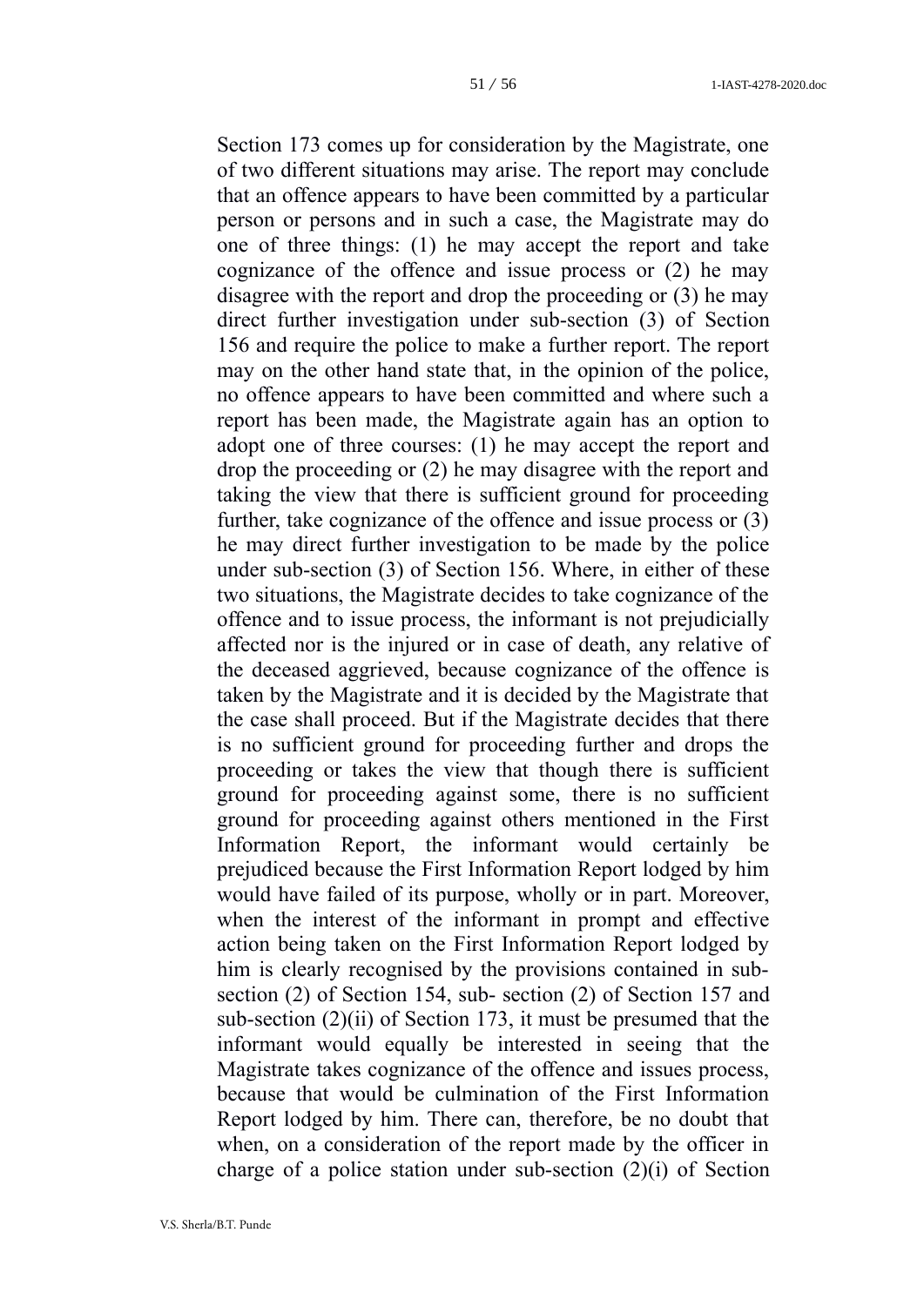Section 173 comes up for consideration by the Magistrate, one of two different situations may arise. The report may conclude that an offence appears to have been committed by a particular person or persons and in such a case, the Magistrate may do one of three things: (1) he may accept the report and take cognizance of the offence and issue process or (2) he may disagree with the report and drop the proceeding or (3) he may direct further investigation under sub-section (3) of Section 156 and require the police to make a further report. The report may on the other hand state that, in the opinion of the police, no offence appears to have been committed and where such a report has been made, the Magistrate again has an option to adopt one of three courses: (1) he may accept the report and drop the proceeding or (2) he may disagree with the report and taking the view that there is sufficient ground for proceeding further, take cognizance of the offence and issue process or (3) he may direct further investigation to be made by the police under sub-section (3) of Section 156. Where, in either of these two situations, the Magistrate decides to take cognizance of the offence and to issue process, the informant is not prejudicially affected nor is the injured or in case of death, any relative of the deceased aggrieved, because cognizance of the offence is taken by the Magistrate and it is decided by the Magistrate that the case shall proceed. But if the Magistrate decides that there is no sufficient ground for proceeding further and drops the proceeding or takes the view that though there is sufficient ground for proceeding against some, there is no sufficient ground for proceeding against others mentioned in the First Information Report, the informant would certainly be prejudiced because the First Information Report lodged by him would have failed of its purpose, wholly or in part. Moreover, when the interest of the informant in prompt and effective action being taken on the First Information Report lodged by him is clearly recognised by the provisions contained in sub-section (2) of Section 154, sub- section (2) of Section 157 and sub-section (2)(ii) of Section 173, it must be presumed that the informant would equally be interested in seeing that the Magistrate takes cognizance of the offence and issues process, because that would be culmination of the First Information Report lodged by him. There can, therefore, be no doubt that when, on a consideration of the report made by the officer in charge of a police station under sub-section (2)(i) of Section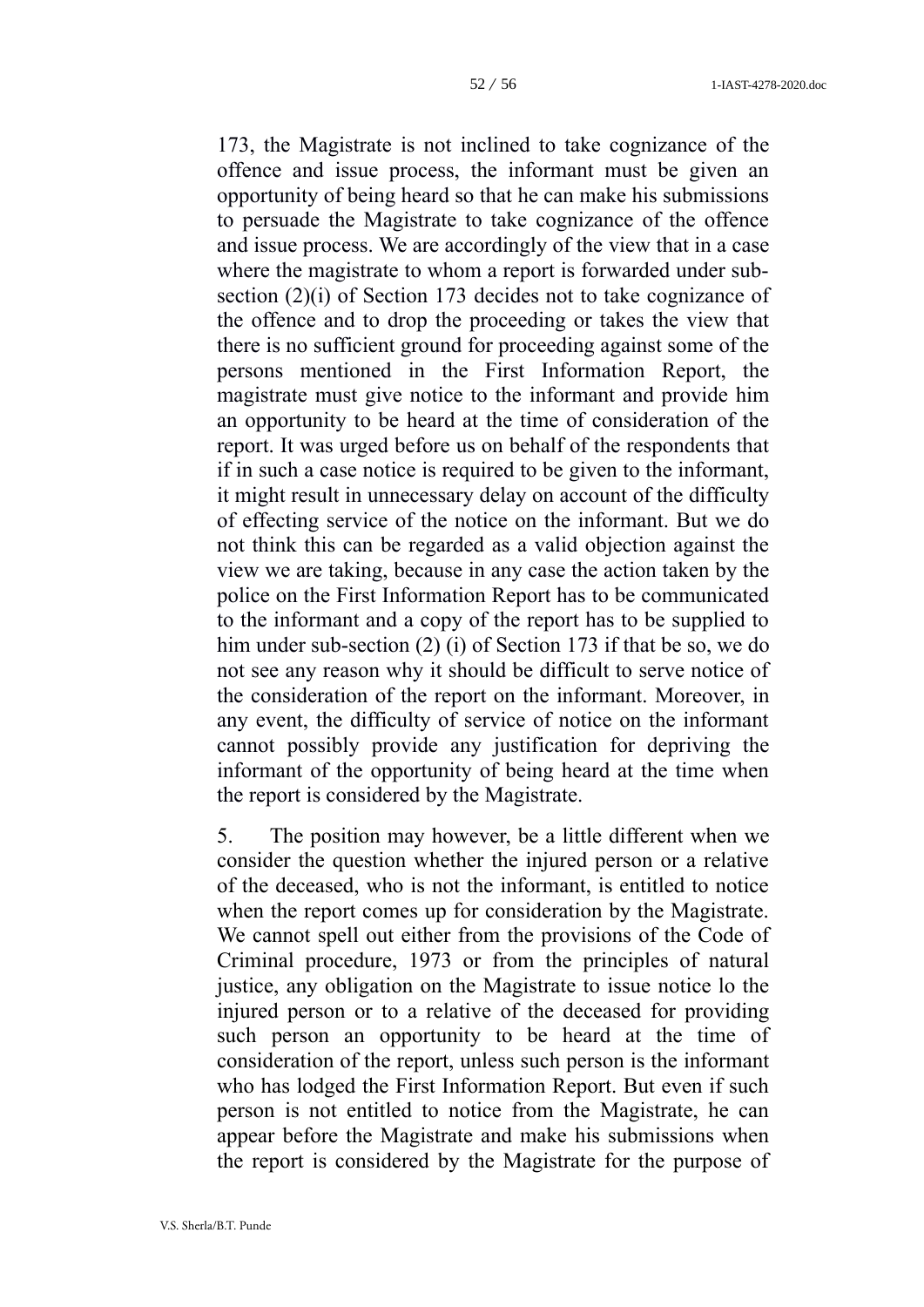173, the Magistrate is not inclined to take cognizance of the offence and issue process, the informant must be given an opportunity of being heard so that he can make his submissions to persuade the Magistrate to take cognizance of the offence and issue process. We are accordingly of the view that in a case where the magistrate to whom a report is forwarded under sub-section (2)(i) of Section 173 decides not to take cognizance of the offence and to drop the proceeding or takes the view that there is no sufficient ground for proceeding against some of the persons mentioned in the First Information Report, the magistrate must give notice to the informant and provide him an opportunity to be heard at the time of consideration of the report. It was urged before us on behalf of the respondents that if in such a case notice is required to be given to the informant, it might result in unnecessary delay on account of the difficulty of effecting service of the notice on the informant. But we do not think this can be regarded as a valid objection against the view we are taking, because in any case the action taken by the police on the First Information Report has to be communicated to the informant and a copy of the report has to be supplied to him under sub-section (2) (i) of Section 173 if that be so, we do not see any reason why it should be difficult to serve notice of the consideration of the report on the informant. Moreover, in any event, the difficulty of service of notice on the informant cannot possibly provide any justification for depriving the informant of the opportunity of being heard at the time when the report is considered by the Magistrate.

5. The position may however, be a little different when we consider the question whether the injured person or a relative of the deceased, who is not the informant, is entitled to notice when the report comes up for consideration by the Magistrate. We cannot spell out either from the provisions of the Code of Criminal procedure, 1973 or from the principles of natural justice, any obligation on the Magistrate to issue notice lo the injured person or to a relative of the deceased for providing such person an opportunity to be heard at the time of consideration of the report, unless such person is the informant who has lodged the First Information Report. But even if such person is not entitled to notice from the Magistrate, he can appear before the Magistrate and make his submissions when the report is considered by the Magistrate for the purpose of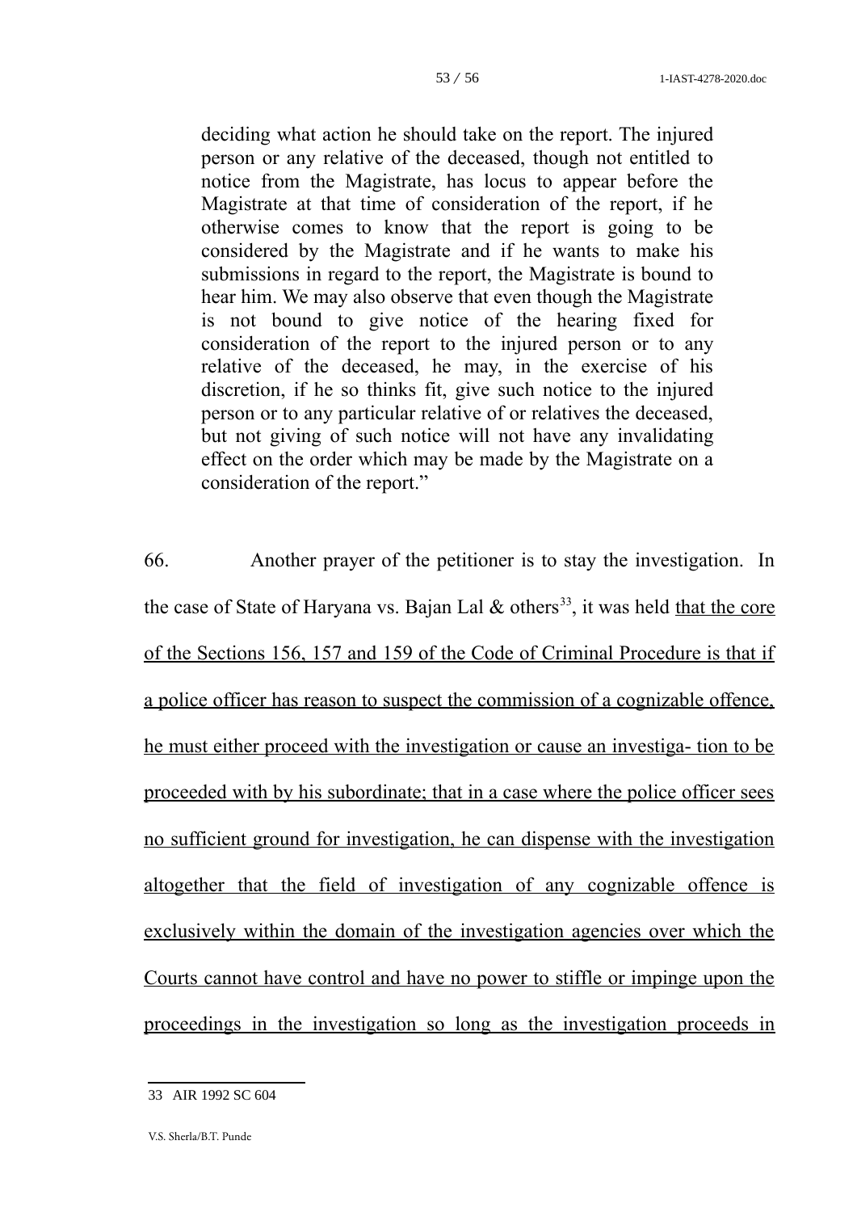> deciding what action he should take on the report. The injured person or any relative of the deceased, though not entitled to notice from the Magistrate, has locus to appear before the Magistrate at that time of consideration of the report, if he otherwise comes to know that the report is going to be considered by the Magistrate and if he wants to make his submissions in regard to the report, the Magistrate is bound to hear him. We may also observe that even though the Magistrate is not bound to give notice of the hearing fixed for consideration of the report to the injured person or to any relative of the deceased, he may, in the exercise of his discretion, if he so thinks fit, give such notice to the injured person or to any particular relative of or relatives the deceased, but not giving of such notice will not have any invalidating effect on the order which may be made by the Magistrate on a consideration of the report."

66. Another prayer of the petitioner is to stay the investigation. In the case of State of Haryana vs. Bajan Lal & others[33], it was held <u>that the core of the Sections 156, 157 and 159 of the Code of Criminal Procedure is that if a police officer has reason to suspect the commission of a cognizable offence, he must either proceed with the investigation or cause an investiga- tion to be proceeded with by his subordinate; that in a case where the police officer sees no sufficient ground for investigation, he can dispense with the investigation altogether that the field of investigation of any cognizable offence is exclusively within the domain of the investigation agencies over which the Courts cannot have control and have no power to stiffle or impinge upon the proceedings in the investigation so long as the investigation proceeds in</u>

---

33 AIR 1992 SC 604

V.S. Sherla/B.T. Punde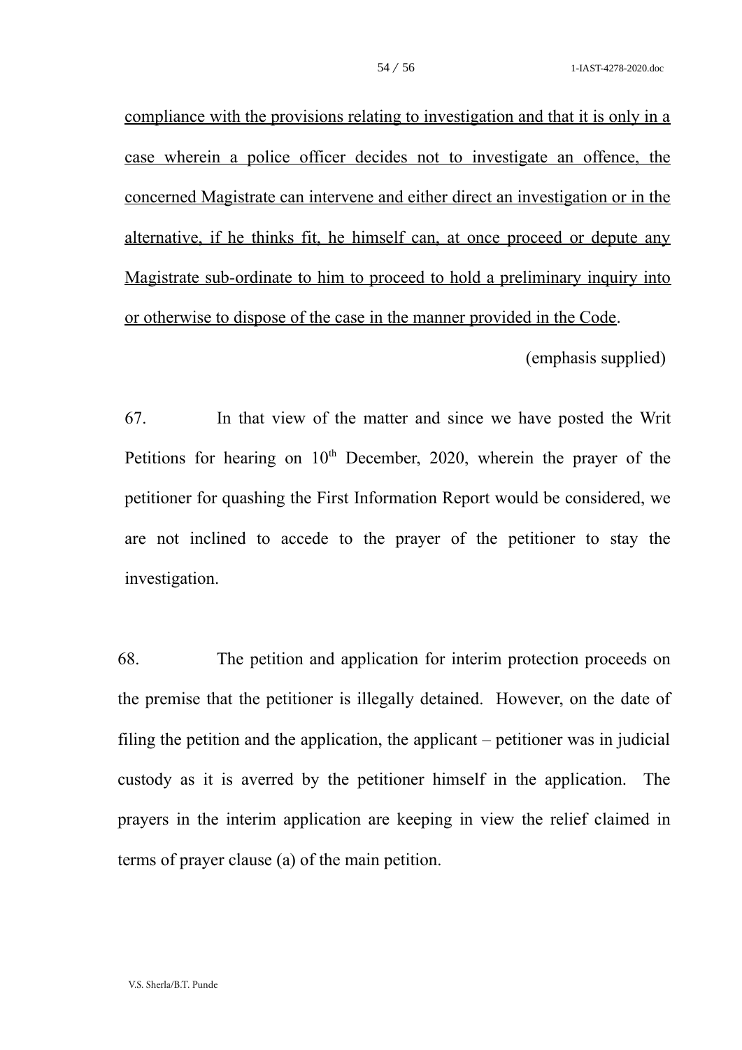<u>compliance with the provisions relating to investigation and that it is only in a case wherein a police officer decides not to investigate an offence, the concerned Magistrate can intervene and either direct an investigation or in the alternative, if he thinks fit, he himself can, at once proceed or depute any Magistrate sub-ordinate to him to proceed to hold a preliminary inquiry into or otherwise to dispose of the case in the manner provided in the Code</u>.

(emphasis supplied)

67. In that view of the matter and since we have posted the Writ Petitions for hearing on 10th December, 2020, wherein the prayer of the petitioner for quashing the First Information Report would be considered, we are not inclined to accede to the prayer of the petitioner to stay the investigation.

68. The petition and application for interim protection proceeds on the premise that the petitioner is illegally detained. However, on the date of filing the petition and the application, the applicant – petitioner was in judicial custody as it is averred by the petitioner himself in the application. The prayers in the interim application are keeping in view the relief claimed in terms of prayer clause (a) of the main petition.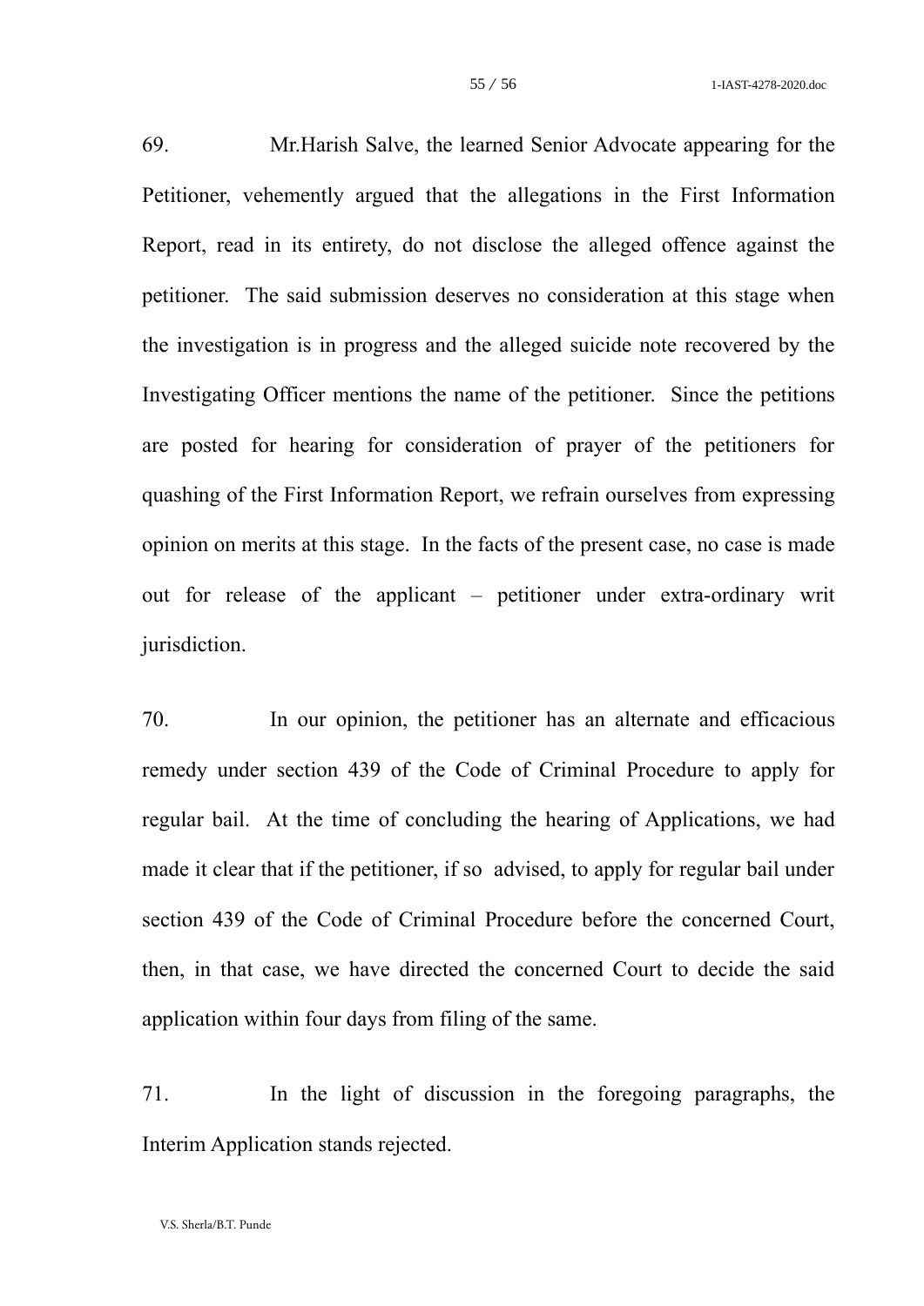69. Mr.Harish Salve, the learned Senior Advocate appearing for the Petitioner, vehemently argued that the allegations in the First Information Report, read in its entirety, do not disclose the alleged offence against the petitioner. The said submission deserves no consideration at this stage when the investigation is in progress and the alleged suicide note recovered by the Investigating Officer mentions the name of the petitioner. Since the petitions are posted for hearing for consideration of prayer of the petitioners for quashing of the First Information Report, we refrain ourselves from expressing opinion on merits at this stage. In the facts of the present case, no case is made out for release of the applicant – petitioner under extra-ordinary writ jurisdiction.

70. In our opinion, the petitioner has an alternate and efficacious remedy under section 439 of the Code of Criminal Procedure to apply for regular bail. At the time of concluding the hearing of Applications, we had made it clear that if the petitioner, if so advised, to apply for regular bail under section 439 of the Code of Criminal Procedure before the concerned Court, then, in that case, we have directed the concerned Court to decide the said application within four days from filing of the same.

71. In the light of discussion in the foregoing paragraphs, the Interim Application stands rejected.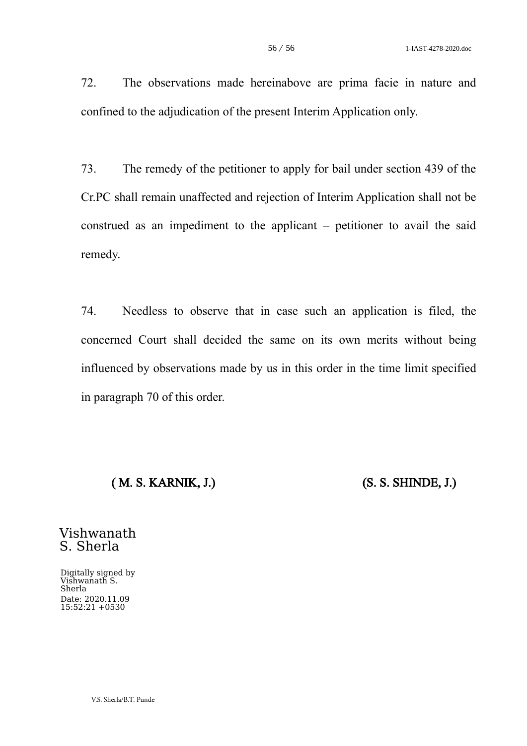72. The observations made hereinabove are prima facie in nature and confined to the adjudication of the present Interim Application only.

73. The remedy of the petitioner to apply for bail under section 439 of the Cr.PC shall remain unaffected and rejection of Interim Application shall not be construed as an impediment to the applicant – petitioner to avail the said remedy.

74. Needless to observe that in case such an application is filed, the concerned Court shall decided the same on its own merits without being influenced by observations made by us in this order in the time limit specified in paragraph 70 of this order.

( M. S. KARNIK, J.) (S. S. SHINDE, J.)

Vishwanath S. Sherla

Digitally signed by Vishwanath S. Sherla
Date: 2020.11.09 15:52:21 +0530

V.S. Sherla/B.T. Punde